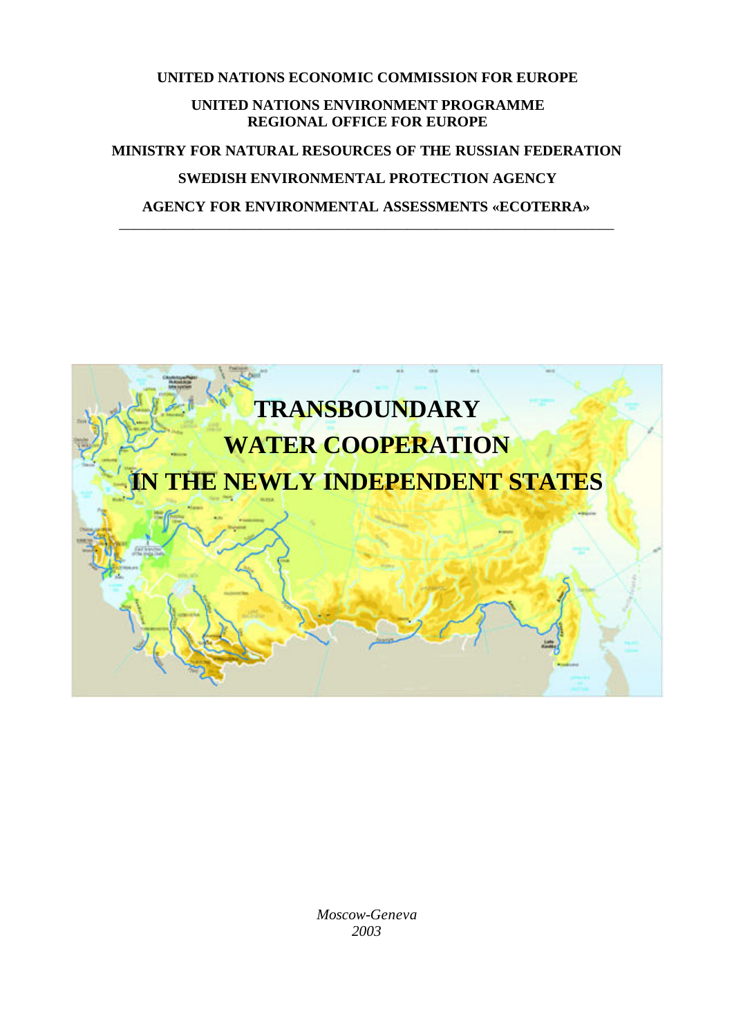**UNITED NATIONS ECONOMIC COMMISSION FOR EUROPE**

**UNITED NATIONS ENVIRONMENT PROGRAMME**
**REGIONAL OFFICE FOR EUROPE**

**MINISTRY FOR NATURAL RESOURCES OF THE RUSSIAN FEDERATION**

**SWEDISH ENVIRONMENTAL PROTECTION AGENCY**

**AGENCY FOR ENVIRONMENTAL ASSESSMENTS «ECOTERRA»**

---

# TRANSBOUNDARY WATER COOPERATION IN THE NEWLY INDEPENDENT STATES

*Moscow-Geneva*
*2003*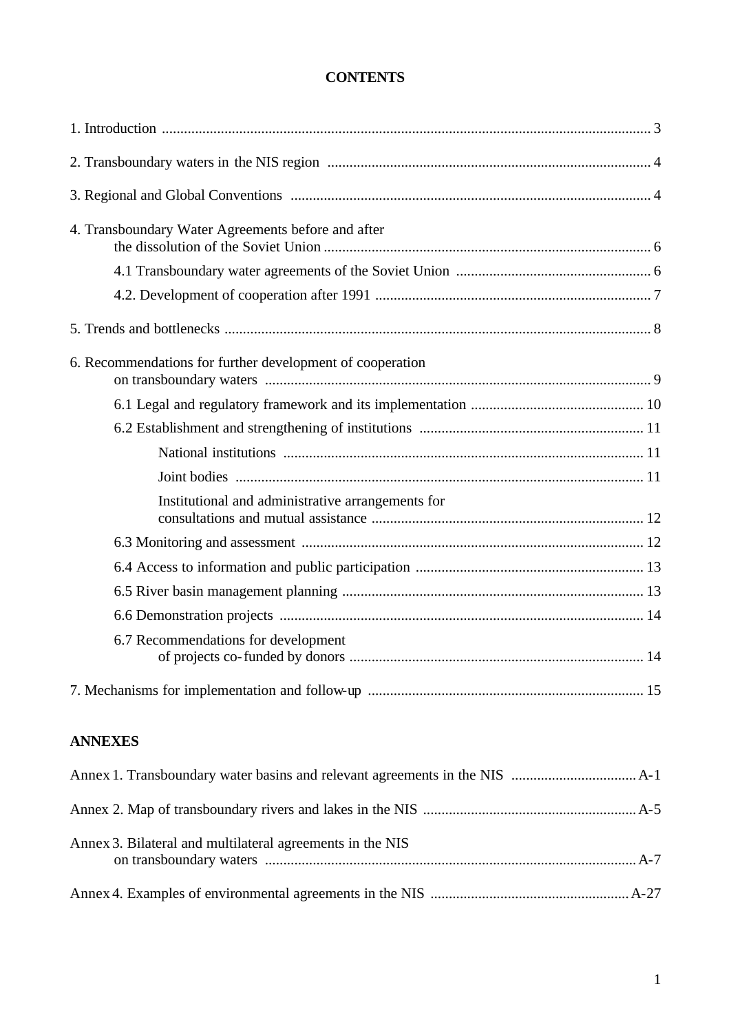# CONTENTS

1. Introduction .................................................................................................................................... 3

2. Transboundary waters in the NIS region ........................................................................................ 4

3. Regional and Global Conventions .................................................................................................. 4

4. Transboundary Water Agreements before and after the dissolution of the Soviet Union ........................................................................................... 6

   4.1 Transboundary water agreements of the Soviet Union ..................................................... 6

   4.2. Development of cooperation after 1991 ........................................................................... 7

5. Trends and bottlenecks ................................................................................................................... 8

6. Recommendations for further development of cooperation on transboundary waters ........................................................................................................ 9

   6.1 Legal and regulatory framework and its implementation ............................................... 10

   6.2 Establishment and strengthening of institutions ............................................................. 11

      National institutions ................................................................................................... 11

      Joint bodies ................................................................................................................ 11

      Institutional and administrative arrangements for consultations and mutual assistance ........................................................................... 12

   6.3 Monitoring and assessment ............................................................................................. 12

   6.4 Access to information and public participation .............................................................. 13

   6.5 River basin management planning .................................................................................. 13

   6.6 Demonstration projects ................................................................................................... 14

   6.7 Recommendations for development of projects co-funded by donors ................................................................................ 14

7. Mechanisms for implementation and follow-up ........................................................................... 15

## ANNEXES

Annex 1. Transboundary water basins and relevant agreements in the NIS .................................. A-1

Annex 2. Map of transboundary rivers and lakes in the NIS .......................................................... A-5

Annex 3. Bilateral and multilateral agreements in the NIS on transboundary waters .................................................................................................... A-7

Annex 4. Examples of environmental agreements in the NIS ...................................................... A-27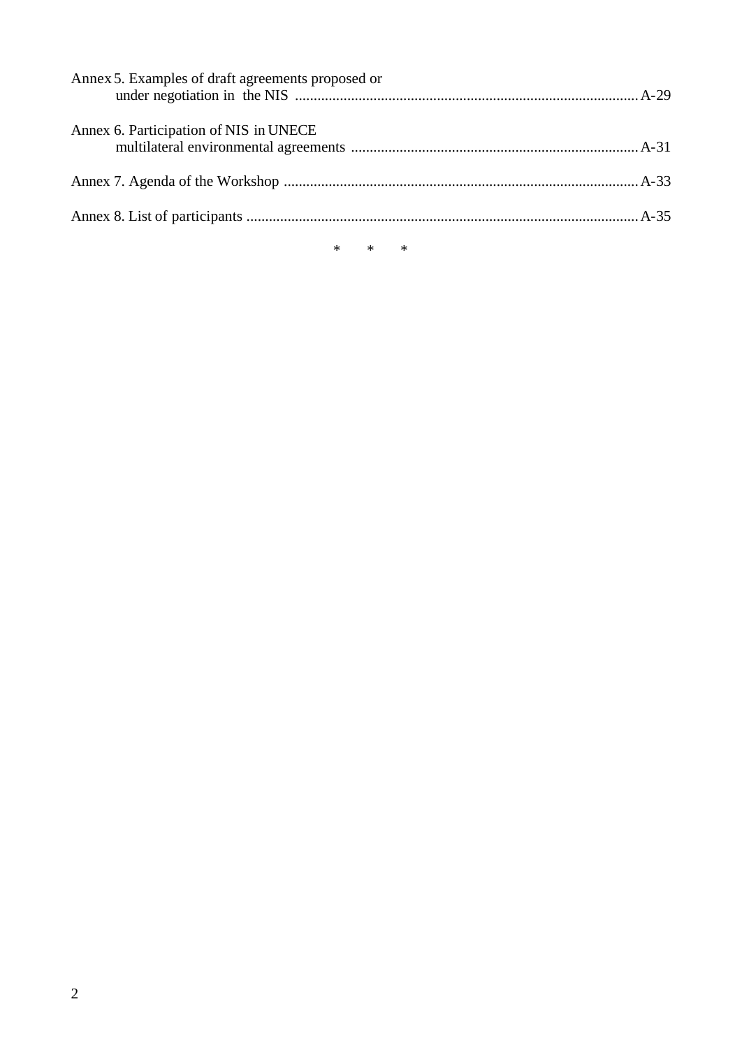Annex 5. Examples of draft agreements proposed or under negotiation in the NIS ........................................................................................... A-29

Annex 6. Participation of NIS in UNECE multilateral environmental agreements ............................................................................ A-31

Annex 7. Agenda of the Workshop .............................................................................................. A-33

Annex 8. List of participants ........................................................................................................ A-35

\* \* \*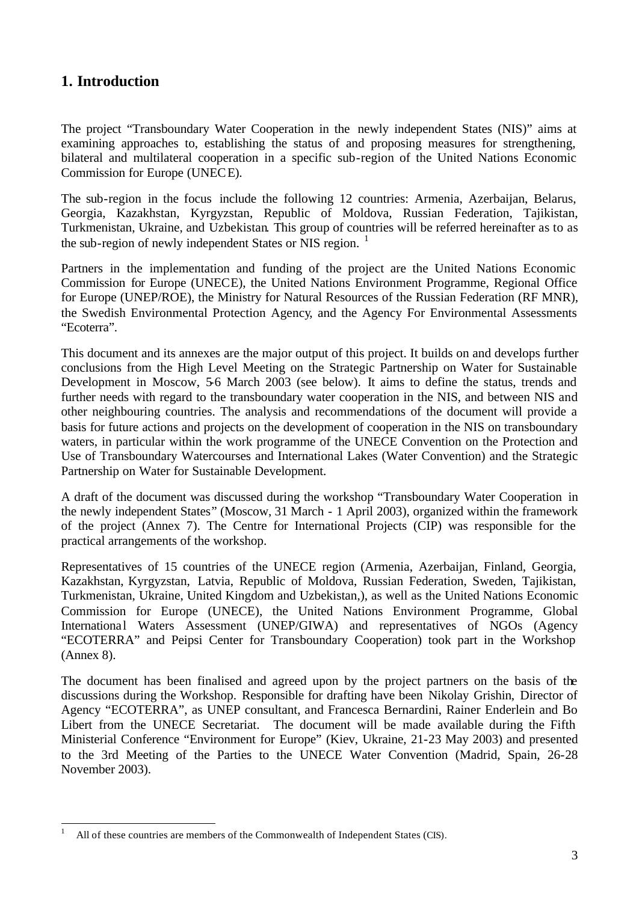## 1. Introduction

The project "Transboundary Water Cooperation in the newly independent States (NIS)" aims at examining approaches to, establishing the status of and proposing measures for strengthening, bilateral and multilateral cooperation in a specific sub-region of the United Nations Economic Commission for Europe (UNECE).

The sub-region in the focus include the following 12 countries: Armenia, Azerbaijan, Belarus, Georgia, Kazakhstan, Kyrgyzstan, Republic of Moldova, Russian Federation, Tajikistan, Turkmenistan, Ukraine, and Uzbekistan. This group of countries will be referred hereinafter as to as the sub-region of newly independent States or NIS region. [1]

Partners in the implementation and funding of the project are the United Nations Economic Commission for Europe (UNECE), the United Nations Environment Programme, Regional Office for Europe (UNEP/ROE), the Ministry for Natural Resources of the Russian Federation (RF MNR), the Swedish Environmental Protection Agency, and the Agency For Environmental Assessments "Ecoterra".

This document and its annexes are the major output of this project. It builds on and develops further conclusions from the High Level Meeting on the Strategic Partnership on Water for Sustainable Development in Moscow, 5-6 March 2003 (see below). It aims to define the status, trends and further needs with regard to the transboundary water cooperation in the NIS, and between NIS and other neighbouring countries. The analysis and recommendations of the document will provide a basis for future actions and projects on the development of cooperation in the NIS on transboundary waters, in particular within the work programme of the UNECE Convention on the Protection and Use of Transboundary Watercourses and International Lakes (Water Convention) and the Strategic Partnership on Water for Sustainable Development.

A draft of the document was discussed during the workshop "Transboundary Water Cooperation in the newly independent States" (Moscow, 31 March - 1 April 2003), organized within the framework of the project (Annex 7). The Centre for International Projects (CIP) was responsible for the practical arrangements of the workshop.

Representatives of 15 countries of the UNECE region (Armenia, Azerbaijan, Finland, Georgia, Kazakhstan, Kyrgyzstan, Latvia, Republic of Moldova, Russian Federation, Sweden, Tajikistan, Turkmenistan, Ukraine, United Kingdom and Uzbekistan,), as well as the United Nations Economic Commission for Europe (UNECE), the United Nations Environment Programme, Global International Waters Assessment (UNEP/GIWA) and representatives of NGOs (Agency "ECOTERRA" and Peipsi Center for Transboundary Cooperation) took part in the Workshop (Annex 8).

The document has been finalised and agreed upon by the project partners on the basis of the discussions during the Workshop. Responsible for drafting have been Nikolay Grishin, Director of Agency "ECOTERRA", as UNEP consultant, and Francesca Bernardini, Rainer Enderlein and Bo Libert from the UNECE Secretariat. The document will be made available during the Fifth Ministerial Conference "Environment for Europe" (Kiev, Ukraine, 21-23 May 2003) and presented to the 3rd Meeting of the Parties to the UNECE Water Convention (Madrid, Spain, 26-28 November 2003).

---

[1] All of these countries are members of the Commonwealth of Independent States (CIS).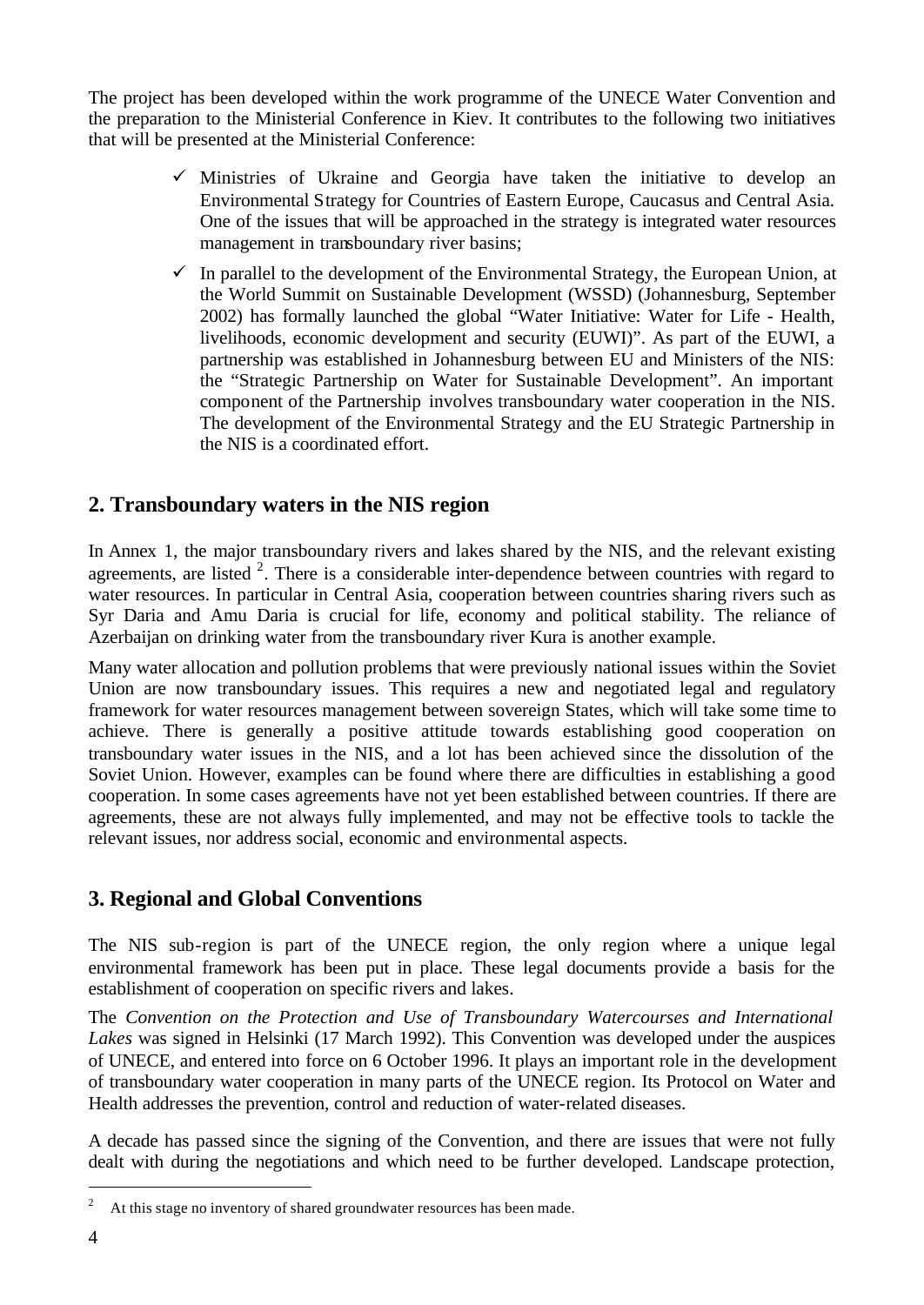The project has been developed within the work programme of the UNECE Water Convention and the preparation to the Ministerial Conference in Kiev. It contributes to the following two initiatives that will be presented at the Ministerial Conference:

- ✓ Ministries of Ukraine and Georgia have taken the initiative to develop an Environmental Strategy for Countries of Eastern Europe, Caucasus and Central Asia. One of the issues that will be approached in the strategy is integrated water resources management in transboundary river basins;
- ✓ In parallel to the development of the Environmental Strategy, the European Union, at the World Summit on Sustainable Development (WSSD) (Johannesburg, September 2002) has formally launched the global "Water Initiative: Water for Life - Health, livelihoods, economic development and security (EUWI)". As part of the EUWI, a partnership was established in Johannesburg between EU and Ministers of the NIS: the "Strategic Partnership on Water for Sustainable Development". An important component of the Partnership involves transboundary water cooperation in the NIS. The development of the Environmental Strategy and the EU Strategic Partnership in the NIS is a coordinated effort.

## 2. Transboundary waters in the NIS region

In Annex 1, the major transboundary rivers and lakes shared by the NIS, and the relevant existing agreements, are listed [2]. There is a considerable inter-dependence between countries with regard to water resources. In particular in Central Asia, cooperation between countries sharing rivers such as Syr Daria and Amu Daria is crucial for life, economy and political stability. The reliance of Azerbaijan on drinking water from the transboundary river Kura is another example.

Many water allocation and pollution problems that were previously national issues within the Soviet Union are now transboundary issues. This requires a new and negotiated legal and regulatory framework for water resources management between sovereign States, which will take some time to achieve. There is generally a positive attitude towards establishing good cooperation on transboundary water issues in the NIS, and a lot has been achieved since the dissolution of the Soviet Union. However, examples can be found where there are difficulties in establishing a good cooperation. In some cases agreements have not yet been established between countries. If there are agreements, these are not always fully implemented, and may not be effective tools to tackle the relevant issues, nor address social, economic and environmental aspects.

## 3. Regional and Global Conventions

The NIS sub-region is part of the UNECE region, the only region where a unique legal environmental framework has been put in place. These legal documents provide a basis for the establishment of cooperation on specific rivers and lakes.

The *Convention on the Protection and Use of Transboundary Watercourses and International Lakes* was signed in Helsinki (17 March 1992). This Convention was developed under the auspices of UNECE, and entered into force on 6 October 1996. It plays an important role in the development of transboundary water cooperation in many parts of the UNECE region. Its Protocol on Water and Health addresses the prevention, control and reduction of water-related diseases.

A decade has passed since the signing of the Convention, and there are issues that were not fully dealt with during the negotiations and which need to be further developed. Landscape protection,

---

[2] At this stage no inventory of shared groundwater resources has been made.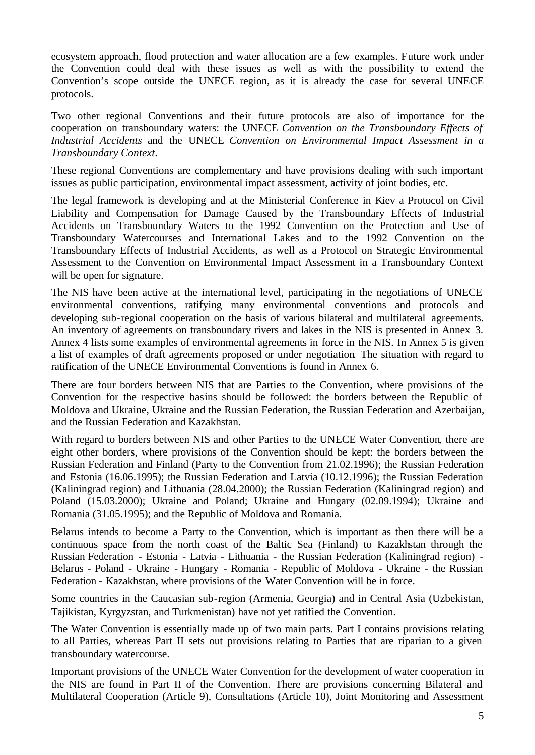ecosystem approach, flood protection and water allocation are a few examples. Future work under the Convention could deal with these issues as well as with the possibility to extend the Convention's scope outside the UNECE region, as it is already the case for several UNECE protocols.

Two other regional Conventions and their future protocols are also of importance for the cooperation on transboundary waters: the UNECE *Convention on the Transboundary Effects of Industrial Accidents* and the UNECE *Convention on Environmental Impact Assessment in a Transboundary Context*.

These regional Conventions are complementary and have provisions dealing with such important issues as public participation, environmental impact assessment, activity of joint bodies, etc.

The legal framework is developing and at the Ministerial Conference in Kiev a Protocol on Civil Liability and Compensation for Damage Caused by the Transboundary Effects of Industrial Accidents on Transboundary Waters to the 1992 Convention on the Protection and Use of Transboundary Watercourses and International Lakes and to the 1992 Convention on the Transboundary Effects of Industrial Accidents, as well as a Protocol on Strategic Environmental Assessment to the Convention on Environmental Impact Assessment in a Transboundary Context will be open for signature.

The NIS have been active at the international level, participating in the negotiations of UNECE environmental conventions, ratifying many environmental conventions and protocols and developing sub-regional cooperation on the basis of various bilateral and multilateral agreements. An inventory of agreements on transboundary rivers and lakes in the NIS is presented in Annex 3. Annex 4 lists some examples of environmental agreements in force in the NIS. In Annex 5 is given a list of examples of draft agreements proposed or under negotiation. The situation with regard to ratification of the UNECE Environmental Conventions is found in Annex 6.

There are four borders between NIS that are Parties to the Convention, where provisions of the Convention for the respective basins should be followed: the borders between the Republic of Moldova and Ukraine, Ukraine and the Russian Federation, the Russian Federation and Azerbaijan, and the Russian Federation and Kazakhstan.

With regard to borders between NIS and other Parties to the UNECE Water Convention, there are eight other borders, where provisions of the Convention should be kept: the borders between the Russian Federation and Finland (Party to the Convention from 21.02.1996); the Russian Federation and Estonia (16.06.1995); the Russian Federation and Latvia (10.12.1996); the Russian Federation (Kaliningrad region) and Lithuania (28.04.2000); the Russian Federation (Kaliningrad region) and Poland (15.03.2000); Ukraine and Poland; Ukraine and Hungary (02.09.1994); Ukraine and Romania (31.05.1995); and the Republic of Moldova and Romania.

Belarus intends to become a Party to the Convention, which is important as then there will be a continuous space from the north coast of the Baltic Sea (Finland) to Kazakhstan through the Russian Federation - Estonia - Latvia - Lithuania - the Russian Federation (Kaliningrad region) - Belarus - Poland - Ukraine - Hungary - Romania - Republic of Moldova - Ukraine - the Russian Federation - Kazakhstan, where provisions of the Water Convention will be in force.

Some countries in the Caucasian sub-region (Armenia, Georgia) and in Central Asia (Uzbekistan, Tajikistan, Kyrgyzstan, and Turkmenistan) have not yet ratified the Convention.

The Water Convention is essentially made up of two main parts. Part I contains provisions relating to all Parties, whereas Part II sets out provisions relating to Parties that are riparian to a given transboundary watercourse.

Important provisions of the UNECE Water Convention for the development of water cooperation in the NIS are found in Part II of the Convention. There are provisions concerning Bilateral and Multilateral Cooperation (Article 9), Consultations (Article 10), Joint Monitoring and Assessment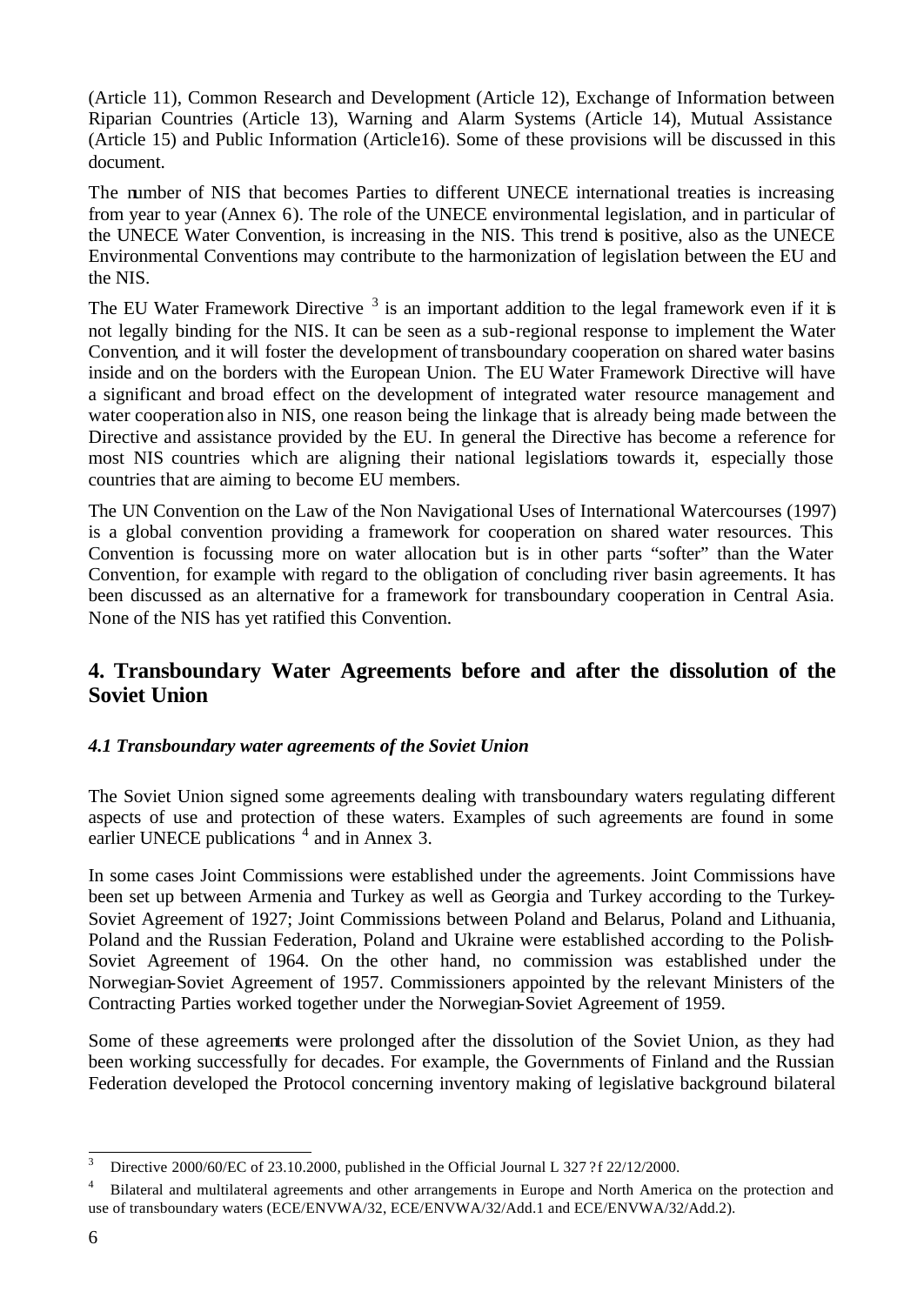(Article 11), Common Research and Development (Article 12), Exchange of Information between Riparian Countries (Article 13), Warning and Alarm Systems (Article 14), Mutual Assistance (Article 15) and Public Information (Article16). Some of these provisions will be discussed in this document.

The number of NIS that becomes Parties to different UNECE international treaties is increasing from year to year (Annex 6). The role of the UNECE environmental legislation, and in particular of the UNECE Water Convention, is increasing in the NIS. This trend is positive, also as the UNECE Environmental Conventions may contribute to the harmonization of legislation between the EU and the NIS.

The EU Water Framework Directive [3] is an important addition to the legal framework even if it is not legally binding for the NIS. It can be seen as a sub-regional response to implement the Water Convention, and it will foster the development of transboundary cooperation on shared water basins inside and on the borders with the European Union. The EU Water Framework Directive will have a significant and broad effect on the development of integrated water resource management and water cooperation also in NIS, one reason being the linkage that is already being made between the Directive and assistance provided by the EU. In general the Directive has become a reference for most NIS countries which are aligning their national legislations towards it, especially those countries that are aiming to become EU members.

The UN Convention on the Law of the Non Navigational Uses of International Watercourses (1997) is a global convention providing a framework for cooperation on shared water resources. This Convention is focussing more on water allocation but is in other parts "softer" than the Water Convention, for example with regard to the obligation of concluding river basin agreements. It has been discussed as an alternative for a framework for transboundary cooperation in Central Asia. None of the NIS has yet ratified this Convention.

## 4. Transboundary Water Agreements before and after the dissolution of the Soviet Union

### *4.1 Transboundary water agreements of the Soviet Union*

The Soviet Union signed some agreements dealing with transboundary waters regulating different aspects of use and protection of these waters. Examples of such agreements are found in some earlier UNECE publications [4] and in Annex 3.

In some cases Joint Commissions were established under the agreements. Joint Commissions have been set up between Armenia and Turkey as well as Georgia and Turkey according to the Turkey-Soviet Agreement of 1927; Joint Commissions between Poland and Belarus, Poland and Lithuania, Poland and the Russian Federation, Poland and Ukraine were established according to the Polish-Soviet Agreement of 1964. On the other hand, no commission was established under the Norwegian-Soviet Agreement of 1957. Commissioners appointed by the relevant Ministers of the Contracting Parties worked together under the Norwegian-Soviet Agreement of 1959.

Some of these agreements were prolonged after the dissolution of the Soviet Union, as they had been working successfully for decades. For example, the Governments of Finland and the Russian Federation developed the Protocol concerning inventory making of legislative background bilateral

---

[3] Directive 2000/60/EC of 23.10.2000, published in the Official Journal L 327 ?f 22/12/2000.

[4] Bilateral and multilateral agreements and other arrangements in Europe and North America on the protection and use of transboundary waters (ECE/ENVWA/32, ECE/ENVWA/32/Add.1 and ECE/ENVWA/32/Add.2).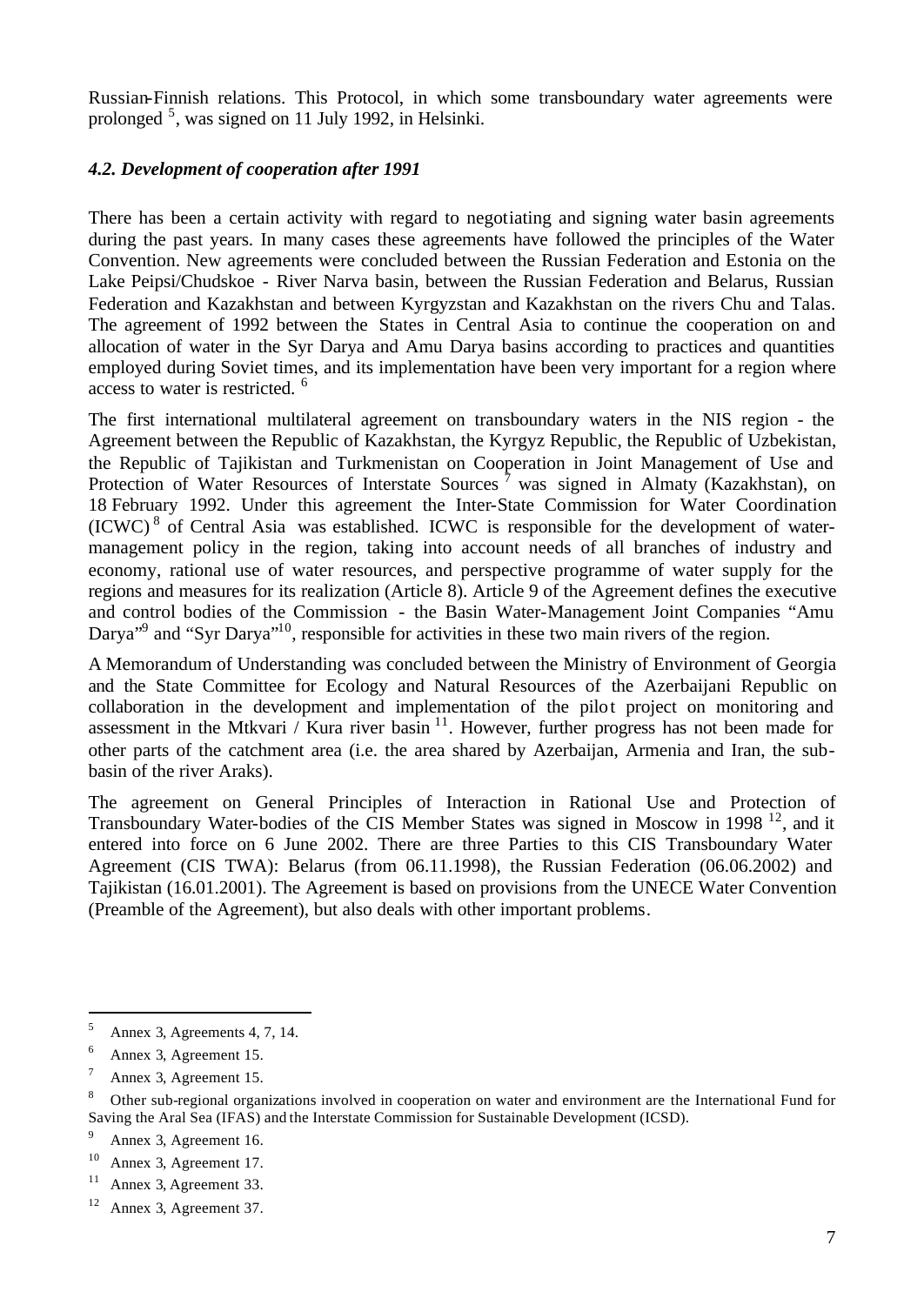Russian-Finnish relations. This Protocol, in which some transboundary water agreements were prolonged [5], was signed on 11 July 1992, in Helsinki.

### *4.2. Development of cooperation after 1991*

There has been a certain activity with regard to negotiating and signing water basin agreements during the past years. In many cases these agreements have followed the principles of the Water Convention. New agreements were concluded between the Russian Federation and Estonia on the Lake Peipsi/Chudskoe - River Narva basin, between the Russian Federation and Belarus, Russian Federation and Kazakhstan and between Kyrgyzstan and Kazakhstan on the rivers Chu and Talas. The agreement of 1992 between the States in Central Asia to continue the cooperation on and allocation of water in the Syr Darya and Amu Darya basins according to practices and quantities employed during Soviet times, and its implementation have been very important for a region where access to water is restricted. [6]

The first international multilateral agreement on transboundary waters in the NIS region - the Agreement between the Republic of Kazakhstan, the Kyrgyz Republic, the Republic of Uzbekistan, the Republic of Tajikistan and Turkmenistan on Cooperation in Joint Management of Use and Protection of Water Resources of Interstate Sources [7] was signed in Almaty (Kazakhstan), on 18 February 1992. Under this agreement the Inter-State Commission for Water Coordination (ICWC) [8] of Central Asia was established. ICWC is responsible for the development of water-management policy in the region, taking into account needs of all branches of industry and economy, rational use of water resources, and perspective programme of water supply for the regions and measures for its realization (Article 8). Article 9 of the Agreement defines the executive and control bodies of the Commission - the Basin Water-Management Joint Companies "Amu Darya"[9] and "Syr Darya"[10], responsible for activities in these two main rivers of the region.

A Memorandum of Understanding was concluded between the Ministry of Environment of Georgia and the State Committee for Ecology and Natural Resources of the Azerbaijani Republic on collaboration in the development and implementation of the pilot project on monitoring and assessment in the Mtkvari / Kura river basin [11]. However, further progress has not been made for other parts of the catchment area (i.e. the area shared by Azerbaijan, Armenia and Iran, the sub-basin of the river Araks).

The agreement on General Principles of Interaction in Rational Use and Protection of Transboundary Water-bodies of the CIS Member States was signed in Moscow in 1998 [12], and it entered into force on 6 June 2002. There are three Parties to this CIS Transboundary Water Agreement (CIS TWA): Belarus (from 06.11.1998), the Russian Federation (06.06.2002) and Tajikistan (16.01.2001). The Agreement is based on provisions from the UNECE Water Convention (Preamble of the Agreement), but also deals with other important problems.

---

[5] Annex 3, Agreements 4, 7, 14.

[6] Annex 3, Agreement 15.

[7] Annex 3, Agreement 15.

[8] Other sub-regional organizations involved in cooperation on water and environment are the International Fund for Saving the Aral Sea (IFAS) and the Interstate Commission for Sustainable Development (ICSD).

[9] Annex 3, Agreement 16.

[10] Annex 3, Agreement 17.

[11] Annex 3, Agreement 33.

[12] Annex 3, Agreement 37.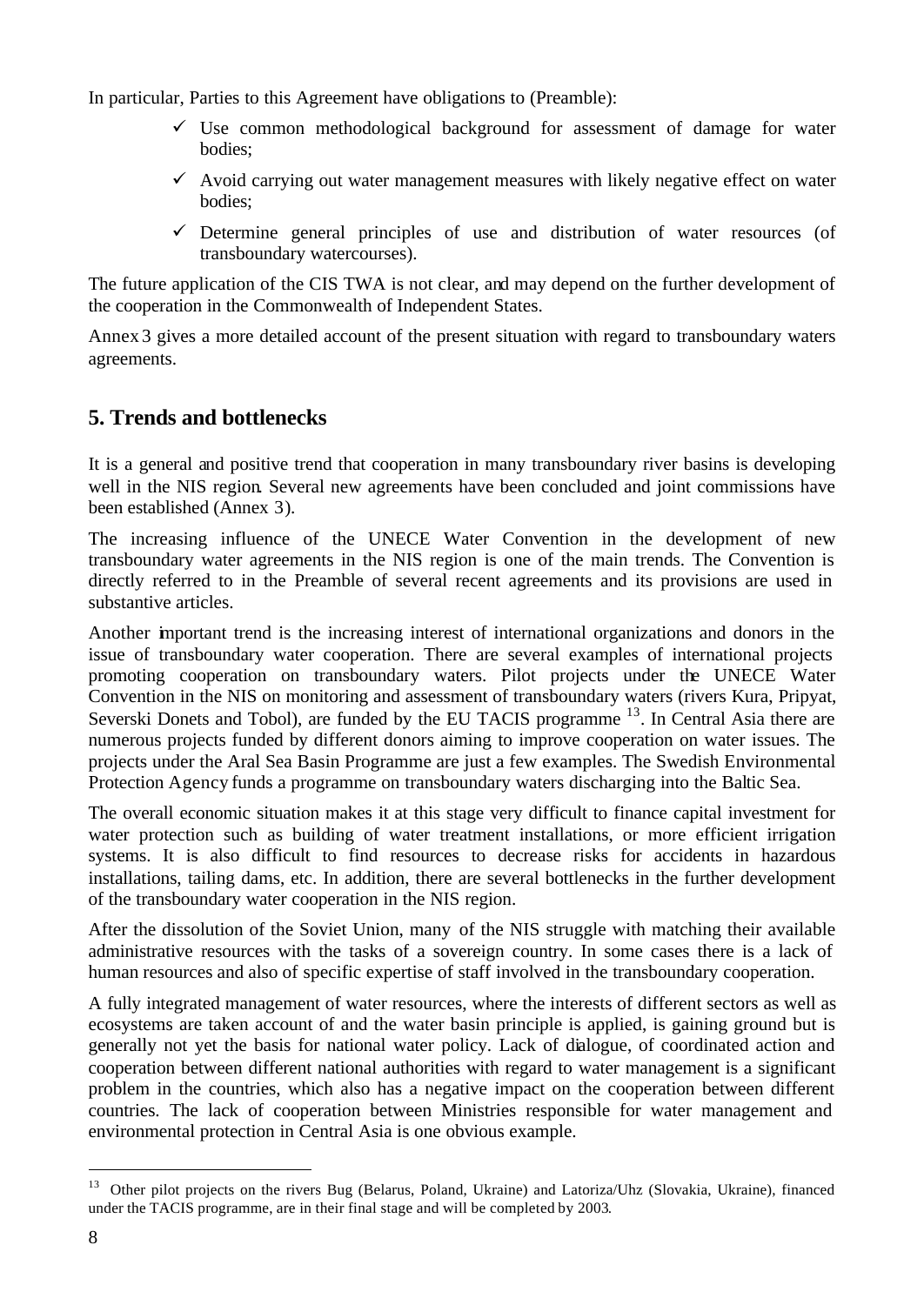In particular, Parties to this Agreement have obligations to (Preamble):

- ✓ Use common methodological background for assessment of damage for water bodies;
- ✓ Avoid carrying out water management measures with likely negative effect on water bodies;
- ✓ Determine general principles of use and distribution of water resources (of transboundary watercourses).

The future application of the CIS TWA is not clear, and may depend on the further development of the cooperation in the Commonwealth of Independent States.

Annex 3 gives a more detailed account of the present situation with regard to transboundary waters agreements.

## 5. Trends and bottlenecks

It is a general and positive trend that cooperation in many transboundary river basins is developing well in the NIS region. Several new agreements have been concluded and joint commissions have been established (Annex 3).

The increasing influence of the UNECE Water Convention in the development of new transboundary water agreements in the NIS region is one of the main trends. The Convention is directly referred to in the Preamble of several recent agreements and its provisions are used in substantive articles.

Another important trend is the increasing interest of international organizations and donors in the issue of transboundary water cooperation. There are several examples of international projects promoting cooperation on transboundary waters. Pilot projects under the UNECE Water Convention in the NIS on monitoring and assessment of transboundary waters (rivers Kura, Pripyat, Severski Donets and Tobol), are funded by the EU TACIS programme [13]. In Central Asia there are numerous projects funded by different donors aiming to improve cooperation on water issues. The projects under the Aral Sea Basin Programme are just a few examples. The Swedish Environmental Protection Agency funds a programme on transboundary waters discharging into the Baltic Sea.

The overall economic situation makes it at this stage very difficult to finance capital investment for water protection such as building of water treatment installations, or more efficient irrigation systems. It is also difficult to find resources to decrease risks for accidents in hazardous installations, tailing dams, etc. In addition, there are several bottlenecks in the further development of the transboundary water cooperation in the NIS region.

After the dissolution of the Soviet Union, many of the NIS struggle with matching their available administrative resources with the tasks of a sovereign country. In some cases there is a lack of human resources and also of specific expertise of staff involved in the transboundary cooperation.

A fully integrated management of water resources, where the interests of different sectors as well as ecosystems are taken account of and the water basin principle is applied, is gaining ground but is generally not yet the basis for national water policy. Lack of dialogue, of coordinated action and cooperation between different national authorities with regard to water management is a significant problem in the countries, which also has a negative impact on the cooperation between different countries. The lack of cooperation between Ministries responsible for water management and environmental protection in Central Asia is one obvious example.

---

[13] Other pilot projects on the rivers Bug (Belarus, Poland, Ukraine) and Latoriza/Uhz (Slovakia, Ukraine), financed under the TACIS programme, are in their final stage and will be completed by 2003.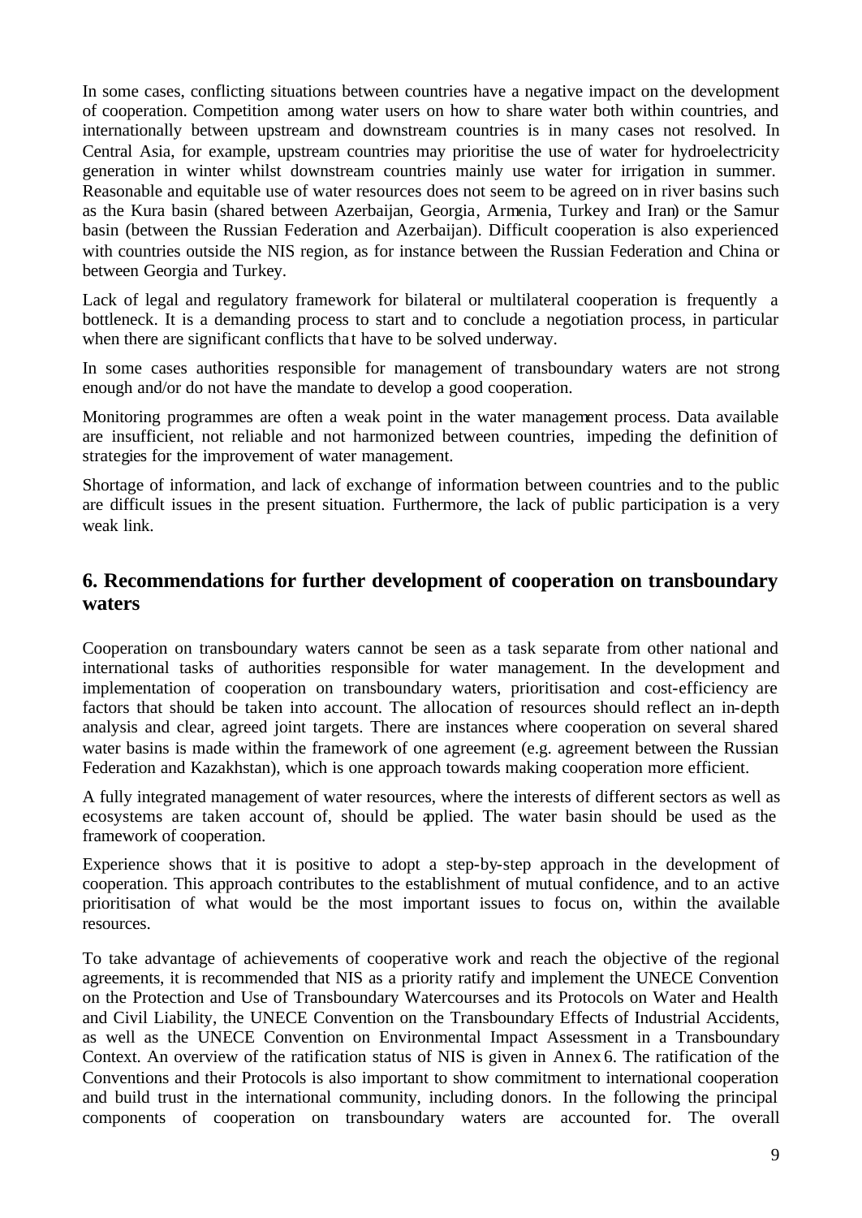In some cases, conflicting situations between countries have a negative impact on the development of cooperation. Competition among water users on how to share water both within countries, and internationally between upstream and downstream countries is in many cases not resolved. In Central Asia, for example, upstream countries may prioritise the use of water for hydroelectricity generation in winter whilst downstream countries mainly use water for irrigation in summer. Reasonable and equitable use of water resources does not seem to be agreed on in river basins such as the Kura basin (shared between Azerbaijan, Georgia, Armenia, Turkey and Iran) or the Samur basin (between the Russian Federation and Azerbaijan). Difficult cooperation is also experienced with countries outside the NIS region, as for instance between the Russian Federation and China or between Georgia and Turkey.

Lack of legal and regulatory framework for bilateral or multilateral cooperation is frequently a bottleneck. It is a demanding process to start and to conclude a negotiation process, in particular when there are significant conflicts that have to be solved underway.

In some cases authorities responsible for management of transboundary waters are not strong enough and/or do not have the mandate to develop a good cooperation.

Monitoring programmes are often a weak point in the water management process. Data available are insufficient, not reliable and not harmonized between countries, impeding the definition of strategies for the improvement of water management.

Shortage of information, and lack of exchange of information between countries and to the public are difficult issues in the present situation. Furthermore, the lack of public participation is a very weak link.

## 6. Recommendations for further development of cooperation on transboundary waters

Cooperation on transboundary waters cannot be seen as a task separate from other national and international tasks of authorities responsible for water management. In the development and implementation of cooperation on transboundary waters, prioritisation and cost-efficiency are factors that should be taken into account. The allocation of resources should reflect an in-depth analysis and clear, agreed joint targets. There are instances where cooperation on several shared water basins is made within the framework of one agreement (e.g. agreement between the Russian Federation and Kazakhstan), which is one approach towards making cooperation more efficient.

A fully integrated management of water resources, where the interests of different sectors as well as ecosystems are taken account of, should be applied. The water basin should be used as the framework of cooperation.

Experience shows that it is positive to adopt a step-by-step approach in the development of cooperation. This approach contributes to the establishment of mutual confidence, and to an active prioritisation of what would be the most important issues to focus on, within the available resources.

To take advantage of achievements of cooperative work and reach the objective of the regional agreements, it is recommended that NIS as a priority ratify and implement the UNECE Convention on the Protection and Use of Transboundary Watercourses and its Protocols on Water and Health and Civil Liability, the UNECE Convention on the Transboundary Effects of Industrial Accidents, as well as the UNECE Convention on Environmental Impact Assessment in a Transboundary Context. An overview of the ratification status of NIS is given in Annex 6. The ratification of the Conventions and their Protocols is also important to show commitment to international cooperation and build trust in the international community, including donors. In the following the principal components of cooperation on transboundary waters are accounted for. The overall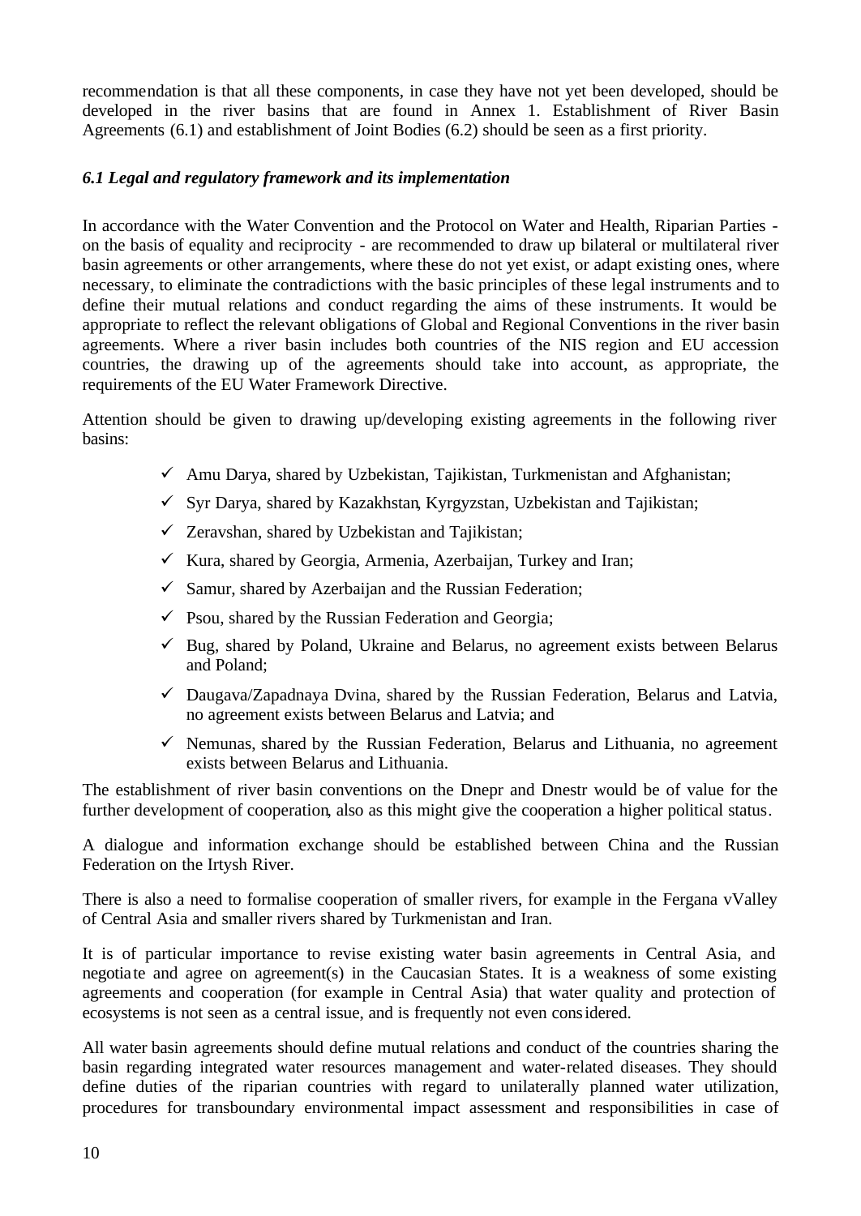recommendation is that all these components, in case they have not yet been developed, should be developed in the river basins that are found in Annex 1. Establishment of River Basin Agreements (6.1) and establishment of Joint Bodies (6.2) should be seen as a first priority.

### *6.1 Legal and regulatory framework and its implementation*

In accordance with the Water Convention and the Protocol on Water and Health, Riparian Parties - on the basis of equality and reciprocity - are recommended to draw up bilateral or multilateral river basin agreements or other arrangements, where these do not yet exist, or adapt existing ones, where necessary, to eliminate the contradictions with the basic principles of these legal instruments and to define their mutual relations and conduct regarding the aims of these instruments. It would be appropriate to reflect the relevant obligations of Global and Regional Conventions in the river basin agreements. Where a river basin includes both countries of the NIS region and EU accession countries, the drawing up of the agreements should take into account, as appropriate, the requirements of the EU Water Framework Directive.

Attention should be given to drawing up/developing existing agreements in the following river basins:

- ✓ Amu Darya, shared by Uzbekistan, Tajikistan, Turkmenistan and Afghanistan;
- ✓ Syr Darya, shared by Kazakhstan, Kyrgyzstan, Uzbekistan and Tajikistan;
- ✓ Zeravshan, shared by Uzbekistan and Tajikistan;
- ✓ Kura, shared by Georgia, Armenia, Azerbaijan, Turkey and Iran;
- ✓ Samur, shared by Azerbaijan and the Russian Federation;
- ✓ Psou, shared by the Russian Federation and Georgia;
- ✓ Bug, shared by Poland, Ukraine and Belarus, no agreement exists between Belarus and Poland;
- ✓ Daugava/Zapadnaya Dvina, shared by the Russian Federation, Belarus and Latvia, no agreement exists between Belarus and Latvia; and
- ✓ Nemunas, shared by the Russian Federation, Belarus and Lithuania, no agreement exists between Belarus and Lithuania.

The establishment of river basin conventions on the Dnepr and Dnestr would be of value for the further development of cooperation, also as this might give the cooperation a higher political status.

A dialogue and information exchange should be established between China and the Russian Federation on the Irtysh River.

There is also a need to formalise cooperation of smaller rivers, for example in the Fergana vValley of Central Asia and smaller rivers shared by Turkmenistan and Iran.

It is of particular importance to revise existing water basin agreements in Central Asia, and negotiate and agree on agreement(s) in the Caucasian States. It is a weakness of some existing agreements and cooperation (for example in Central Asia) that water quality and protection of ecosystems is not seen as a central issue, and is frequently not even considered.

All water basin agreements should define mutual relations and conduct of the countries sharing the basin regarding integrated water resources management and water-related diseases. They should define duties of the riparian countries with regard to unilaterally planned water utilization, procedures for transboundary environmental impact assessment and responsibilities in case of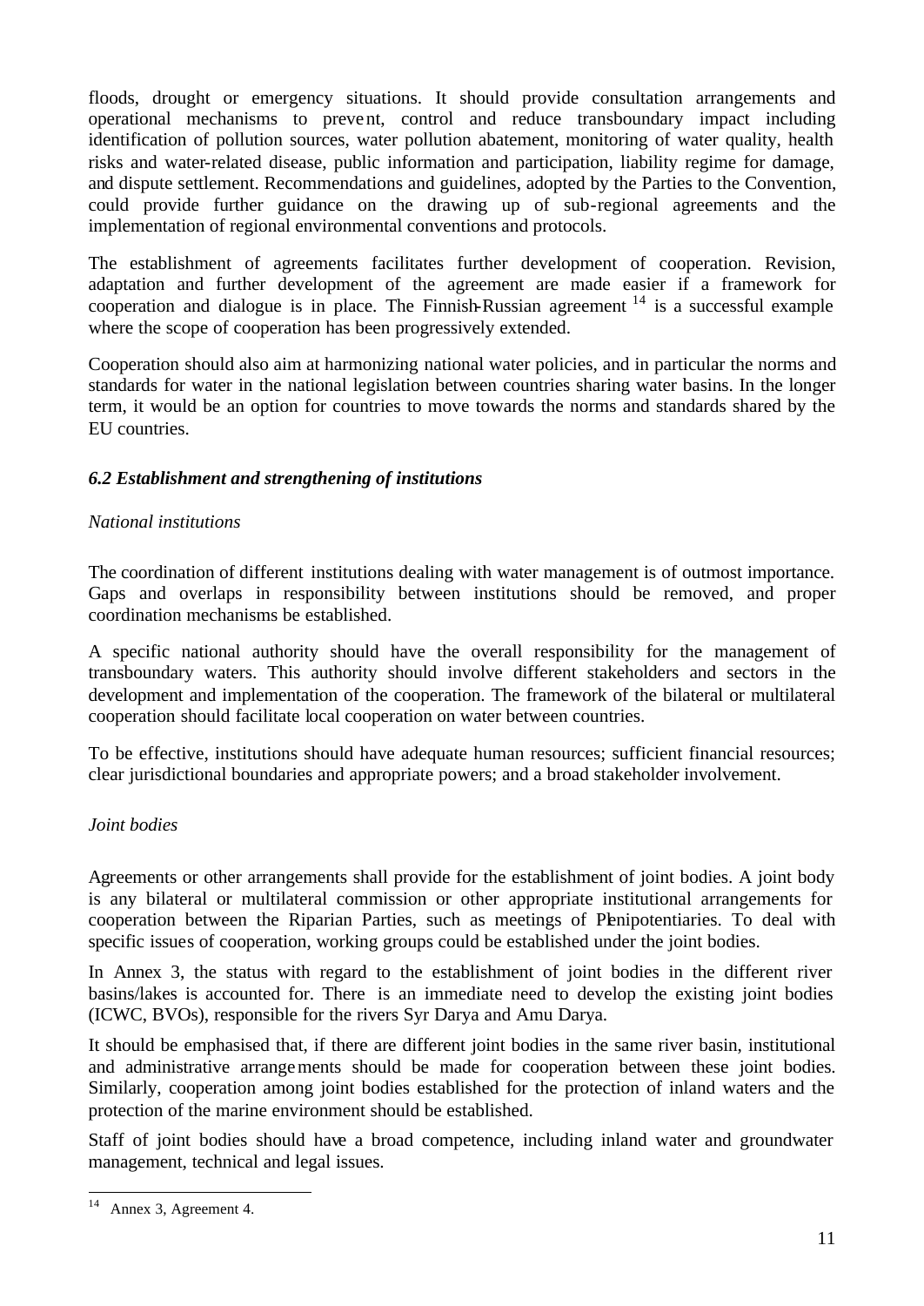floods, drought or emergency situations. It should provide consultation arrangements and operational mechanisms to prevent, control and reduce transboundary impact including identification of pollution sources, water pollution abatement, monitoring of water quality, health risks and water-related disease, public information and participation, liability regime for damage, and dispute settlement. Recommendations and guidelines, adopted by the Parties to the Convention, could provide further guidance on the drawing up of sub-regional agreements and the implementation of regional environmental conventions and protocols.

The establishment of agreements facilitates further development of cooperation. Revision, adaptation and further development of the agreement are made easier if a framework for cooperation and dialogue is in place. The Finnish-Russian agreement [14] is a successful example where the scope of cooperation has been progressively extended.

Cooperation should also aim at harmonizing national water policies, and in particular the norms and standards for water in the national legislation between countries sharing water basins. In the longer term, it would be an option for countries to move towards the norms and standards shared by the EU countries.

### *6.2 Establishment and strengthening of institutions*

*National institutions*

The coordination of different institutions dealing with water management is of outmost importance. Gaps and overlaps in responsibility between institutions should be removed, and proper coordination mechanisms be established.

A specific national authority should have the overall responsibility for the management of transboundary waters. This authority should involve different stakeholders and sectors in the development and implementation of the cooperation. The framework of the bilateral or multilateral cooperation should facilitate local cooperation on water between countries.

To be effective, institutions should have adequate human resources; sufficient financial resources; clear jurisdictional boundaries and appropriate powers; and a broad stakeholder involvement.

*Joint bodies*

Agreements or other arrangements shall provide for the establishment of joint bodies. A joint body is any bilateral or multilateral commission or other appropriate institutional arrangements for cooperation between the Riparian Parties, such as meetings of Plenipotentiaries. To deal with specific issues of cooperation, working groups could be established under the joint bodies.

In Annex 3, the status with regard to the establishment of joint bodies in the different river basins/lakes is accounted for. There is an immediate need to develop the existing joint bodies (ICWC, BVOs), responsible for the rivers Syr Darya and Amu Darya.

It should be emphasised that, if there are different joint bodies in the same river basin, institutional and administrative arrangements should be made for cooperation between these joint bodies. Similarly, cooperation among joint bodies established for the protection of inland waters and the protection of the marine environment should be established.

Staff of joint bodies should have a broad competence, including inland water and groundwater management, technical and legal issues.

---

[14] Annex 3, Agreement 4.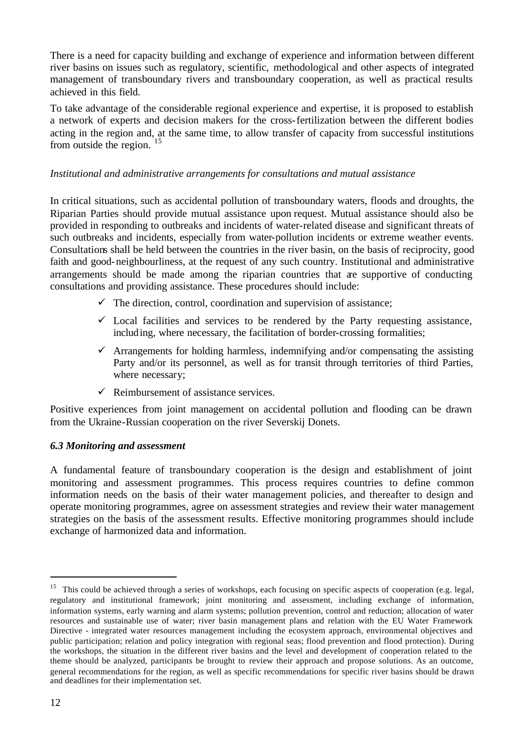There is a need for capacity building and exchange of experience and information between different river basins on issues such as regulatory, scientific, methodological and other aspects of integrated management of transboundary rivers and transboundary cooperation, as well as practical results achieved in this field.

To take advantage of the considerable regional experience and expertise, it is proposed to establish a network of experts and decision makers for the cross-fertilization between the different bodies acting in the region and, at the same time, to allow transfer of capacity from successful institutions from outside the region. [15]

*Institutional and administrative arrangements for consultations and mutual assistance*

In critical situations, such as accidental pollution of transboundary waters, floods and droughts, the Riparian Parties should provide mutual assistance upon request. Mutual assistance should also be provided in responding to outbreaks and incidents of water-related disease and significant threats of such outbreaks and incidents, especially from water-pollution incidents or extreme weather events. Consultations shall be held between the countries in the river basin, on the basis of reciprocity, good faith and good-neighbourliness, at the request of any such country. Institutional and administrative arrangements should be made among the riparian countries that are supportive of conducting consultations and providing assistance. These procedures should include:

- ✓ The direction, control, coordination and supervision of assistance;
- ✓ Local facilities and services to be rendered by the Party requesting assistance, including, where necessary, the facilitation of border-crossing formalities;
- ✓ Arrangements for holding harmless, indemnifying and/or compensating the assisting Party and/or its personnel, as well as for transit through territories of third Parties, where necessary;
- ✓ Reimbursement of assistance services.

Positive experiences from joint management on accidental pollution and flooding can be drawn from the Ukraine-Russian cooperation on the river Severskij Donets.

### *6.3 Monitoring and assessment*

A fundamental feature of transboundary cooperation is the design and establishment of joint monitoring and assessment programmes. This process requires countries to define common information needs on the basis of their water management policies, and thereafter to design and operate monitoring programmes, agree on assessment strategies and review their water management strategies on the basis of the assessment results. Effective monitoring programmes should include exchange of harmonized data and information.

---

[15] This could be achieved through a series of workshops, each focusing on specific aspects of cooperation (e.g. legal, regulatory and institutional framework; joint monitoring and assessment, including exchange of information, information systems, early warning and alarm systems; pollution prevention, control and reduction; allocation of water resources and sustainable use of water; river basin management plans and relation with the EU Water Framework Directive - integrated water resources management including the ecosystem approach, environmental objectives and public participation; relation and policy integration with regional seas; flood prevention and flood protection). During the workshops, the situation in the different river basins and the level and development of cooperation related to the theme should be analyzed, participants be brought to review their approach and propose solutions. As an outcome, general recommendations for the region, as well as specific recommendations for specific river basins should be drawn and deadlines for their implementation set.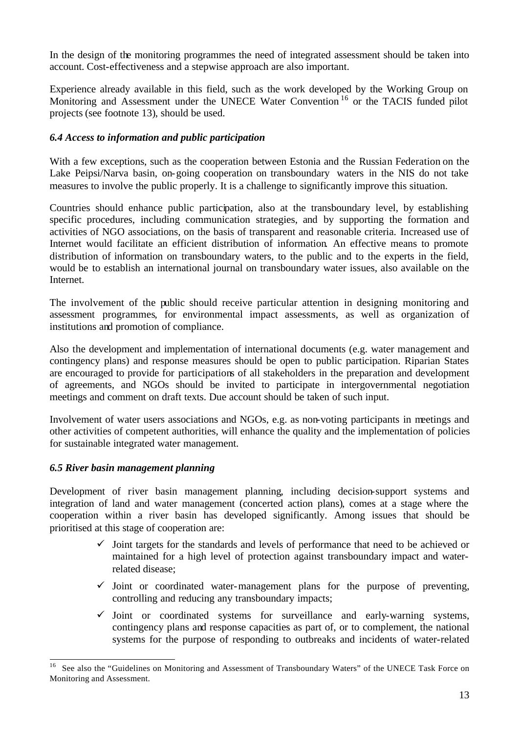In the design of the monitoring programmes the need of integrated assessment should be taken into account. Cost-effectiveness and a stepwise approach are also important.

Experience already available in this field, such as the work developed by the Working Group on Monitoring and Assessment under the UNECE Water Convention [16] or the TACIS funded pilot projects (see footnote 13), should be used.

### *6.4 Access to information and public participation*

With a few exceptions, such as the cooperation between Estonia and the Russian Federation on the Lake Peipsi/Narva basin, on-going cooperation on transboundary waters in the NIS do not take measures to involve the public properly. It is a challenge to significantly improve this situation.

Countries should enhance public participation, also at the transboundary level, by establishing specific procedures, including communication strategies, and by supporting the formation and activities of NGO associations, on the basis of transparent and reasonable criteria. Increased use of Internet would facilitate an efficient distribution of information. An effective means to promote distribution of information on transboundary waters, to the public and to the experts in the field, would be to establish an international journal on transboundary water issues, also available on the Internet.

The involvement of the public should receive particular attention in designing monitoring and assessment programmes, for environmental impact assessments, as well as organization of institutions and promotion of compliance.

Also the development and implementation of international documents (e.g. water management and contingency plans) and response measures should be open to public participation. Riparian States are encouraged to provide for participations of all stakeholders in the preparation and development of agreements, and NGOs should be invited to participate in intergovernmental negotiation meetings and comment on draft texts. Due account should be taken of such input.

Involvement of water users associations and NGOs, e.g. as non-voting participants in meetings and other activities of competent authorities, will enhance the quality and the implementation of policies for sustainable integrated water management.

### *6.5 River basin management planning*

Development of river basin management planning, including decision-support systems and integration of land and water management (concerted action plans), comes at a stage where the cooperation within a river basin has developed significantly. Among issues that should be prioritised at this stage of cooperation are:

- ✓ Joint targets for the standards and levels of performance that need to be achieved or maintained for a high level of protection against transboundary impact and water-related disease;
- ✓ Joint or coordinated water-management plans for the purpose of preventing, controlling and reducing any transboundary impacts;
- ✓ Joint or coordinated systems for surveillance and early-warning systems, contingency plans and response capacities as part of, or to complement, the national systems for the purpose of responding to outbreaks and incidents of water-related

---

[16] See also the "Guidelines on Monitoring and Assessment of Transboundary Waters" of the UNECE Task Force on Monitoring and Assessment.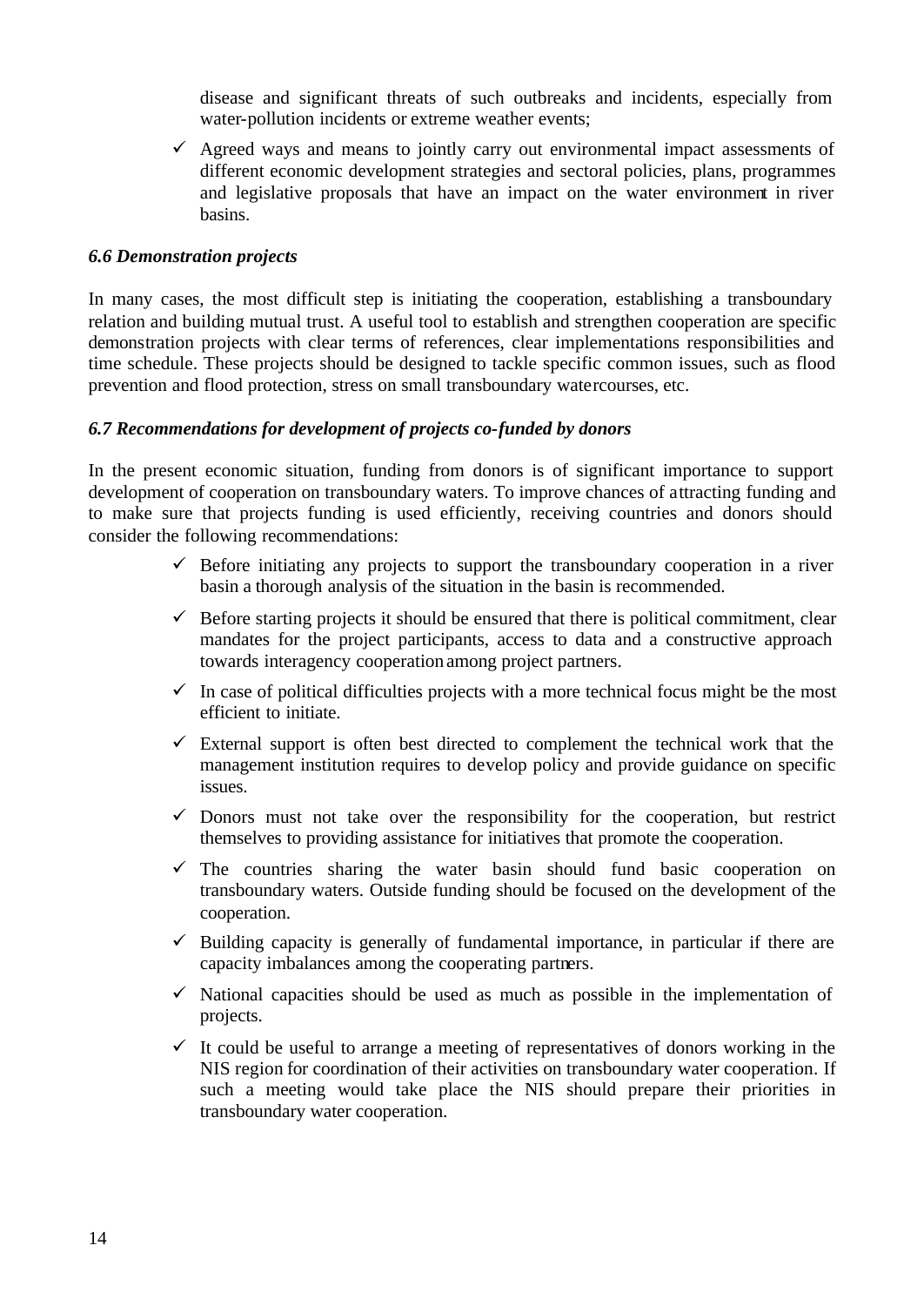disease and significant threats of such outbreaks and incidents, especially from water-pollution incidents or extreme weather events;

- ✓ Agreed ways and means to jointly carry out environmental impact assessments of different economic development strategies and sectoral policies, plans, programmes and legislative proposals that have an impact on the water environment in river basins.

### *6.6 Demonstration projects*

In many cases, the most difficult step is initiating the cooperation, establishing a transboundary relation and building mutual trust. A useful tool to establish and strengthen cooperation are specific demonstration projects with clear terms of references, clear implementations responsibilities and time schedule. These projects should be designed to tackle specific common issues, such as flood prevention and flood protection, stress on small transboundary watercourses, etc.

### *6.7 Recommendations for development of projects co-funded by donors*

In the present economic situation, funding from donors is of significant importance to support development of cooperation on transboundary waters. To improve chances of attracting funding and to make sure that projects funding is used efficiently, receiving countries and donors should consider the following recommendations:

- ✓ Before initiating any projects to support the transboundary cooperation in a river basin a thorough analysis of the situation in the basin is recommended.
- ✓ Before starting projects it should be ensured that there is political commitment, clear mandates for the project participants, access to data and a constructive approach towards interagency cooperation among project partners.
- ✓ In case of political difficulties projects with a more technical focus might be the most efficient to initiate.
- ✓ External support is often best directed to complement the technical work that the management institution requires to develop policy and provide guidance on specific issues.
- ✓ Donors must not take over the responsibility for the cooperation, but restrict themselves to providing assistance for initiatives that promote the cooperation.
- ✓ The countries sharing the water basin should fund basic cooperation on transboundary waters. Outside funding should be focused on the development of the cooperation.
- ✓ Building capacity is generally of fundamental importance, in particular if there are capacity imbalances among the cooperating partners.
- ✓ National capacities should be used as much as possible in the implementation of projects.
- ✓ It could be useful to arrange a meeting of representatives of donors working in the NIS region for coordination of their activities on transboundary water cooperation. If such a meeting would take place the NIS should prepare their priorities in transboundary water cooperation.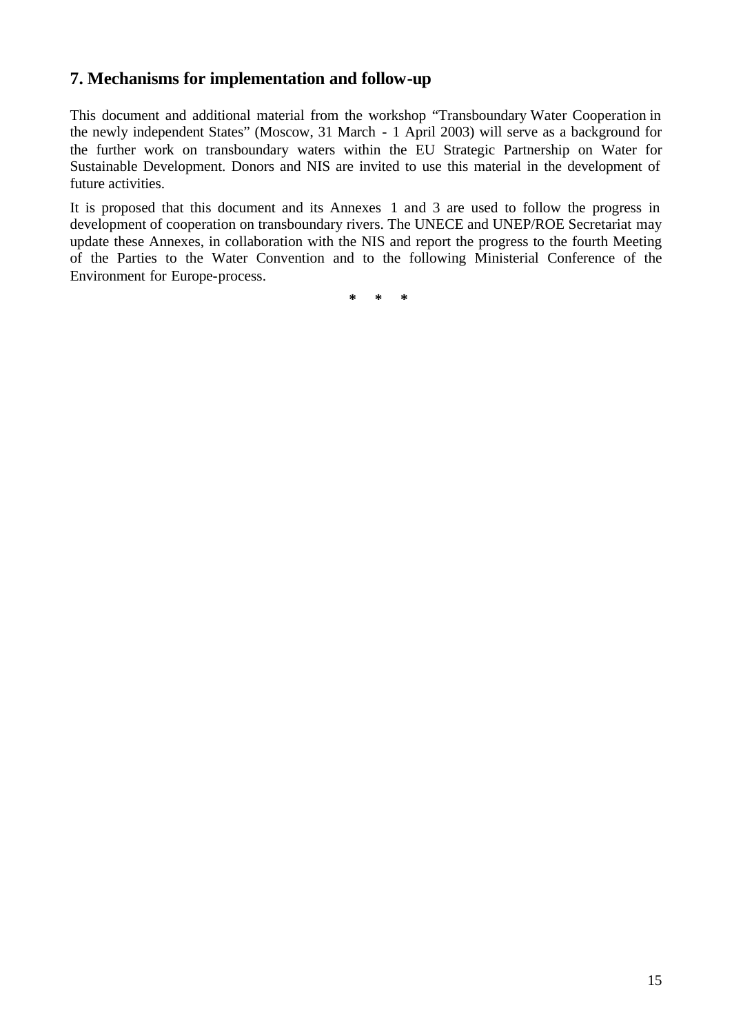## 7. Mechanisms for implementation and follow-up

This document and additional material from the workshop "Transboundary Water Cooperation in the newly independent States" (Moscow, 31 March - 1 April 2003) will serve as a background for the further work on transboundary waters within the EU Strategic Partnership on Water for Sustainable Development. Donors and NIS are invited to use this material in the development of future activities.

It is proposed that this document and its Annexes 1 and 3 are used to follow the progress in development of cooperation on transboundary rivers. The UNECE and UNEP/ROE Secretariat may update these Annexes, in collaboration with the NIS and report the progress to the fourth Meeting of the Parties to the Water Convention and to the following Ministerial Conference of the Environment for Europe-process.

\* \* \*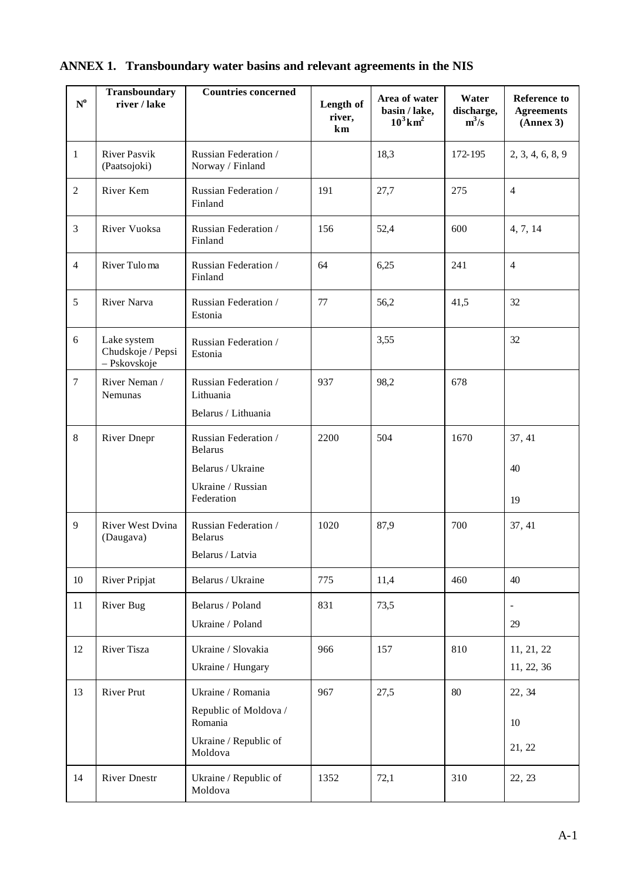## ANNEX 1. Transboundary water basins and relevant agreements in the NIS

| $N^o$ | Transboundary river / lake | Countries concerned | Length of river, km | Area of water basin / lake, $10^3 km^2$ | Water discharge, $m^3/s$ | Reference to Agreements (Annex 3) |
|---|---|---|---|---|---|---|
| 1 | River Pasvik (Paatsojoki) | Russian Federation / Norway / Finland | | 18,3 | 172-195 | 2, 3, 4, 6, 8, 9 |
| 2 | River Kem | Russian Federation / Finland | 191 | 27,7 | 275 | 4 |
| 3 | River Vuoksa | Russian Federation / Finland | 156 | 52,4 | 600 | 4, 7, 14 |
| 4 | River Tuloma | Russian Federation / Finland | 64 | 6,25 | 241 | 4 |
| 5 | River Narva | Russian Federation / Estonia | 77 | 56,2 | 41,5 | 32 |
| 6 | Lake system Chudskoje / Pepsi – Pskovskoje | Russian Federation / Estonia | | 3,55 | | 32 |
| 7 | River Neman / Nemunas | Russian Federation / Lithuania<br>Belarus / Lithuania | 937 | 98,2 | 678 | |
| 8 | River Dnepr | Russian Federation / Belarus<br>Belarus / Ukraine<br>Ukraine / Russian Federation | 2200 | 504 | 1670 | 37, 41<br>40<br>19 |
| 9 | River West Dvina (Daugava) | Russian Federation / Belarus<br>Belarus / Latvia | 1020 | 87,9 | 700 | 37, 41 |
| 10 | River Pripjat | Belarus / Ukraine | 775 | 11,4 | 460 | 40 |
| 11 | River Bug | Belarus / Poland<br>Ukraine / Poland | 831 | 73,5 | | -<br>29 |
| 12 | River Tisza | Ukraine / Slovakia<br>Ukraine / Hungary | 966 | 157 | 810 | 11, 21, 22<br>11, 22, 36 |
| 13 | River Prut | Ukraine / Romania<br>Republic of Moldova / Romania<br>Ukraine / Republic of Moldova | 967 | 27,5 | 80 | 22, 34<br>10<br>21, 22 |
| 14 | River Dnestr | Ukraine / Republic of Moldova | 1352 | 72,1 | 310 | 22, 23 |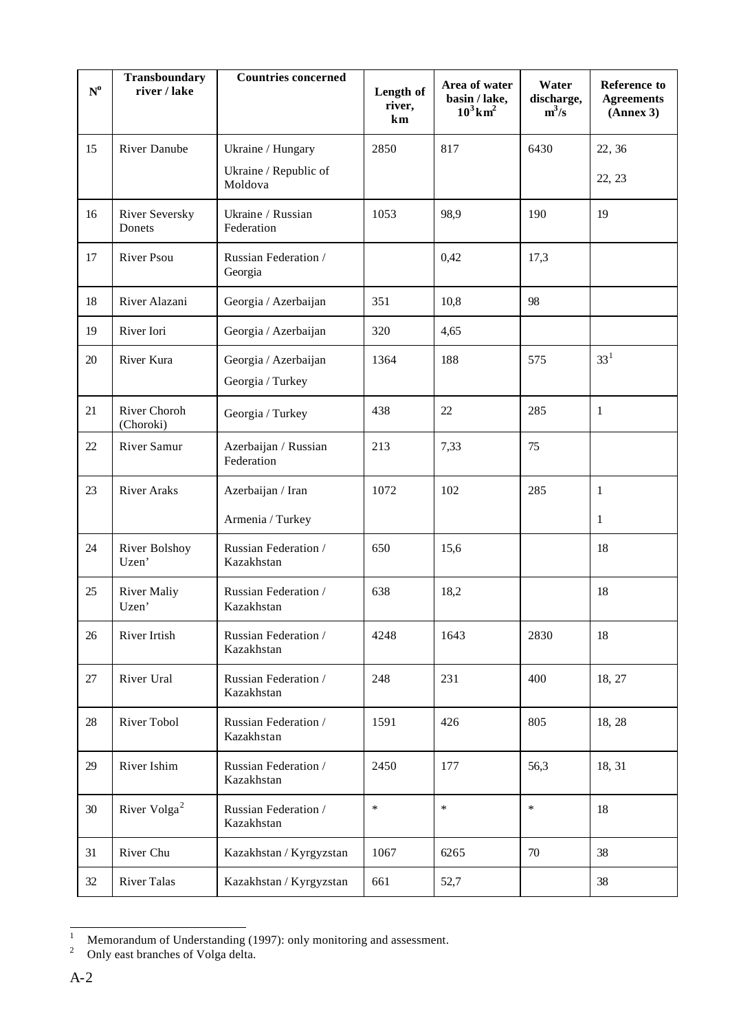| $N^o$ | Transboundary river / lake | Countries concerned | Length of river, km | Area of water basin / lake, $10^3 km^2$ | Water discharge, $m^3/s$ | Reference to Agreements (Annex 3) |
| --- | --- | --- | --- | --- | --- | --- |
| 15 | River Danube | Ukraine / Hungary | 2850 | 817 | 6430 | 22, 36 |
| | | Ukraine / Republic of Moldova | | | | 22, 23 |
| 16 | River Seversky Donets | Ukraine / Russian Federation | 1053 | 98,9 | 190 | 19 |
| 17 | River Psou | Russian Federation / Georgia | | 0,42 | 17,3 | |
| 18 | River Alazani | Georgia / Azerbaijan | 351 | 10,8 | 98 | |
| 19 | River Iori | Georgia / Azerbaijan | 320 | 4,65 | | |
| 20 | River Kura | Georgia / Azerbaijan | 1364 | 188 | 575 | 33[1] |
| | | Georgia / Turkey | | | | |
| 21 | River Choroh (Choroki) | Georgia / Turkey | 438 | 22 | 285 | 1 |
| 22 | River Samur | Azerbaijan / Russian Federation | 213 | 7,33 | 75 | |
| 23 | River Araks | Azerbaijan / Iran | 1072 | 102 | 285 | 1 |
| | | Armenia / Turkey | | | | 1 |
| 24 | River Bolshoy Uzen' | Russian Federation / Kazakhstan | 650 | 15,6 | | 18 |
| 25 | River Maliy Uzen' | Russian Federation / Kazakhstan | 638 | 18,2 | | 18 |
| 26 | River Irtish | Russian Federation / Kazakhstan | 4248 | 1643 | 2830 | 18 |
| 27 | River Ural | Russian Federation / Kazakhstan | 248 | 231 | 400 | 18, 27 |
| 28 | River Tobol | Russian Federation / Kazakhstan | 1591 | 426 | 805 | 18, 28 |
| 29 | River Ishim | Russian Federation / Kazakhstan | 2450 | 177 | 56,3 | 18, 31 |
| 30 | River Volga[2] | Russian Federation / Kazakhstan | * | * | * | 18 |
| 31 | River Chu | Kazakhstan / Kyrgyzstan | 1067 | 6265 | 70 | 38 |
| 32 | River Talas | Kazakhstan / Kyrgyzstan | 661 | 52,7 | | 38 |

[1] Memorandum of Understanding (1997): only monitoring and assessment.

[2] Only east branches of Volga delta.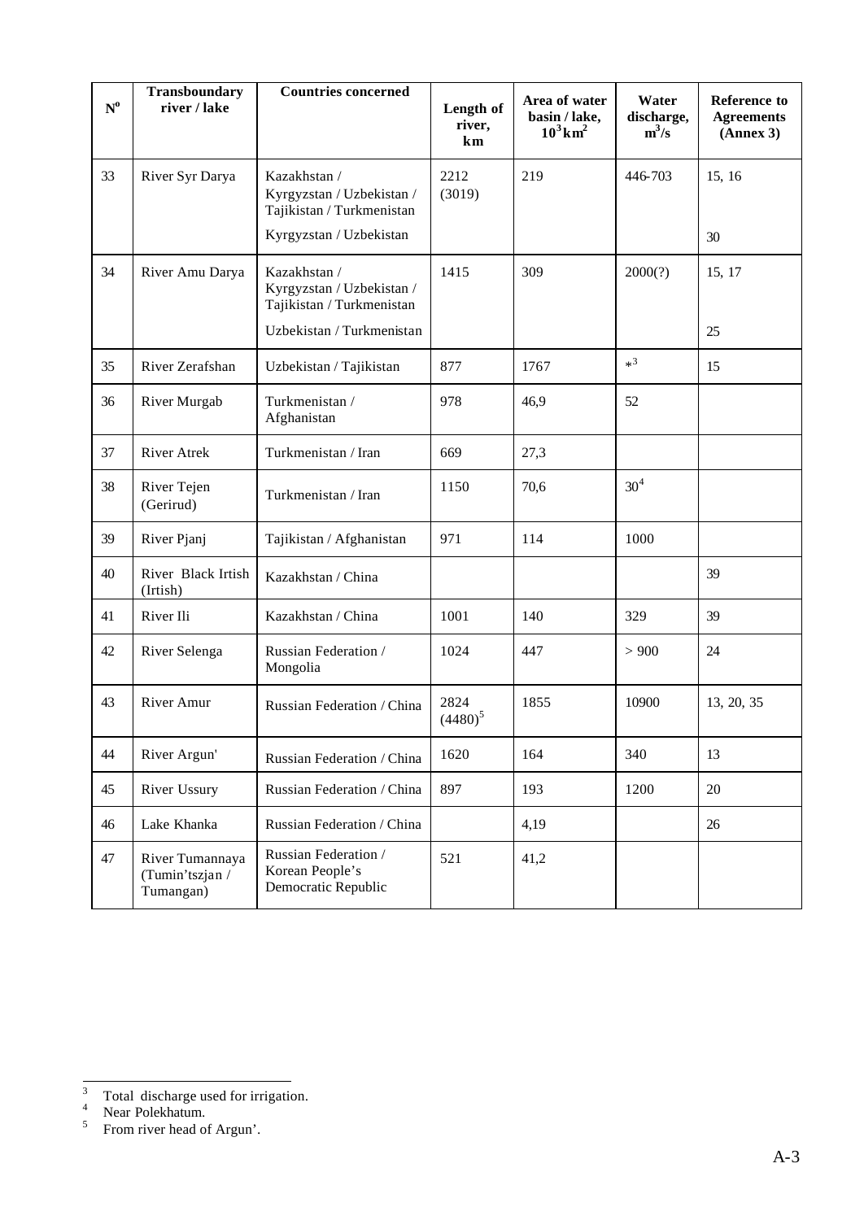| $N^o$ | Transboundary river / lake | Countries concerned | Length of river, km | Area of water basin / lake, $10^3 km^2$ | Water discharge, $m^3/s$ | Reference to Agreements (Annex 3) |
|---|---|---|---|---|---|---|
| 33 | River Syr Darya | Kazakhstan / Kyrgyzstan / Uzbekistan / Tajikistan / Turkmenistan | 2212 (3019) | 219 | 446-703 | 15, 16 |
| | | Kyrgyzstan / Uzbekistan | | | | 30 |
| 34 | River Amu Darya | Kazakhstan / Kyrgyzstan / Uzbekistan / Tajikistan / Turkmenistan | 1415 | 309 | 2000(?) | 15, 17 |
| | | Uzbekistan / Turkmenistan | | | | 25 |
| 35 | River Zerafshan | Uzbekistan / Tajikistan | 877 | 1767 | *[3] | 15 |
| 36 | River Murgab | Turkmenistan / Afghanistan | 978 | 46,9 | 52 | |
| 37 | River Atrek | Turkmenistan / Iran | 669 | 27,3 | | |
| 38 | River Tejen (Gerirud) | Turkmenistan / Iran | 1150 | 70,6 | 30[4] | |
| 39 | River Pjanj | Tajikistan / Afghanistan | 971 | 114 | 1000 | |
| 40 | River Black Irtish (Irtish) | Kazakhstan / China | | | | 39 |
| 41 | River Ili | Kazakhstan / China | 1001 | 140 | 329 | 39 |
| 42 | River Selenga | Russian Federation / Mongolia | 1024 | 447 | > 900 | 24 |
| 43 | River Amur | Russian Federation / China | 2824 (4480)[5] | 1855 | 10900 | 13, 20, 35 |
| 44 | River Argun' | Russian Federation / China | 1620 | 164 | 340 | 13 |
| 45 | River Ussury | Russian Federation / China | 897 | 193 | 1200 | 20 |
| 46 | Lake Khanka | Russian Federation / China | | 4,19 | | 26 |
| 47 | River Tumannaya (Tumin'tszjan / Tumangan) | Russian Federation / Korean People's Democratic Republic | 521 | 41,2 | | |

[3] Total discharge used for irrigation.

[4] Near Polekhatum.

[5] From river head of Argun'.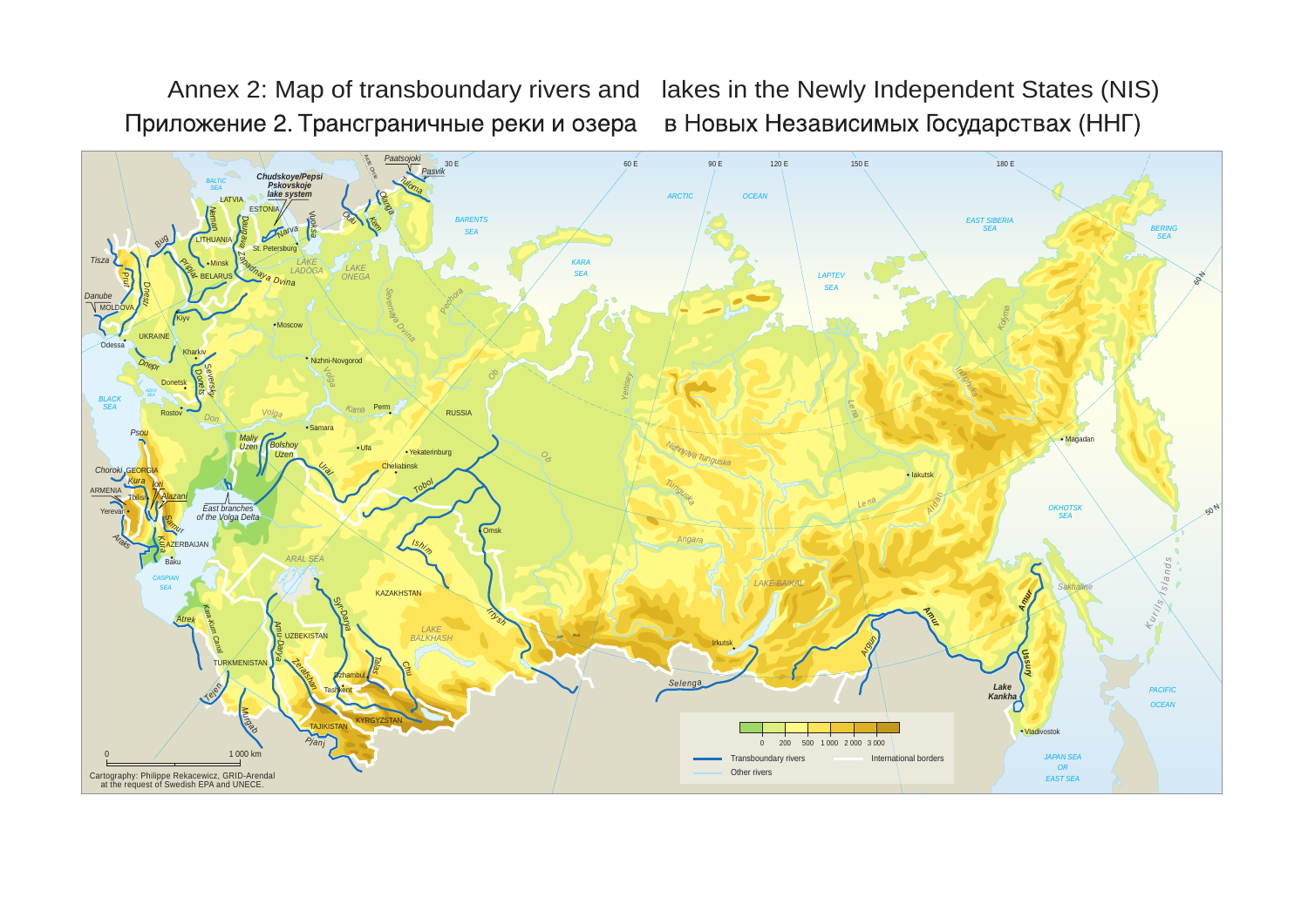# Annex 2: Map of transboundary rivers and lakes in the Newly Independent States (NIS)

# Приложение 2. Трансграничные реки и озера в Новых Независимых Государствах (ННГ)

Paatsojoki
Pasvik
Tuloma
Chudskoye/Pepsi Pskovskoje lake system
BALTIC SEA
LATVIA
ESTONIA
Narva
Venta
Neman
Daugava
LITHUANIA
St. Petersburg
Minsk
BELARUS
Zapadnaya Dvina
Pripiat
Bug
Tisza
Prut
Dnestr
Danube
MOLDOVA
Kiyv
UKRAINE
Odessa
Kharkiv
Dnepr
Donetsk
Seversky Donets
Rostov
Don
BLACK SEA
AZOV SEA
Psou
Choroki
GEORGIA
Kura
Iori
Alazani
ARMENIA
Tbilisi
Yerevan
Araks
Samur
Kura
AZERBAIJAN
Baku
CASPIAN SEA
Atrek
Kara-Kum Canal
TURKMENISTAN
Tejen
Murgab
Amu Darya
UZBEKISTAN
Zeravshan
Dzhambul
Tashkent
Talas
Chu
TAJIKISTAN
KYRGYZSTAN
Pjanj
Syr-Darya
ARAL SEA
KAZAKHSTAN
LAKE BALKHASH
Irtysh
Ishim
Tobol
Omsk
Ural
Maliy Uzen
Bolshoy Uzen
East branches of the Volga Delta
Volga
Samara
Ufa
Yekaterinburg
Cheliabinsk
Perm
Kama
Nizhni-Novgorod
Moscow
LAKE LADOGA
LAKE ONEGA
Vuoksa
Oulu
Kem
Olanga
Severnaya Dvina
Pechora
BARENTS SEA
KARA SEA
ARCTIC OCEAN
LAPTEV SEA
EAST SIBERIA SEA
BERING SEA
RUSSIA
Ob
Yenisey
Nizhnyaya Tunguska
Tunguska
Angara
Lena
Aldan
Indigirka
Kolyma
Iakutsk
Magadan
LAKE BAIKAL
Irkutsk
Selenga
Argun
Amur
Ussury
Lake Kankha
Vladivostok
Sakhaline
Kurils Islands
OKHOTSK SEA
PACIFIC OCEAN
JAPAN SEA OR EAST SEA
30 E
60 E
90 E
120 E
150 E
180 E
60 N
50 N

0 200 500 1 000 2 000 3 000

Transboundary rivers
Other rivers
International borders

0 1 000 km

Cartography: Philippe Rekacewicz, GRID-Arendal at the request of Swedish EPA and UNECE.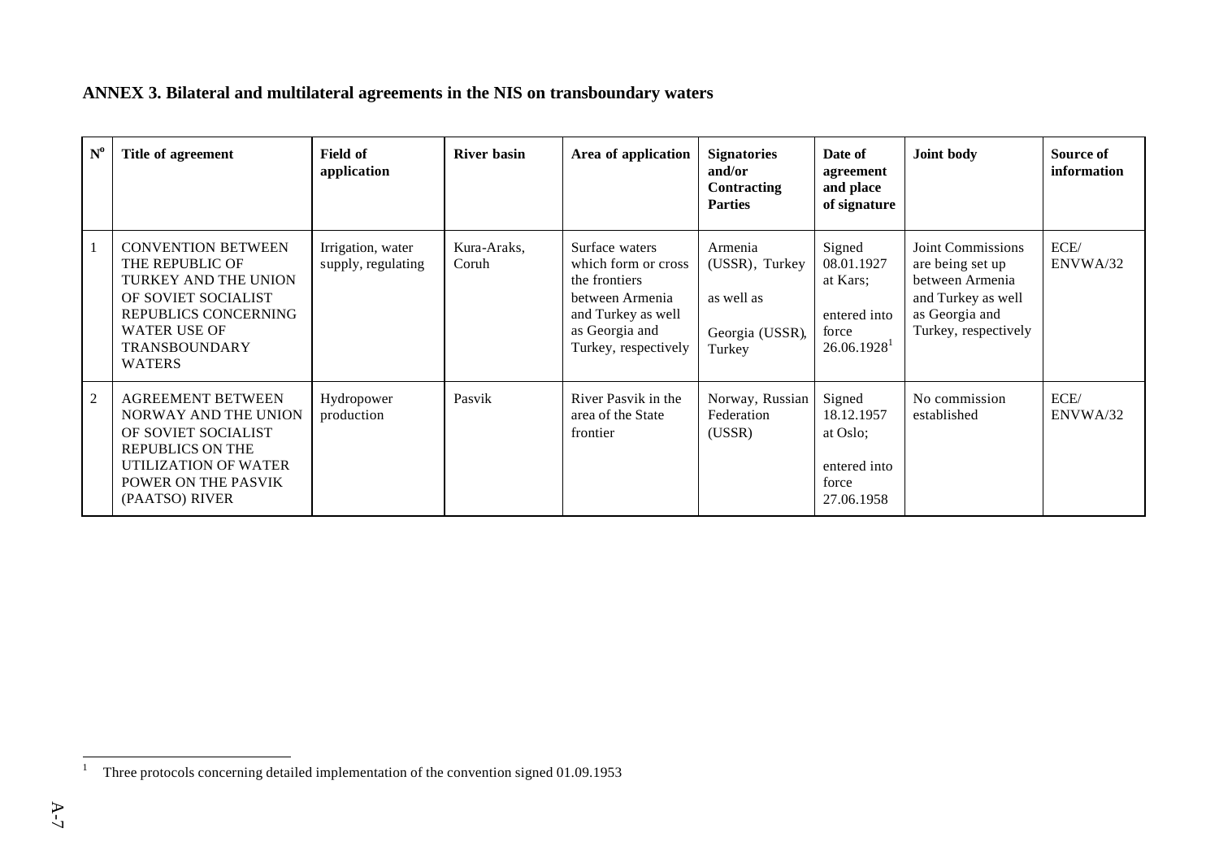## ANNEX 3. Bilateral and multilateral agreements in the NIS on transboundary waters

| N° | Title of agreement | Field of application | River basin | Area of application | Signatories and/or Contracting Parties | Date of agreement and place of signature | Joint body | Source of information |
|---|---|---|---|---|---|---|---|---|
| 1 | CONVENTION BETWEEN THE REPUBLIC OF TURKEY AND THE UNION OF SOVIET SOCIALIST REPUBLICS CONCERNING WATER USE OF TRANSBOUNDARY WATERS | Irrigation, water supply, regulating | Kura-Araks, Coruh | Surface waters which form or cross the frontiers between Armenia and Turkey as well as Georgia and Turkey, respectively | Armenia (USSR), Turkey as well as Georgia (USSR), Turkey | Signed 08.01.1927 at Kars; entered into force 26.06.1928[1] | Joint Commissions are being set up between Armenia and Turkey as well as Georgia and Turkey, respectively | ECE/ ENVWA/32 |
| 2 | AGREEMENT BETWEEN NORWAY AND THE UNION OF SOVIET SOCIALIST REPUBLICS ON THE UTILIZATION OF WATER POWER ON THE PASVIK (PAATSO) RIVER | Hydropower production | Pasvik | River Pasvik in the area of the State frontier | Norway, Russian Federation (USSR) | Signed 18.12.1957 at Oslo; entered into force 27.06.1958 | No commission established | ECE/ ENVWA/32 |

[1] Three protocols concerning detailed implementation of the convention signed 01.09.1953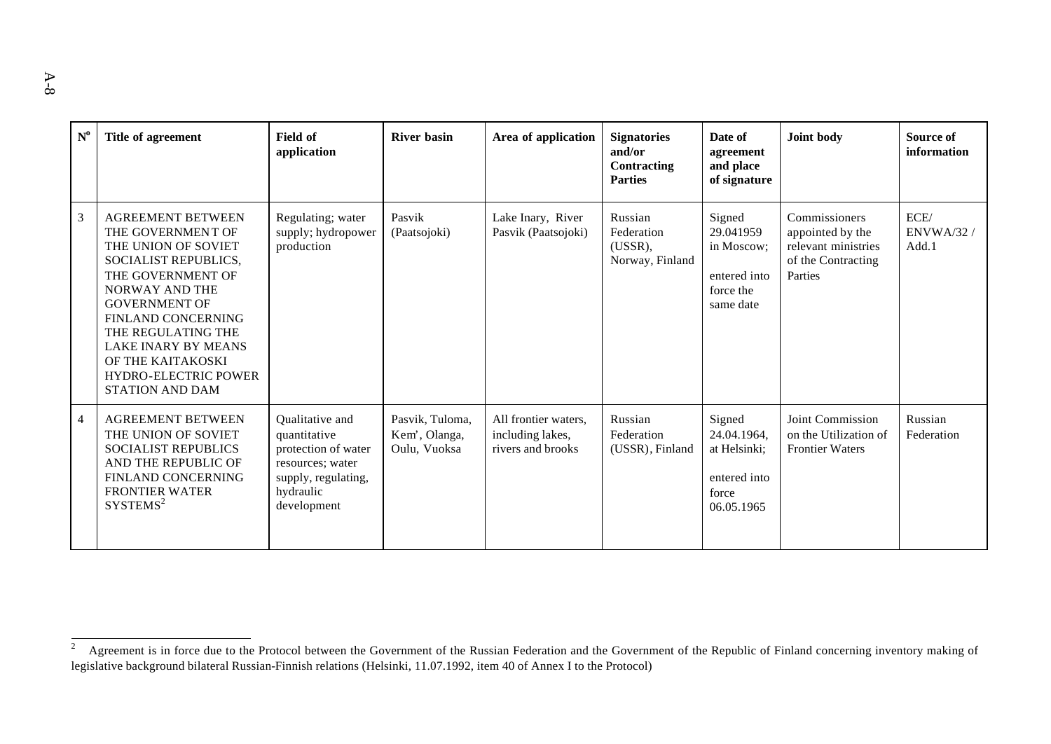| Nº | Title of agreement | Field of application | River basin | Area of application | Signatories and/or Contracting Parties | Date of agreement and place of signature | Joint body | Source of information |
|---|---|---|---|---|---|---|---|---|
| 3 | AGREEMENT BETWEEN THE GOVERNMENT OF THE UNION OF SOVIET SOCIALIST REPUBLICS, THE GOVERNMENT OF NORWAY AND THE GOVERNMENT OF FINLAND CONCERNING THE REGULATING THE LAKE INARY BY MEANS OF THE KAITAKOSKI HYDRO-ELECTRIC POWER STATION AND DAM | Regulating; water supply; hydropower production | Pasvik (Paatsojoki) | Lake Inary, River Pasvik (Paatsojoki) | Russian Federation (USSR), Norway, Finland | Signed 29.041959 in Moscow; entered into force the same date | Commissioners appointed by the relevant ministries of the Contracting Parties | ECE/ ENVWA/32 / Add.1 |
| 4 | AGREEMENT BETWEEN THE UNION OF SOVIET SOCIALIST REPUBLICS AND THE REPUBLIC OF FINLAND CONCERNING FRONTIER WATER SYSTEMS[2] | Qualitative and quantitative protection of water resources; water supply, regulating, hydraulic development | Pasvik, Tuloma, Kem', Olanga, Oulu, Vuoksa | All frontier waters, including lakes, rivers and brooks | Russian Federation (USSR), Finland | Signed 24.04.1964, at Helsinki; entered into force 06.05.1965 | Joint Commission on the Utilization of Frontier Waters | Russian Federation |

[2] Agreement is in force due to the Protocol between the Government of the Russian Federation and the Government of the Republic of Finland concerning inventory making of legislative background bilateral Russian-Finnish relations (Helsinki, 11.07.1992, item 40 of Annex I to the Protocol)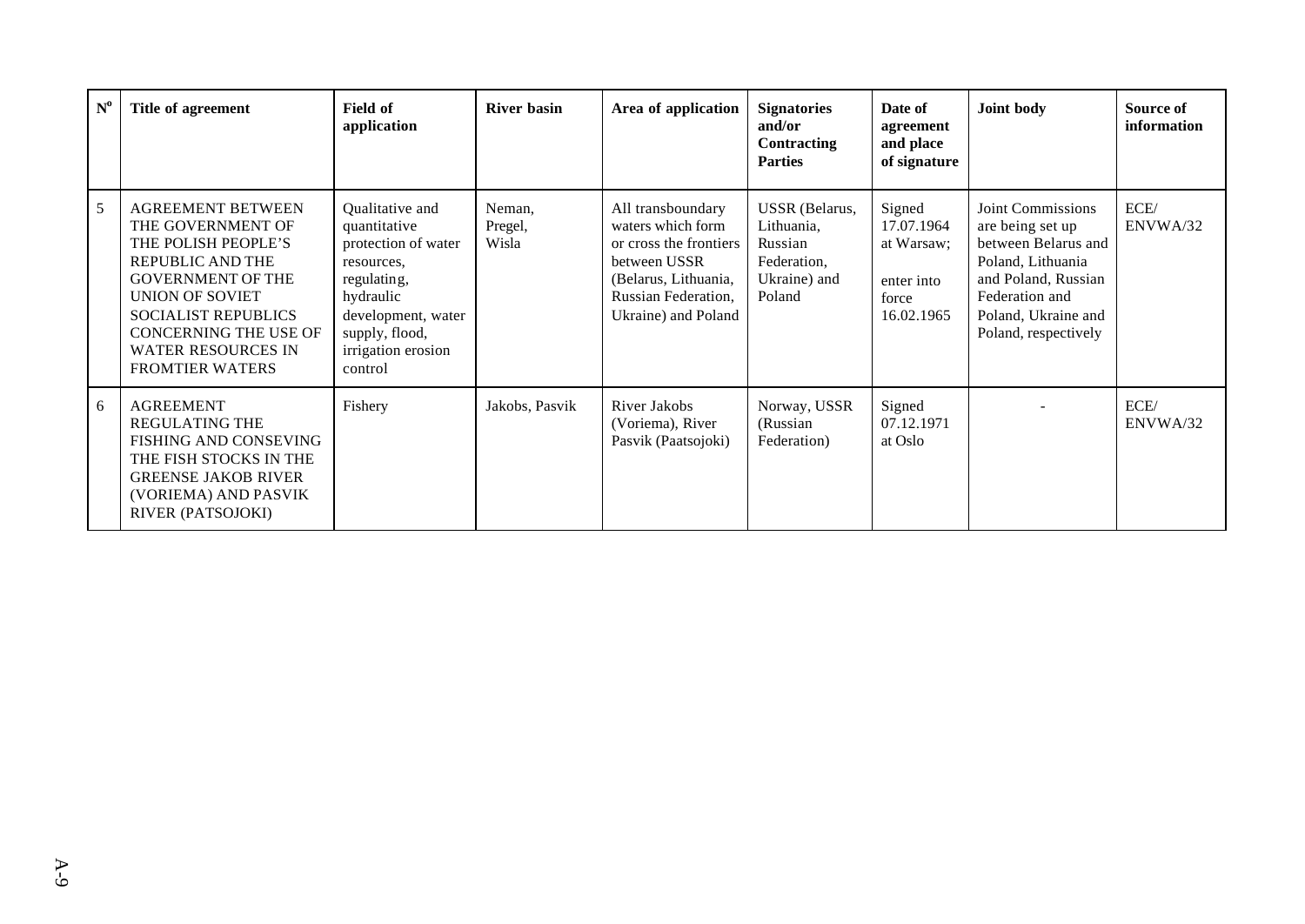| N° | Title of agreement | Field of application | River basin | Area of application | Signatories and/or Contracting Parties | Date of agreement and place of signature | Joint body | Source of information |
|---|---|---|---|---|---|---|---|---|
| 5 | AGREEMENT BETWEEN THE GOVERNMENT OF THE POLISH PEOPLE'S REPUBLIC AND THE GOVERNMENT OF THE UNION OF SOVIET SOCIALIST REPUBLICS CONCERNING THE USE OF WATER RESOURCES IN FROMTIER WATERS | Qualitative and quantitative protection of water resources, regulating, hydraulic development, water supply, flood, irrigation erosion control | Neman, Pregel, Wisla | All transboundary waters which form or cross the frontiers between USSR (Belarus, Lithuania, Russian Federation, Ukraine) and Poland | USSR (Belarus, Lithuania, Russian Federation, Ukraine) and Poland | Signed 17.07.1964 at Warsaw; enter into force 16.02.1965 | Joint Commissions are being set up between Belarus and Poland, Lithuania and Poland, Russian Federation and Poland, Ukraine and Poland, respectively | ECE/ ENVWA/32 |
| 6 | AGREEMENT REGULATING THE FISHING AND CONSEVING THE FISH STOCKS IN THE GREENSE JAKOB RIVER (VORIEMA) AND PASVIK RIVER (PATSOJOKI) | Fishery | Jakobs, Pasvik | River Jakobs (Voriema), River Pasvik (Paatsojoki) | Norway, USSR (Russian Federation) | Signed 07.12.1971 at Oslo | - | ECE/ ENVWA/32 |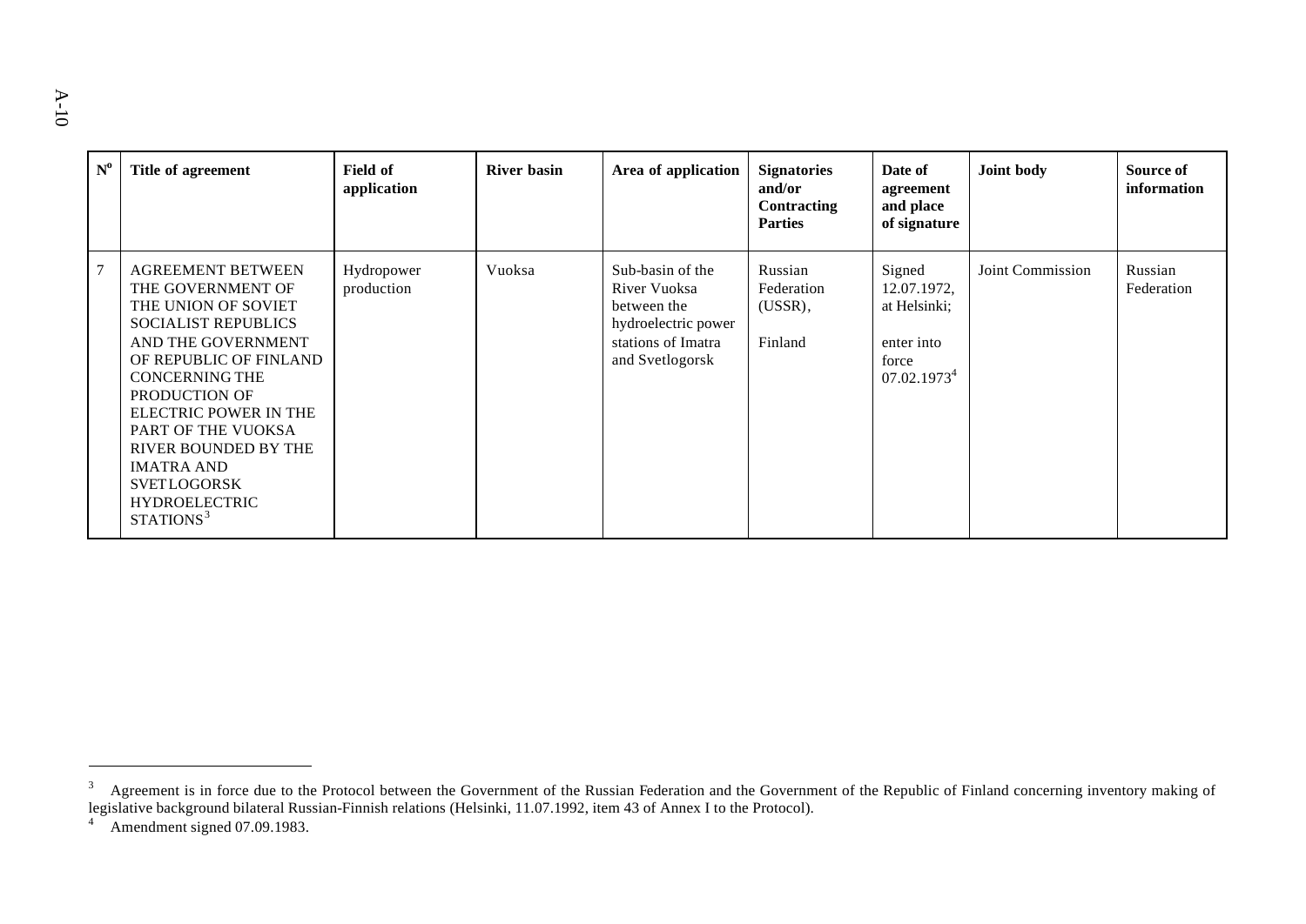| N° | Title of agreement | Field of application | River basin | Area of application | Signatories and/or Contracting Parties | Date of agreement and place of signature | Joint body | Source of information |
|---|---|---|---|---|---|---|---|---|
| 7 | AGREEMENT BETWEEN THE GOVERNMENT OF THE UNION OF SOVIET SOCIALIST REPUBLICS AND THE GOVERNMENT OF REPUBLIC OF FINLAND CONCERNING THE PRODUCTION OF ELECTRIC POWER IN THE PART OF THE VUOKSA RIVER BOUNDED BY THE IMATRA AND SVETLOGORSK HYDROELECTRIC STATIONS[3] | Hydropower production | Vuoksa | Sub-basin of the River Vuoksa between the hydroelectric power stations of Imatra and Svetlogorsk | Russian Federation (USSR), Finland | Signed 12.07.1972, at Helsinki; enter into force 07.02.1973[4] | Joint Commission | Russian Federation |

[3] Agreement is in force due to the Protocol between the Government of the Russian Federation and the Government of the Republic of Finland concerning inventory making of legislative background bilateral Russian-Finnish relations (Helsinki, 11.07.1992, item 43 of Annex I to the Protocol).

[4] Amendment signed 07.09.1983.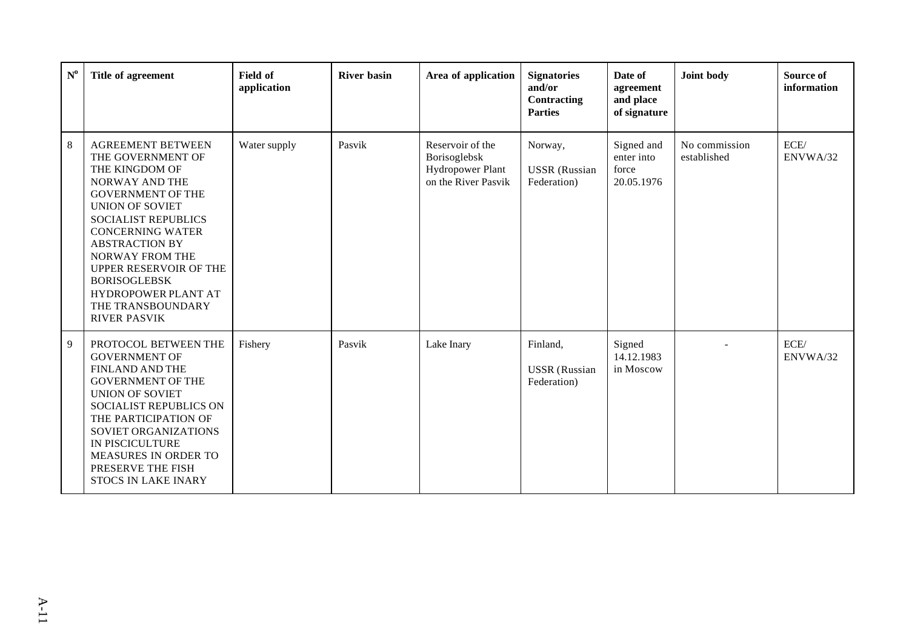| Nº | Title of agreement | Field of application | River basin | Area of application | Signatories and/or Contracting Parties | Date of agreement and place of signature | Joint body | Source of information |
|---|---|---|---|---|---|---|---|---|
| 8 | AGREEMENT BETWEEN THE GOVERNMENT OF THE KINGDOM OF NORWAY AND THE GOVERNMENT OF THE UNION OF SOVIET SOCIALIST REPUBLICS CONCERNING WATER ABSTRACTION BY NORWAY FROM THE UPPER RESERVOIR OF THE BORISOGLEBSK HYDROPOWER PLANT AT THE TRANSBOUNDARY RIVER PASVIK | Water supply | Pasvik | Reservoir of the Borisoglebsk Hydropower Plant on the River Pasvik | Norway, USSR (Russian Federation) | Signed and enter into force 20.05.1976 | No commission established | ECE/ ENVWA/32 |
| 9 | PROTOCOL BETWEEN THE GOVERNMENT OF FINLAND AND THE GOVERNMENT OF THE UNION OF SOVIET SOCIALIST REPUBLICS ON THE PARTICIPATION OF SOVIET ORGANIZATIONS IN PISCICULTURE MEASURES IN ORDER TO PRESERVE THE FISH STOCS IN LAKE INARY | Fishery | Pasvik | Lake Inary | Finland, USSR (Russian Federation) | Signed 14.12.1983 in Moscow | - | ECE/ ENVWA/32 |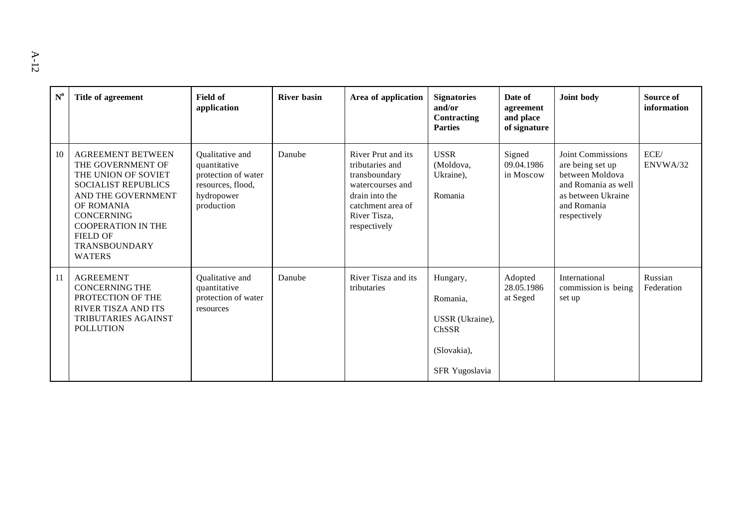| N° | Title of agreement | Field of application | River basin | Area of application | Signatories and/or Contracting Parties | Date of agreement and place of signature | Joint body | Source of information |
|---|---|---|---|---|---|---|---|---|
| 10 | AGREEMENT BETWEEN THE GOVERNMENT OF THE UNION OF SOVIET SOCIALIST REPUBLICS AND THE GOVERNMENT OF ROMANIA CONCERNING COOPERATION IN THE FIELD OF TRANSBOUNDARY WATERS | Qualitative and quantitative protection of water resources, flood, hydropower production | Danube | River Prut and its tributaries and transboundary watercourses and drain into the catchment area of River Tisza, respectively | USSR (Moldova, Ukraine), Romania | Signed 09.04.1986 in Moscow | Joint Commissions are being set up between Moldova and Romania as well as between Ukraine and Romania respectively | ECE/ ENVWA/32 |
| 11 | AGREEMENT CONCERNING THE PROTECTION OF THE RIVER TISZA AND ITS TRIBUTARIES AGAINST POLLUTION | Qualitative and quantitative protection of water resources | Danube | River Tisza and its tributaries | Hungary, Romania, USSR (Ukraine), ChSSR (Slovakia), SFR Yugoslavia | Adopted 28.05.1986 at Seged | International commission is being set up | Russian Federation |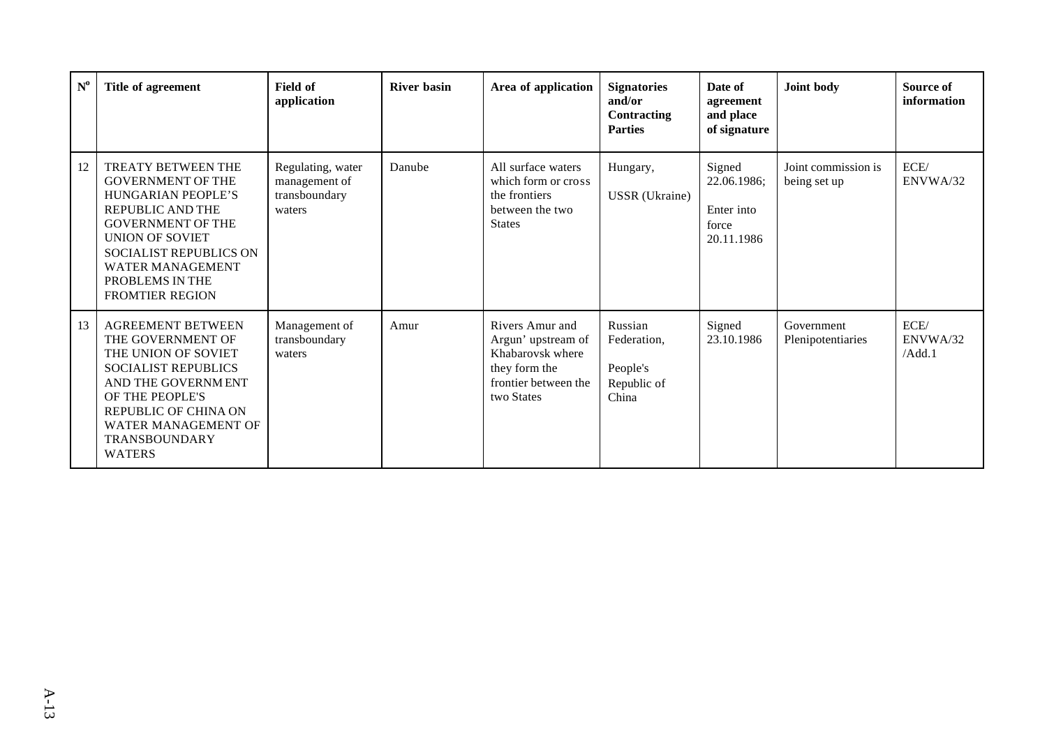| Nº | Title of agreement | Field of application | River basin | Area of application | Signatories and/or Contracting Parties | Date of agreement and place of signature | Joint body | Source of information |
|---|---|---|---|---|---|---|---|---|
| 12 | TREATY BETWEEN THE GOVERNMENT OF THE HUNGARIAN PEOPLE'S REPUBLIC AND THE GOVERNMENT OF THE UNION OF SOVIET SOCIALIST REPUBLICS ON WATER MANAGEMENT PROBLEMS IN THE FROMTIER REGION | Regulating, water management of transboundary waters | Danube | All surface waters which form or cross the frontiers between the two States | Hungary, USSR (Ukraine) | Signed 22.06.1986; Enter into force 20.11.1986 | Joint commission is being set up | ECE/ ENVWA/32 |
| 13 | AGREEMENT BETWEEN THE GOVERNMENT OF THE UNION OF SOVIET SOCIALIST REPUBLICS AND THE GOVERNM ENT OF THE PEOPLE'S REPUBLIC OF CHINA ON WATER MANAGEMENT OF TRANSBOUNDARY WATERS | Management of transboundary waters | Amur | Rivers Amur and Argun' upstream of Khabarovsk where they form the frontier between the two States | Russian Federation, People's Republic of China | Signed 23.10.1986 | Government Plenipotentiaries | ECE/ ENVWA/32 /Add.1 |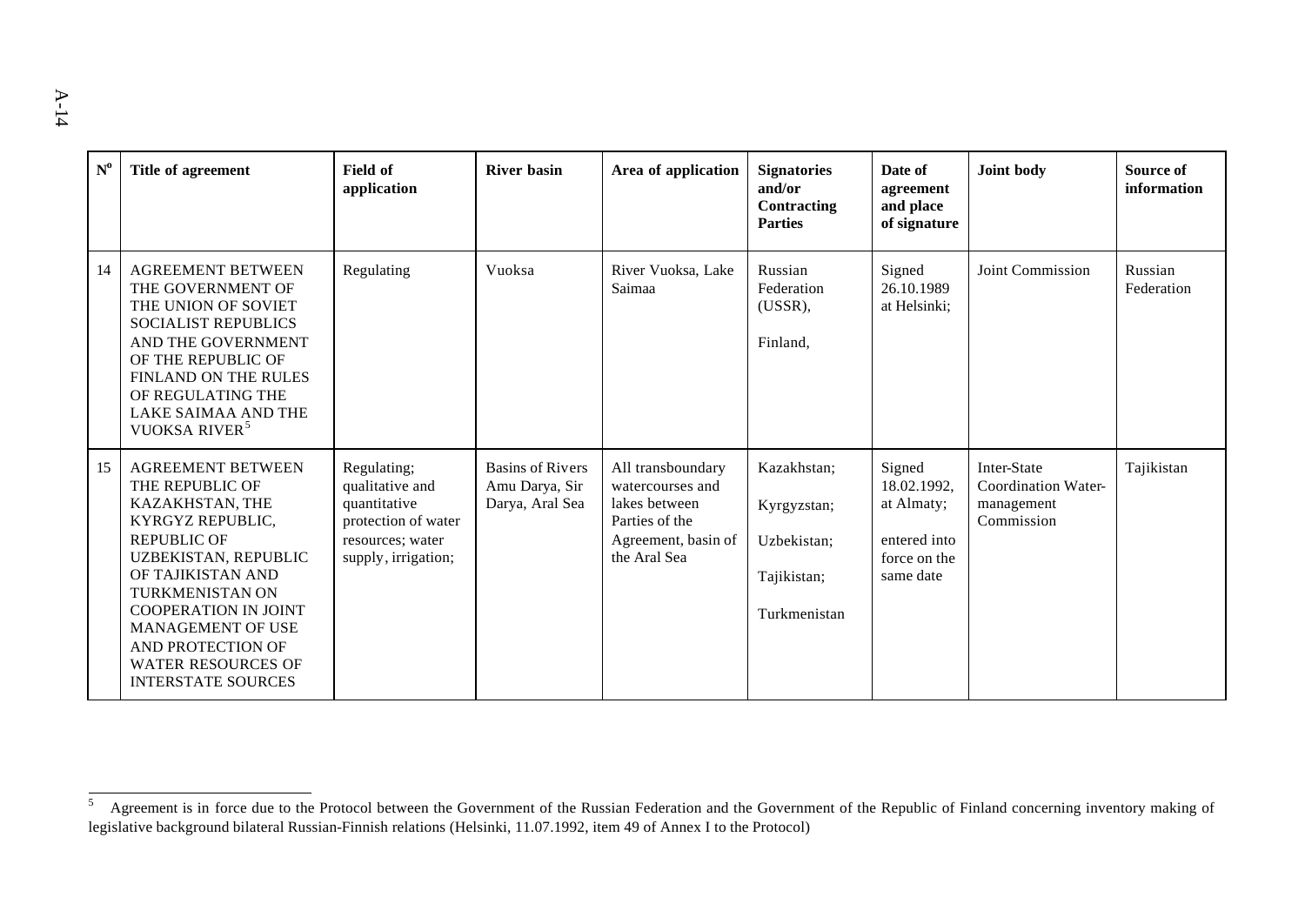| Nº | Title of agreement | Field of application | River basin | Area of application | Signatories and/or Contracting Parties | Date of agreement and place of signature | Joint body | Source of information |
|---|---|---|---|---|---|---|---|---|
| 14 | AGREEMENT BETWEEN THE GOVERNMENT OF THE UNION OF SOVIET SOCIALIST REPUBLICS AND THE GOVERNMENT OF THE REPUBLIC OF FINLAND ON THE RULES OF REGULATING THE LAKE SAIMAA AND THE VUOKSA RIVER[5] | Regulating | Vuoksa | River Vuoksa, Lake Saimaa | Russian Federation (USSR), Finland, | Signed 26.10.1989 at Helsinki; | Joint Commission | Russian Federation |
| 15 | AGREEMENT BETWEEN THE REPUBLIC OF KAZAKHSTAN, THE KYRGYZ REPUBLIC, REPUBLIC OF UZBEKISTAN, REPUBLIC OF TAJIKISTAN AND TURKMENISTAN ON COOPERATION IN JOINT MANAGEMENT OF USE AND PROTECTION OF WATER RESOURCES OF INTERSTATE SOURCES | Regulating; qualitative and quantitative protection of water resources; water supply, irrigation; | Basins of Rivers Amu Darya, Sir Darya, Aral Sea | All transboundary watercourses and lakes between Parties of the Agreement, basin of the Aral Sea | Kazakhstan; Kyrgyzstan; Uzbekistan; Tajikistan; Turkmenistan | Signed 18.02.1992, at Almaty; entered into force on the same date | Inter-State Coordination Water-management Commission | Tajikistan |

[5] Agreement is in force due to the Protocol between the Government of the Russian Federation and the Government of the Republic of Finland concerning inventory making of legislative background bilateral Russian-Finnish relations (Helsinki, 11.07.1992, item 49 of Annex I to the Protocol)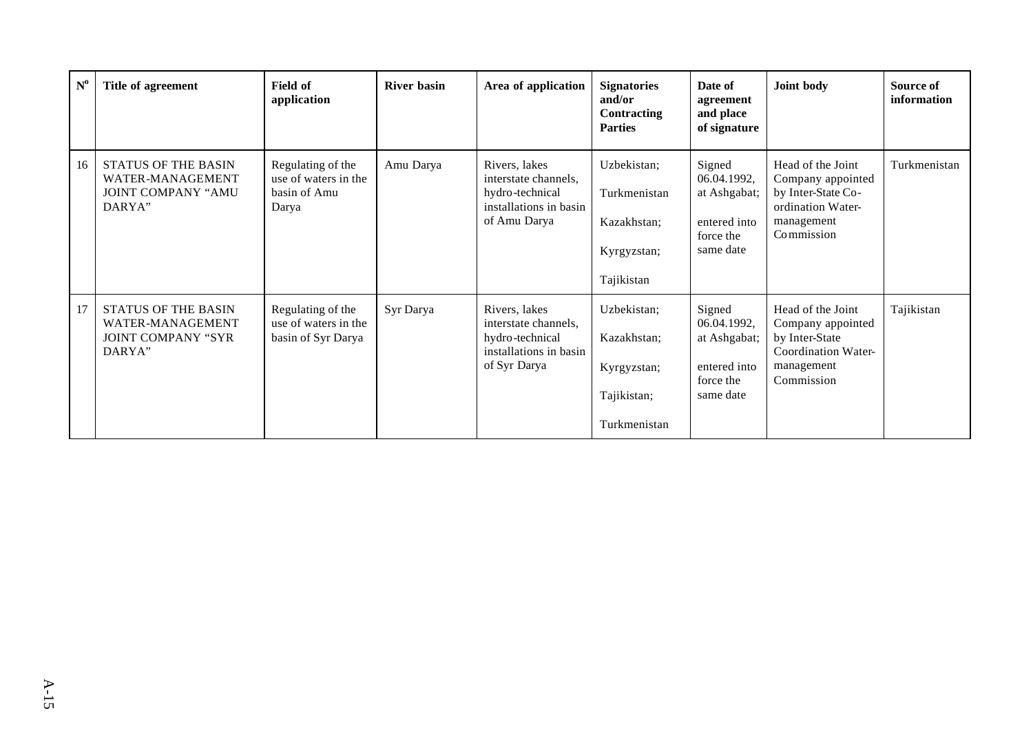| N° | Title of agreement | Field of application | River basin | Area of application | Signatories and/or Contracting Parties | Date of agreement and place of signature | Joint body | Source of information |
|---|---|---|---|---|---|---|---|---|
| 16 | STATUS OF THE BASIN WATER-MANAGEMENT JOINT COMPANY "AMU DARYA" | Regulating of the use of waters in the basin of Amu Darya | Amu Darya | Rivers, lakes interstate channels, hydro-technical installations in basin of Amu Darya | Uzbekistan; Turkmenistan Kazakhstan; Kyrgyzstan; Tajikistan | Signed 06.04.1992, at Ashgabat; entered into force the same date | Head of the Joint Company appointed by Inter-State Co-ordination Water-management Commission | Turkmenistan |
| 17 | STATUS OF THE BASIN WATER-MANAGEMENT JOINT COMPANY "SYR DARYA" | Regulating of the use of waters in the basin of Syr Darya | Syr Darya | Rivers, lakes interstate channels, hydro-technical installations in basin of Syr Darya | Uzbekistan; Kazakhstan; Kyrgyzstan; Tajikistan; Turkmenistan | Signed 06.04.1992, at Ashgabat; entered into force the same date | Head of the Joint Company appointed by Inter-State Coordination Water-management Commission | Tajikistan |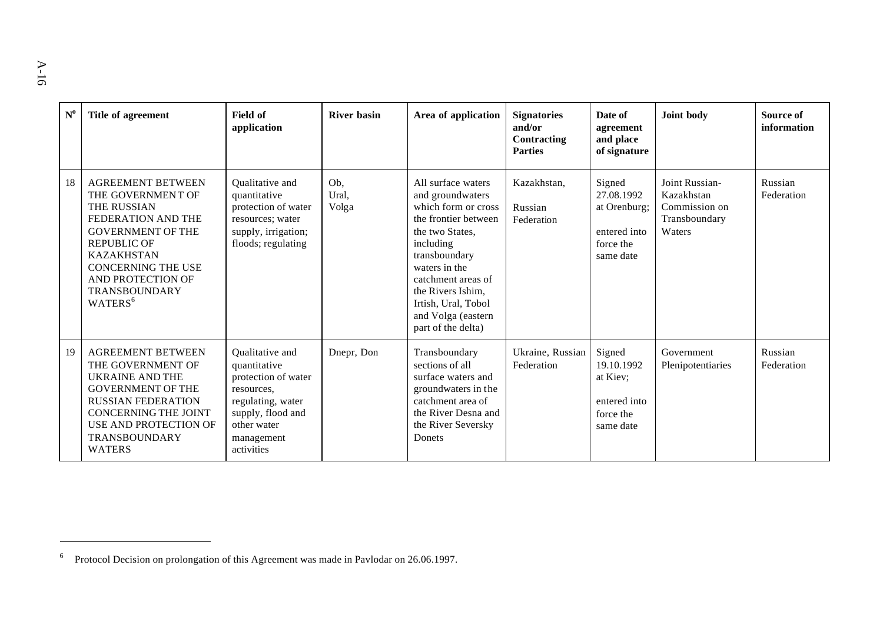| Nº | Title of agreement | Field of application | River basin | Area of application | Signatories and/or Contracting Parties | Date of agreement and place of signature | Joint body | Source of information |
|---|---|---|---|---|---|---|---|---|
| 18 | AGREEMENT BETWEEN THE GOVERNMENT OF THE RUSSIAN FEDERATION AND THE GOVERNMENT OF THE REPUBLIC OF KAZAKHSTAN CONCERNING THE USE AND PROTECTION OF TRANSBOUNDARY WATERS[6] | Qualitative and quantitative protection of water resources; water supply, irrigation; floods; regulating | Ob, Ural, Volga | All surface waters and groundwaters which form or cross the frontier between the two States, including transboundary waters in the catchment areas of the Rivers Ishim, Irtish, Ural, Tobol and Volga (eastern part of the delta) | Kazakhstan, Russian Federation | Signed 27.08.1992 at Orenburg; entered into force the same date | Joint Russian-Kazakhstan Commission on Transboundary Waters | Russian Federation |
| 19 | AGREEMENT BETWEEN THE GOVERNMENT OF UKRAINE AND THE GOVERNMENT OF THE RUSSIAN FEDERATION CONCERNING THE JOINT USE AND PROTECTION OF TRANSBOUNDARY WATERS | Qualitative and quantitative protection of water resources, regulating, water supply, flood and other water management activities | Dnepr, Don | Transboundary sections of all surface waters and groundwaters in the catchment area of the River Desna and the River Seversky Donets | Ukraine, Russian Federation | Signed 19.10.1992 at Kiev; entered into force the same date | Government Plenipotentiaries | Russian Federation |

[6] Protocol Decision on prolongation of this Agreement was made in Pavlodar on 26.06.1997.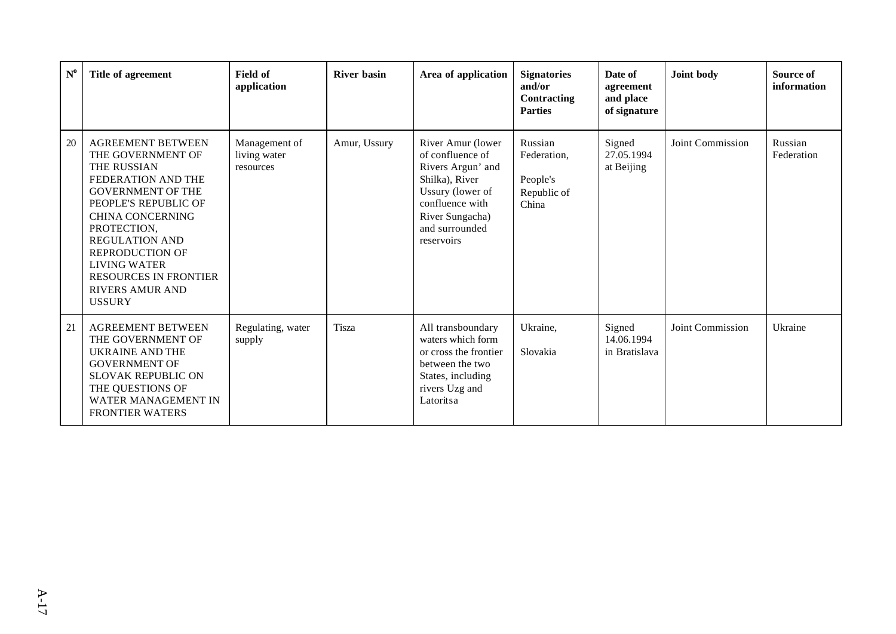| N° | Title of agreement | Field of application | River basin | Area of application | Signatories and/or Contracting Parties | Date of agreement and place of signature | Joint body | Source of information |
|---|---|---|---|---|---|---|---|---|
| 20 | AGREEMENT BETWEEN THE GOVERNMENT OF THE RUSSIAN FEDERATION AND THE GOVERNMENT OF THE PEOPLE'S REPUBLIC OF CHINA CONCERNING PROTECTION, REGULATION AND REPRODUCTION OF LIVING WATER RESOURCES IN FRONTIER RIVERS AMUR AND USSURY | Management of living water resources | Amur, Ussury | River Amur (lower of confluence of Rivers Argun' and Shilka), River Ussury (lower of confluence with River Sungacha) and surrounded reservoirs | Russian Federation, People's Republic of China | Signed 27.05.1994 at Beijing | Joint Commission | Russian Federation |
| 21 | AGREEMENT BETWEEN THE GOVERNMENT OF UKRAINE AND THE GOVERNMENT OF SLOVAK REPUBLIC ON THE QUESTIONS OF WATER MANAGEMENT IN FRONTIER WATERS | Regulating, water supply | Tisza | All transboundary waters which form or cross the frontier between the two States, including rivers Uzg and Latoritsa | Ukraine, Slovakia | Signed 14.06.1994 in Bratislava | Joint Commission | Ukraine |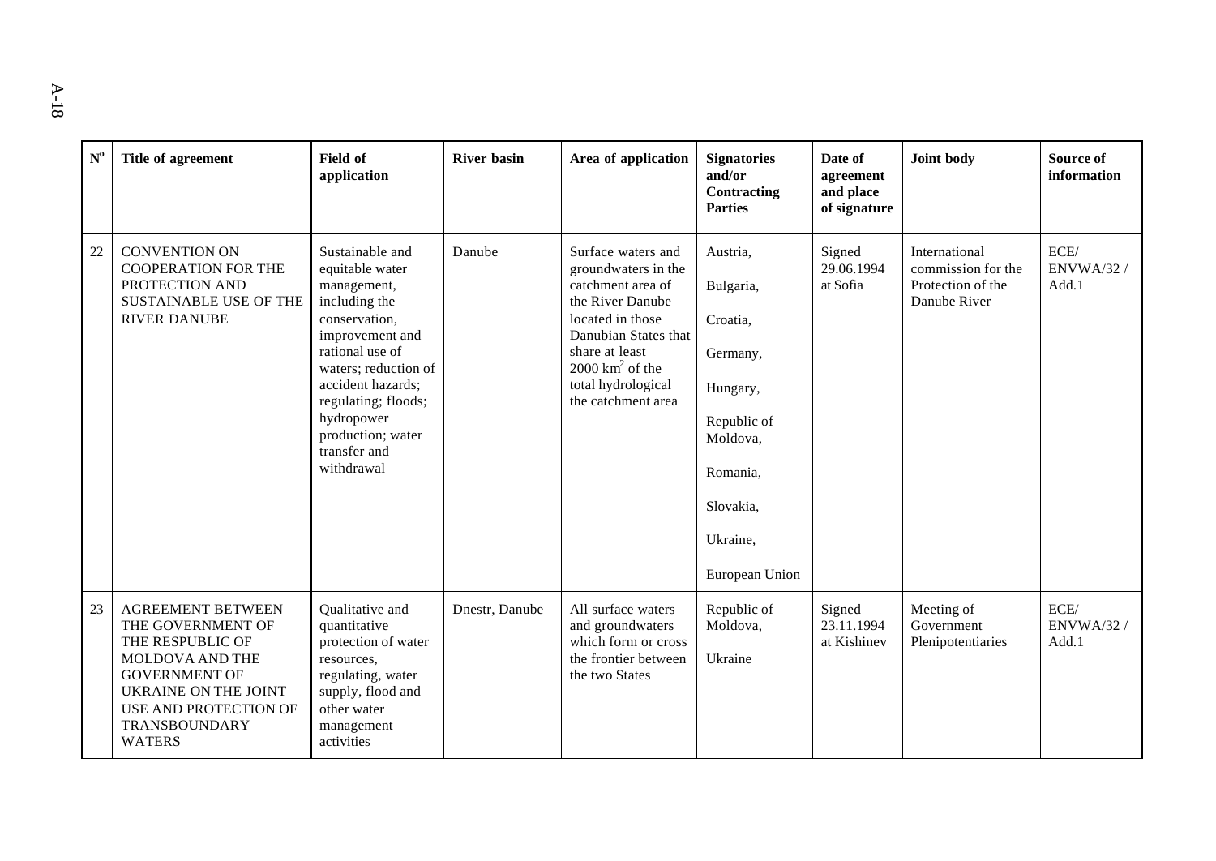| N° | Title of agreement | Field of application | River basin | Area of application | Signatories and/or Contracting Parties | Date of agreement and place of signature | Joint body | Source of information |
|---|---|---|---|---|---|---|---|---|
| 22 | CONVENTION ON COOPERATION FOR THE PROTECTION AND SUSTAINABLE USE OF THE RIVER DANUBE | Sustainable and equitable water management, including the conservation, improvement and rational use of waters; reduction of accident hazards; regulating; floods; hydropower production; water transfer and withdrawal | Danube | Surface waters and groundwaters in the catchment area of the River Danube located in those Danubian States that share at least 2000 $km^2$ of the total hydrological the catchment area | Austria, Bulgaria, Croatia, Germany, Hungary, Republic of Moldova, Romania, Slovakia, Ukraine, European Union | Signed 29.06.1994 at Sofia | International commission for the Protection of the Danube River | ECE/ ENVWA/32 / Add.1 |
| 23 | AGREEMENT BETWEEN THE GOVERNMENT OF THE RESPUBLIC OF MOLDOVA AND THE GOVERNMENT OF UKRAINE ON THE JOINT USE AND PROTECTION OF TRANSBOUNDARY WATERS | Qualitative and quantitative protection of water resources, regulating, water supply, flood and other water management activities | Dnestr, Danube | All surface waters and groundwaters which form or cross the frontier between the two States | Republic of Moldova, Ukraine | Signed 23.11.1994 at Kishinev | Meeting of Government Plenipotentiaries | ECE/ ENVWA/32 / Add.1 |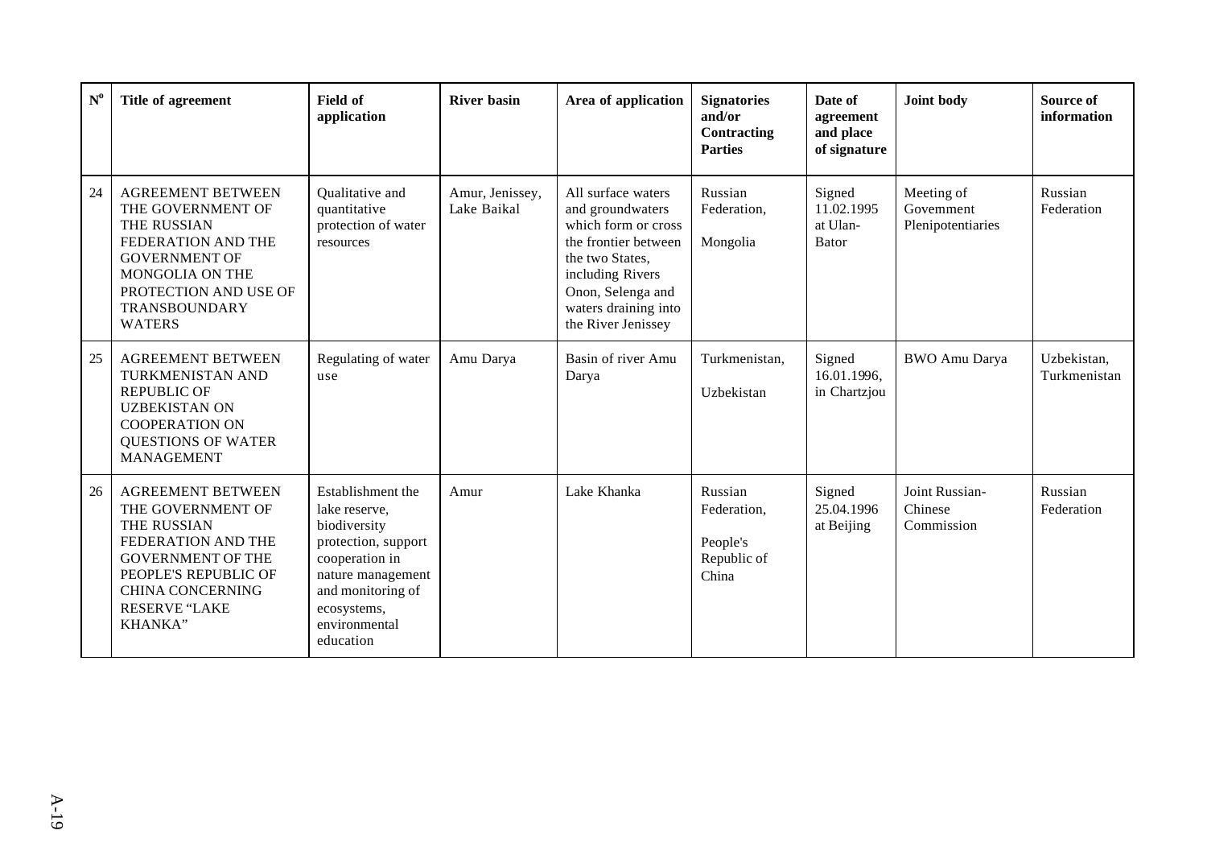| N[o] | Title of agreement | Field of application | River basin | Area of application | Signatories and/or Contracting Parties | Date of agreement and place of signature | Joint body | Source of information |
|---|---|---|---|---|---|---|---|---|
| 24 | AGREEMENT BETWEEN THE GOVERNMENT OF THE RUSSIAN FEDERATION AND THE GOVERNMENT OF MONGOLIA ON THE PROTECTION AND USE OF TRANSBOUNDARY WATERS | Qualitative and quantitative protection of water resources | Amur, Jenissey, Lake Baikal | All surface waters and groundwaters which form or cross the frontier between the two States, including Rivers Onon, Selenga and waters draining into the River Jenissey | Russian Federation, Mongolia | Signed 11.02.1995 at Ulan-Bator | Meeting of Govemment Plenipotentiaries | Russian Federation |
| 25 | AGREEMENT BETWEEN TURKMENISTAN AND REPUBLIC OF UZBEKISTAN ON COOPERATION ON QUESTIONS OF WATER MANAGEMENT | Regulating of water use | Amu Darya | Basin of river Amu Darya | Turkmenistan, Uzbekistan | Signed 16.01.1996, in Chartzjou | BWO Amu Darya | Uzbekistan, Turkmenistan |
| 26 | AGREEMENT BETWEEN THE GOVERNMENT OF THE RUSSIAN FEDERATION AND THE GOVERNMENT OF THE PEOPLE'S REPUBLIC OF CHINA CONCERNING RESERVE "LAKE KHANKA" | Establishment the lake reserve, biodiversity protection, support cooperation in nature management and monitoring of ecosystems, environmental education | Amur | Lake Khanka | Russian Federation, People's Republic of China | Signed 25.04.1996 at Beijing | Joint Russian-Chinese Commission | Russian Federation |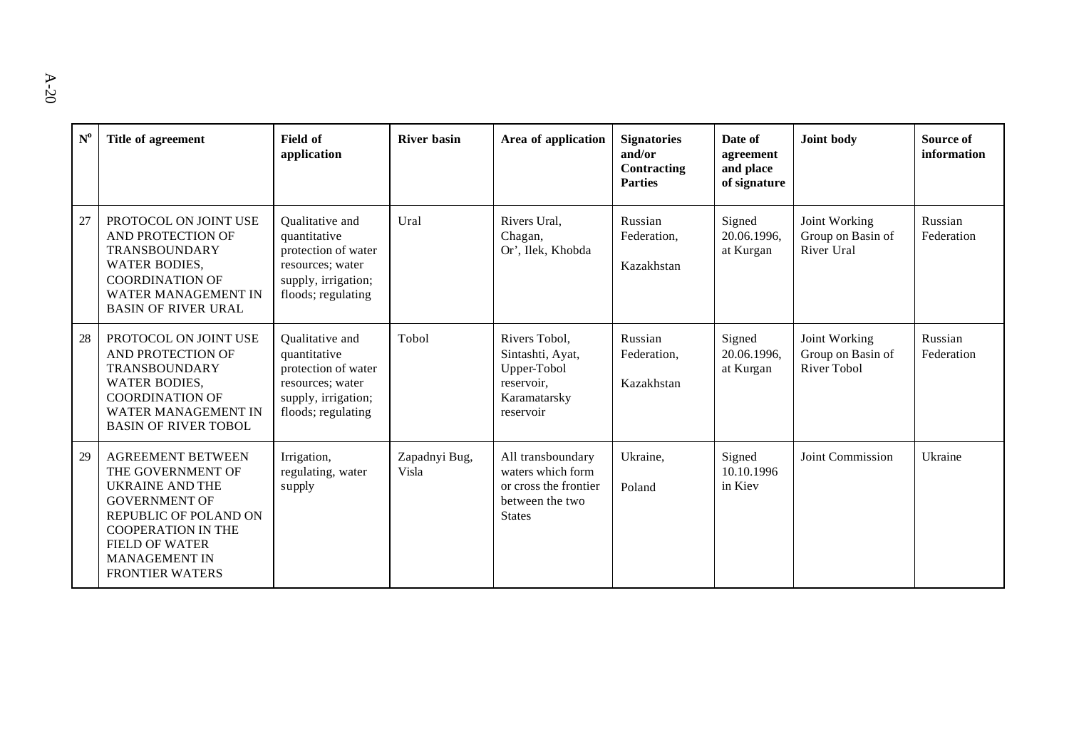| Nº | Title of agreement | Field of application | River basin | Area of application | Signatories and/or Contracting Parties | Date of agreement and place of signature | Joint body | Source of information |
|---|---|---|---|---|---|---|---|---|
| 27 | PROTOCOL ON JOINT USE AND PROTECTION OF TRANSBOUNDARY WATER BODIES, COORDINATION OF WATER MANAGEMENT IN BASIN OF RIVER URAL | Qualitative and quantitative protection of water resources; water supply, irrigation; floods; regulating | Ural | Rivers Ural, Chagan, Or', Ilek, Khobda | Russian Federation, Kazakhstan | Signed 20.06.1996, at Kurgan | Joint Working Group on Basin of River Ural | Russian Federation |
| 28 | PROTOCOL ON JOINT USE AND PROTECTION OF TRANSBOUNDARY WATER BODIES, COORDINATION OF WATER MANAGEMENT IN BASIN OF RIVER TOBOL | Qualitative and quantitative protection of water resources; water supply, irrigation; floods; regulating | Tobol | Rivers Tobol, Sintashti, Ayat, Upper-Tobol reservoir, Karamatarsky reservoir | Russian Federation, Kazakhstan | Signed 20.06.1996, at Kurgan | Joint Working Group on Basin of River Tobol | Russian Federation |
| 29 | AGREEMENT BETWEEN THE GOVERNMENT OF UKRAINE AND THE GOVERNMENT OF REPUBLIC OF POLAND ON COOPERATION IN THE FIELD OF WATER MANAGEMENT IN FRONTIER WATERS | Irrigation, regulating, water supply | Zapadnyi Bug, Visla | All transboundary waters which form or cross the frontier between the two States | Ukraine, Poland | Signed 10.10.1996 in Kiev | Joint Commission | Ukraine |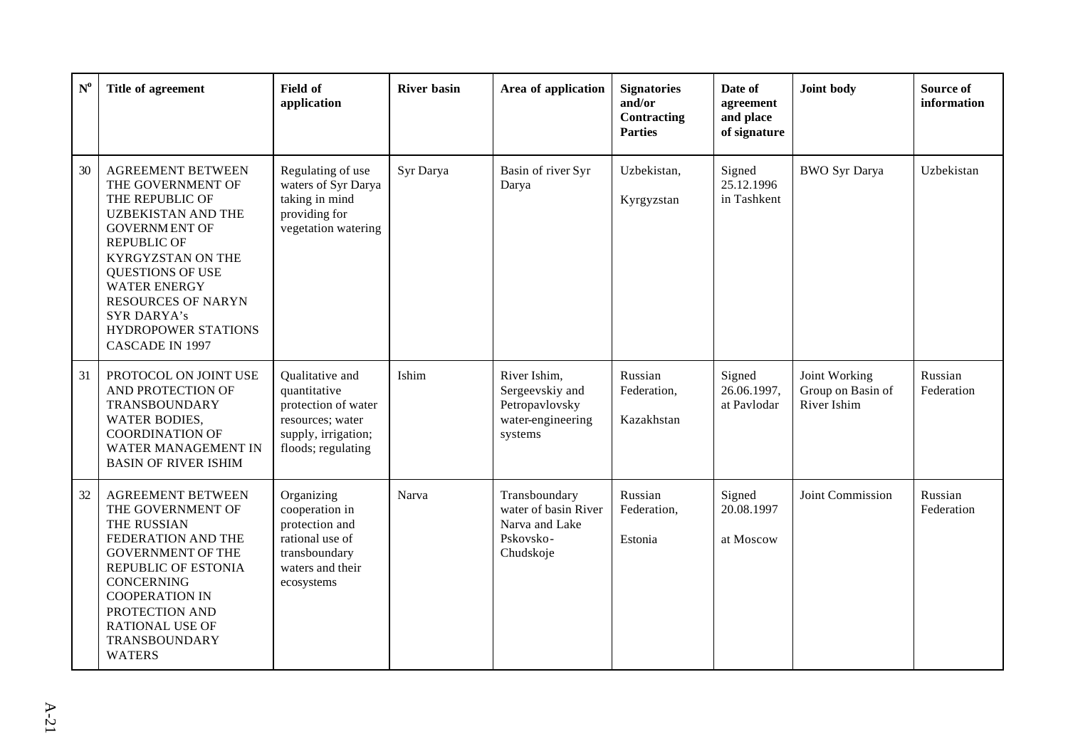| N° | Title of agreement | Field of application | River basin | Area of application | Signatories and/or Contracting Parties | Date of agreement and place of signature | Joint body | Source of information |
|---|---|---|---|---|---|---|---|---|
| 30 | AGREEMENT BETWEEN THE GOVERNMENT OF THE REPUBLIC OF UZBEKISTAN AND THE GOVERNM ENT OF REPUBLIC OF KYRGYZSTAN ON THE QUESTIONS OF USE WATER ENERGY RESOURCES OF NARYN SYR DARYA's HYDROPOWER STATIONS CASCADE IN 1997 | Regulating of use waters of Syr Darya taking in mind providing for vegetation watering | Syr Darya | Basin of river Syr Darya | Uzbekistan, Kyrgyzstan | Signed 25.12.1996 in Tashkent | BWO Syr Darya | Uzbekistan |
| 31 | PROTOCOL ON JOINT USE AND PROTECTION OF TRANSBOUNDARY WATER BODIES, COORDINATION OF WATER MANAGEMENT IN BASIN OF RIVER ISHIM | Qualitative and quantitative protection of water resources; water supply, irrigation; floods; regulating | Ishim | River Ishim, Sergeevskiy and Petropavlovsky water-engineering systems | Russian Federation, Kazakhstan | Signed 26.06.1997, at Pavlodar | Joint Working Group on Basin of River Ishim | Russian Federation |
| 32 | AGREEMENT BETWEEN THE GOVERNMENT OF THE RUSSIAN FEDERATION AND THE GOVERNMENT OF THE REPUBLIC OF ESTONIA CONCERNING COOPERATION IN PROTECTION AND RATIONAL USE OF TRANSBOUNDARY WATERS | Organizing cooperation in protection and rational use of transboundary waters and their ecosystems | Narva | Transboundary water of basin River Narva and Lake Pskovsko-Chudskoje | Russian Federation, Estonia | Signed 20.08.1997 at Moscow | Joint Commission | Russian Federation |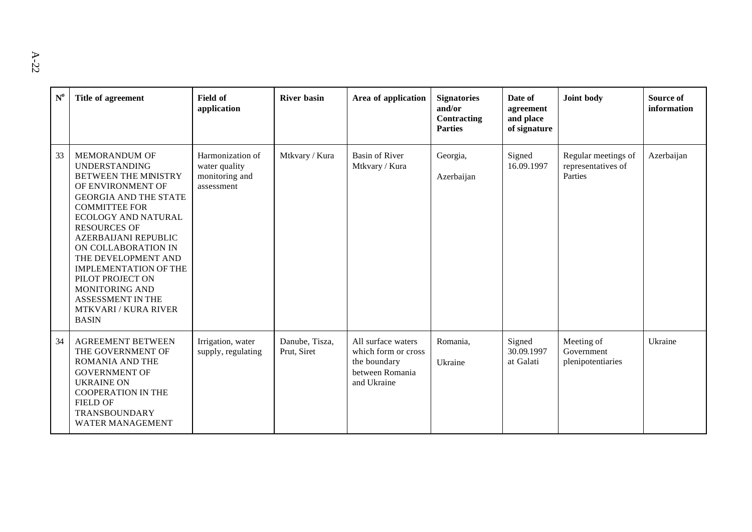| N[o] | Title of agreement | Field of application | River basin | Area of application | Signatories and/or Contracting Parties | Date of agreement and place of signature | Joint body | Source of information |
|---|---|---|---|---|---|---|---|---|
| 33 | MEMORANDUM OF UNDERSTANDING BETWEEN THE MINISTRY OF ENVIRONMENT OF GEORGIA AND THE STATE COMMITTEE FOR ECOLOGY AND NATURAL RESOURCES OF AZERBAIJANI REPUBLIC ON COLLABORATION IN THE DEVELOPMENT AND IMPLEMENTATION OF THE PILOT PROJECT ON MONITORING AND ASSESSMENT IN THE MTKVARI / KURA RIVER BASIN | Harmonization of water quality monitoring and assessment | Mtkvary / Kura | Basin of River Mtkvary / Kura | Georgia, Azerbaijan | Signed 16.09.1997 | Regular meetings of representatives of Parties | Azerbaijan |
| 34 | AGREEMENT BETWEEN THE GOVERNMENT OF ROMANIA AND THE GOVERNMENT OF UKRAINE ON COOPERATION IN THE FIELD OF TRANSBOUNDARY WATER MANAGEMENT | Irrigation, water supply, regulating | Danube, Tisza, Prut, Siret | All surface waters which form or cross the boundary between Romania and Ukraine | Romania, Ukraine | Signed 30.09.1997 at Galati | Meeting of Government plenipotentiaries | Ukraine |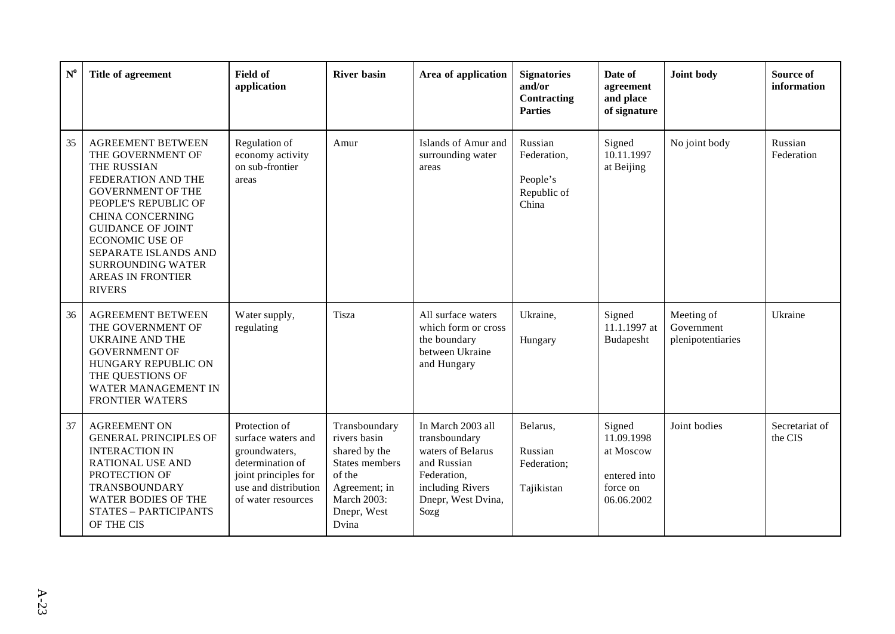| Nº | Title of agreement | Field of application | River basin | Area of application | Signatories and/or Contracting Parties | Date of agreement and place of signature | Joint body | Source of information |
|---|---|---|---|---|---|---|---|---|
| 35 | AGREEMENT BETWEEN THE GOVERNMENT OF THE RUSSIAN FEDERATION AND THE GOVERNMENT OF THE PEOPLE'S REPUBLIC OF CHINA CONCERNING GUIDANCE OF JOINT ECONOMIC USE OF SEPARATE ISLANDS AND SURROUNDING WATER AREAS IN FRONTIER RIVERS | Regulation of economy activity on sub-frontier areas | Amur | Islands of Amur and surrounding water areas | Russian Federation, People's Republic of China | Signed 10.11.1997 at Beijing | No joint body | Russian Federation |
| 36 | AGREEMENT BETWEEN THE GOVERNMENT OF UKRAINE AND THE GOVERNMENT OF HUNGARY REPUBLIC ON THE QUESTIONS OF WATER MANAGEMENT IN FRONTIER WATERS | Water supply, regulating | Tisza | All surface waters which form or cross the boundary between Ukraine and Hungary | Ukraine, Hungary | Signed 11.1.1997 at Budapesht | Meeting of Government plenipotentiaries | Ukraine |
| 37 | AGREEMENT ON GENERAL PRINCIPLES OF INTERACTION IN RATIONAL USE AND PROTECTION OF TRANSBOUNDARY WATER BODIES OF THE STATES – PARTICIPANTS OF THE CIS | Protection of surface waters and groundwaters, determination of joint principles for use and distribution of water resources | Transboundary rivers basin shared by the States members of the Agreement; in March 2003: Dnepr, West Dvina | In March 2003 all transboundary waters of Belarus and Russian Federation, including Rivers Dnepr, West Dvina, Sozg | Belarus, Russian Federation; Tajikistan | Signed 11.09.1998 at Moscow entered into force on 06.06.2002 | Joint bodies | Secretariat of the CIS |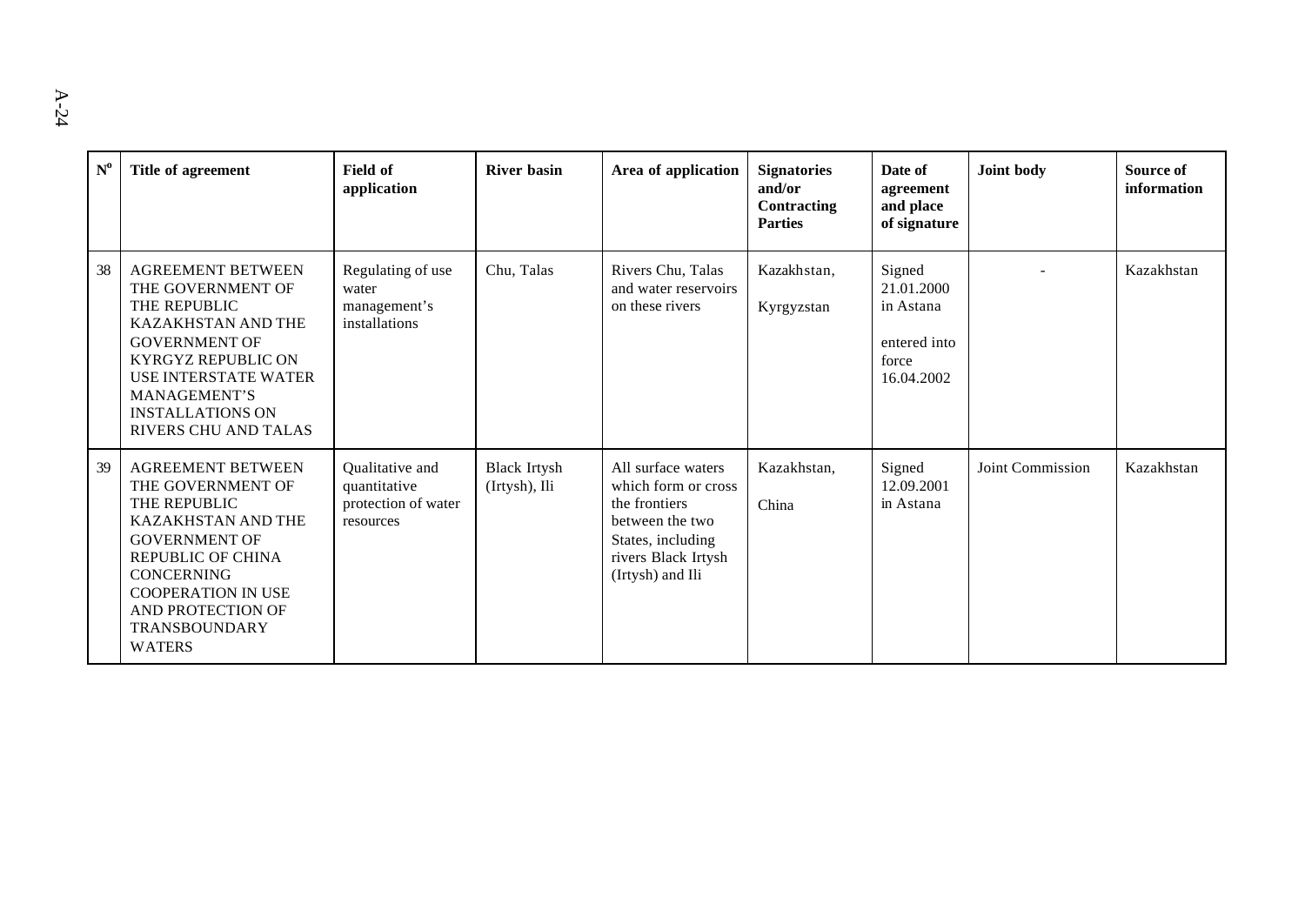| N° | Title of agreement | Field of application | River basin | Area of application | Signatories and/or Contracting Parties | Date of agreement and place of signature | Joint body | Source of information |
|---|---|---|---|---|---|---|---|---|
| 38 | AGREEMENT BETWEEN THE GOVERNMENT OF THE REPUBLIC KAZAKHSTAN AND THE GOVERNMENT OF KYRGYZ REPUBLIC ON USE INTERSTATE WATER MANAGEMENT'S INSTALLATIONS ON RIVERS CHU AND TALAS | Regulating of use water management's installations | Chu, Talas | Rivers Chu, Talas and water reservoirs on these rivers | Kazakhstan, Kyrgyzstan | Signed 21.01.2000 in Astana entered into force 16.04.2002 | - | Kazakhstan |
| 39 | AGREEMENT BETWEEN THE GOVERNMENT OF THE REPUBLIC KAZAKHSTAN AND THE GOVERNMENT OF REPUBLIC OF CHINA CONCERNING COOPERATION IN USE AND PROTECTION OF TRANSBOUNDARY WATERS | Qualitative and quantitative protection of water resources | Black Irtysh (Irtysh), Ili | All surface waters which form or cross the frontiers between the two States, including rivers Black Irtysh (Irtysh) and Ili | Kazakhstan, China | Signed 12.09.2001 in Astana | Joint Commission | Kazakhstan |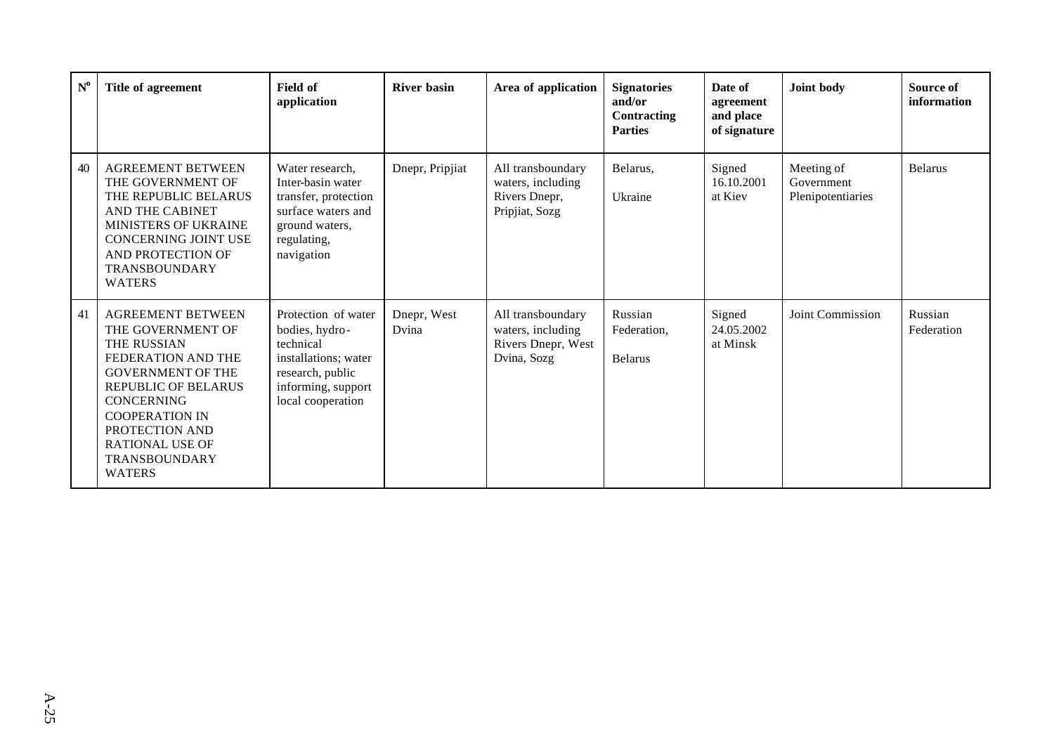| Nº | Title of agreement | Field of application | River basin | Area of application | Signatories and/or Contracting Parties | Date of agreement and place of signature | Joint body | Source of information |
|---|---|---|---|---|---|---|---|---|
| 40 | AGREEMENT BETWEEN THE GOVERNMENT OF THE REPUBLIC BELARUS AND THE CABINET MINISTERS OF UKRAINE CONCERNING JOINT USE AND PROTECTION OF TRANSBOUNDARY WATERS | Water research, Inter-basin water transfer, protection surface waters and ground waters, regulating, navigation | Dnepr, Pripjiat | All transboundary waters, including Rivers Dnepr, Pripjiat, Sozg | Belarus, Ukraine | Signed 16.10.2001 at Kiev | Meeting of Government Plenipotentiaries | Belarus |
| 41 | AGREEMENT BETWEEN THE GOVERNMENT OF THE RUSSIAN FEDERATION AND THE GOVERNMENT OF THE REPUBLIC OF BELARUS CONCERNING COOPERATION IN PROTECTION AND RATIONAL USE OF TRANSBOUNDARY WATERS | Protection of water bodies, hydro-technical installations; water research, public informing, support local cooperation | Dnepr, West Dvina | All transboundary waters, including Rivers Dnepr, West Dvina, Sozg | Russian Federation, Belarus | Signed 24.05.2002 at Minsk | Joint Commission | Russian Federation |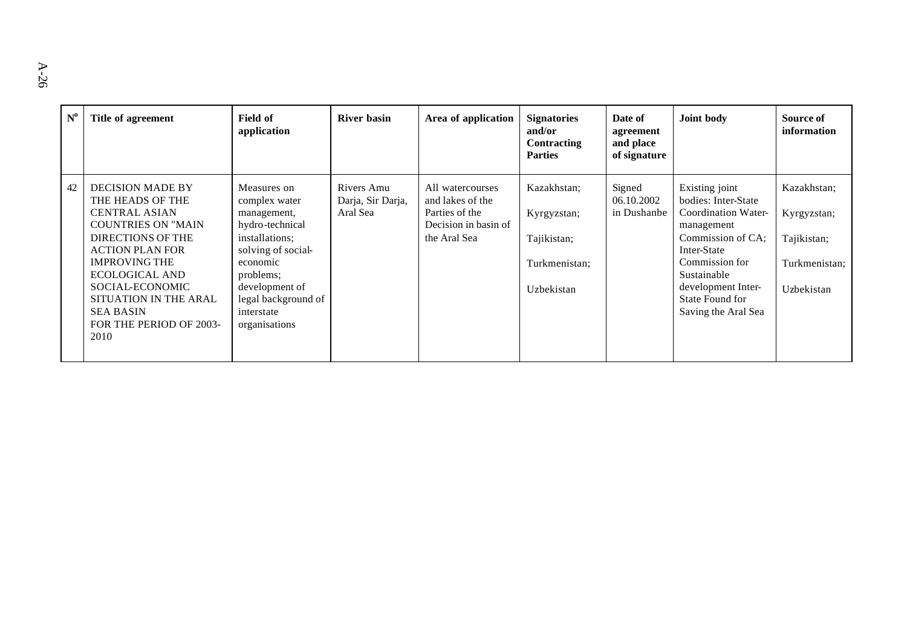| Nº | Title of agreement | Field of application | River basin | Area of application | Signatories and/or Contracting Parties | Date of agreement and place of signature | Joint body | Source of information |
|---|---|---|---|---|---|---|---|---|
| 42 | DECISION MADE BY THE HEADS OF THE CENTRAL ASIAN COUNTRIES ON "MAIN DIRECTIONS OF THE ACTION PLAN FOR IMPROVING THE ECOLOGICAL AND SOCIAL-ECONOMIC SITUATION IN THE ARAL SEA BASIN FOR THE PERIOD OF 2003-2010 | Measures on complex water management, hydro-technical installations; solving of social-economic problems; development of legal background of interstate organisations | Rivers Amu Darja, Sir Darja, Aral Sea | All watercourses and lakes of the Parties of the Decision in basin of the Aral Sea | Kazakhstan; Kyrgyzstan; Tajikistan; Turkmenistan; Uzbekistan | Signed 06.10.2002 in Dushanbe | Existing joint bodies: Inter-State Coordination Water-management Commission of CA; Inter-State Commission for Sustainable development Inter-State Found for Saving the Aral Sea | Kazakhstan; Kyrgyzstan; Tajikistan; Turkmenistan; Uzbekistan |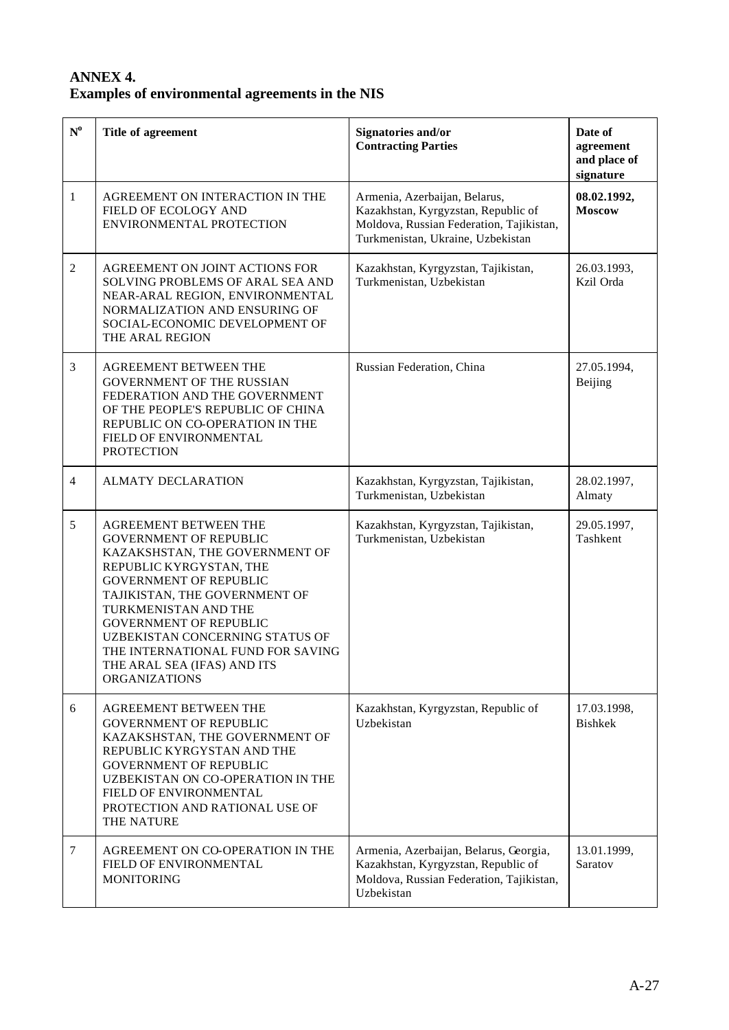## ANNEX 4.
## Examples of environmental agreements in the NIS

| N° | Title of agreement | Signatories and/or Contracting Parties | Date of agreement and place of signature |
|---|---|---|---|
| 1 | AGREEMENT ON INTERACTION IN THE FIELD OF ECOLOGY AND ENVIRONMENTAL PROTECTION | Armenia, Azerbaijan, Belarus, Kazakhstan, Kyrgyzstan, Republic of Moldova, Russian Federation, Tajikistan, Turkmenistan, Ukraine, Uzbekistan | **08.02.1992, Moscow** |
| 2 | AGREEMENT ON JOINT ACTIONS FOR SOLVING PROBLEMS OF ARAL SEA AND NEAR-ARAL REGION, ENVIRONMENTAL NORMALIZATION AND ENSURING OF SOCIAL-ECONOMIC DEVELOPMENT OF THE ARAL REGION | Kazakhstan, Kyrgyzstan, Tajikistan, Turkmenistan, Uzbekistan | 26.03.1993, Kzil Orda |
| 3 | AGREEMENT BETWEEN THE GOVERNMENT OF THE RUSSIAN FEDERATION AND THE GOVERNMENT OF THE PEOPLE'S REPUBLIC OF CHINA REPUBLIC ON CO-OPERATION IN THE FIELD OF ENVIRONMENTAL PROTECTION | Russian Federation, China | 27.05.1994, Beijing |
| 4 | ALMATY DECLARATION | Kazakhstan, Kyrgyzstan, Tajikistan, Turkmenistan, Uzbekistan | 28.02.1997, Almaty |
| 5 | AGREEMENT BETWEEN THE GOVERNMENT OF REPUBLIC KAZAKSHSTAN, THE GOVERNMENT OF REPUBLIC KYRGYSTAN, THE GOVERNMENT OF REPUBLIC TAJIKISTAN, THE GOVERNMENT OF TURKMENISTAN AND THE GOVERNMENT OF REPUBLIC UZBEKISTAN CONCERNING STATUS OF THE INTERNATIONAL FUND FOR SAVING THE ARAL SEA (IFAS) AND ITS ORGANIZATIONS | Kazakhstan, Kyrgyzstan, Tajikistan, Turkmenistan, Uzbekistan | 29.05.1997, Tashkent |
| 6 | AGREEMENT BETWEEN THE GOVERNMENT OF REPUBLIC KAZAKSHSTAN, THE GOVERNMENT OF REPUBLIC KYRGYSTAN AND THE GOVERNMENT OF REPUBLIC UZBEKISTAN ON CO-OPERATION IN THE FIELD OF ENVIRONMENTAL PROTECTION AND RATIONAL USE OF THE NATURE | Kazakhstan, Kyrgyzstan, Republic of Uzbekistan | 17.03.1998, Bishkek |
| 7 | AGREEMENT ON CO-OPERATION IN THE FIELD OF ENVIRONMENTAL MONITORING | Armenia, Azerbaijan, Belarus, Georgia, Kazakhstan, Kyrgyzstan, Republic of Moldova, Russian Federation, Tajikistan, Uzbekistan | 13.01.1999, Saratov |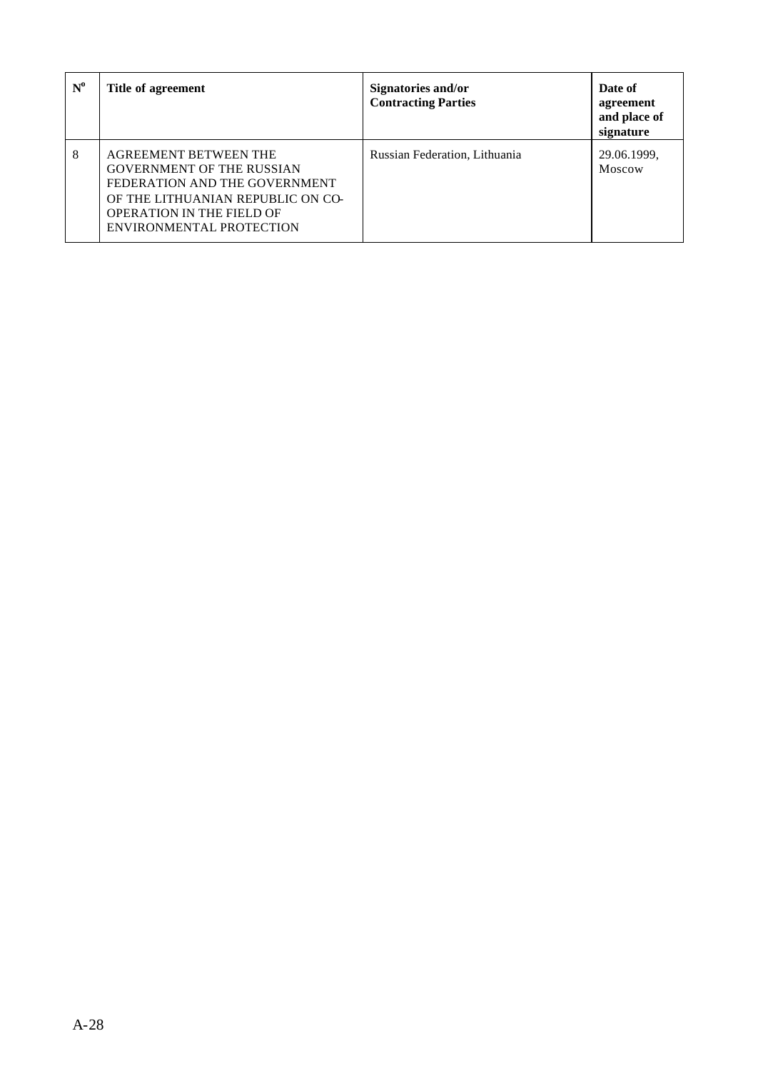| Nº | Title of agreement | Signatories and/or Contracting Parties | Date of agreement and place of signature |
|---|---|---|---|
| 8 | AGREEMENT BETWEEN THE GOVERNMENT OF THE RUSSIAN FEDERATION AND THE GOVERNMENT OF THE LITHUANIAN REPUBLIC ON CO-OPERATION IN THE FIELD OF ENVIRONMENTAL PROTECTION | Russian Federation, Lithuania | 29.06.1999, Moscow |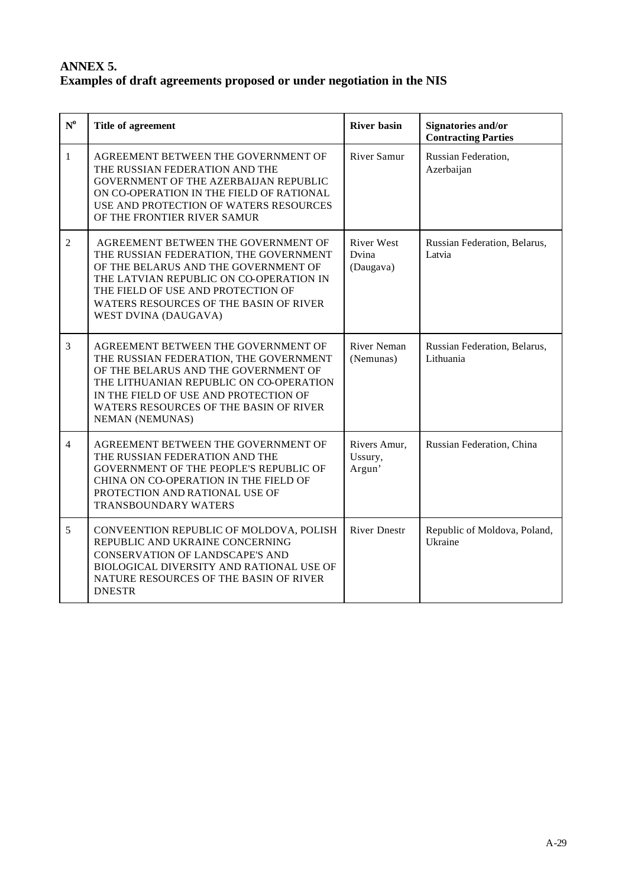# ANNEX 5.
## Examples of draft agreements proposed or under negotiation in the NIS

| N° | Title of agreement | River basin | Signatories and/or Contracting Parties |
|---|---|---|---|
| 1 | AGREEMENT BETWEEN THE GOVERNMENT OF THE RUSSIAN FEDERATION AND THE GOVERNMENT OF THE AZERBAIJAN REPUBLIC ON CO-OPERATION IN THE FIELD OF RATIONAL USE AND PROTECTION OF WATERS RESOURCES OF THE FRONTIER RIVER SAMUR | River Samur | Russian Federation, Azerbaijan |
| 2 | AGREEMENT BETWEEN THE GOVERNMENT OF THE RUSSIAN FEDERATION, THE GOVERNMENT OF THE BELARUS AND THE GOVERNMENT OF THE LATVIAN REPUBLIC ON CO-OPERATION IN THE FIELD OF USE AND PROTECTION OF WATERS RESOURCES OF THE BASIN OF RIVER WEST DVINA (DAUGAVA) | River West Dvina (Daugava) | Russian Federation, Belarus, Latvia |
| 3 | AGREEMENT BETWEEN THE GOVERNMENT OF THE RUSSIAN FEDERATION, THE GOVERNMENT OF THE BELARUS AND THE GOVERNMENT OF THE LITHUANIAN REPUBLIC ON CO-OPERATION IN THE FIELD OF USE AND PROTECTION OF WATERS RESOURCES OF THE BASIN OF RIVER NEMAN (NEMUNAS) | River Neman (Nemunas) | Russian Federation, Belarus, Lithuania |
| 4 | AGREEMENT BETWEEN THE GOVERNMENT OF THE RUSSIAN FEDERATION AND THE GOVERNMENT OF THE PEOPLE'S REPUBLIC OF CHINA ON CO-OPERATION IN THE FIELD OF PROTECTION AND RATIONAL USE OF TRANSBOUNDARY WATERS | Rivers Amur, Ussury, Argun' | Russian Federation, China |
| 5 | CONVEENTION REPUBLIC OF MOLDOVA, POLISH REPUBLIC AND UKRAINE CONCERNING CONSERVATION OF LANDSCAPE'S AND BIOLOGICAL DIVERSITY AND RATIONAL USE OF NATURE RESOURCES OF THE BASIN OF RIVER DNESTR | River Dnestr | Republic of Moldova, Poland, Ukraine |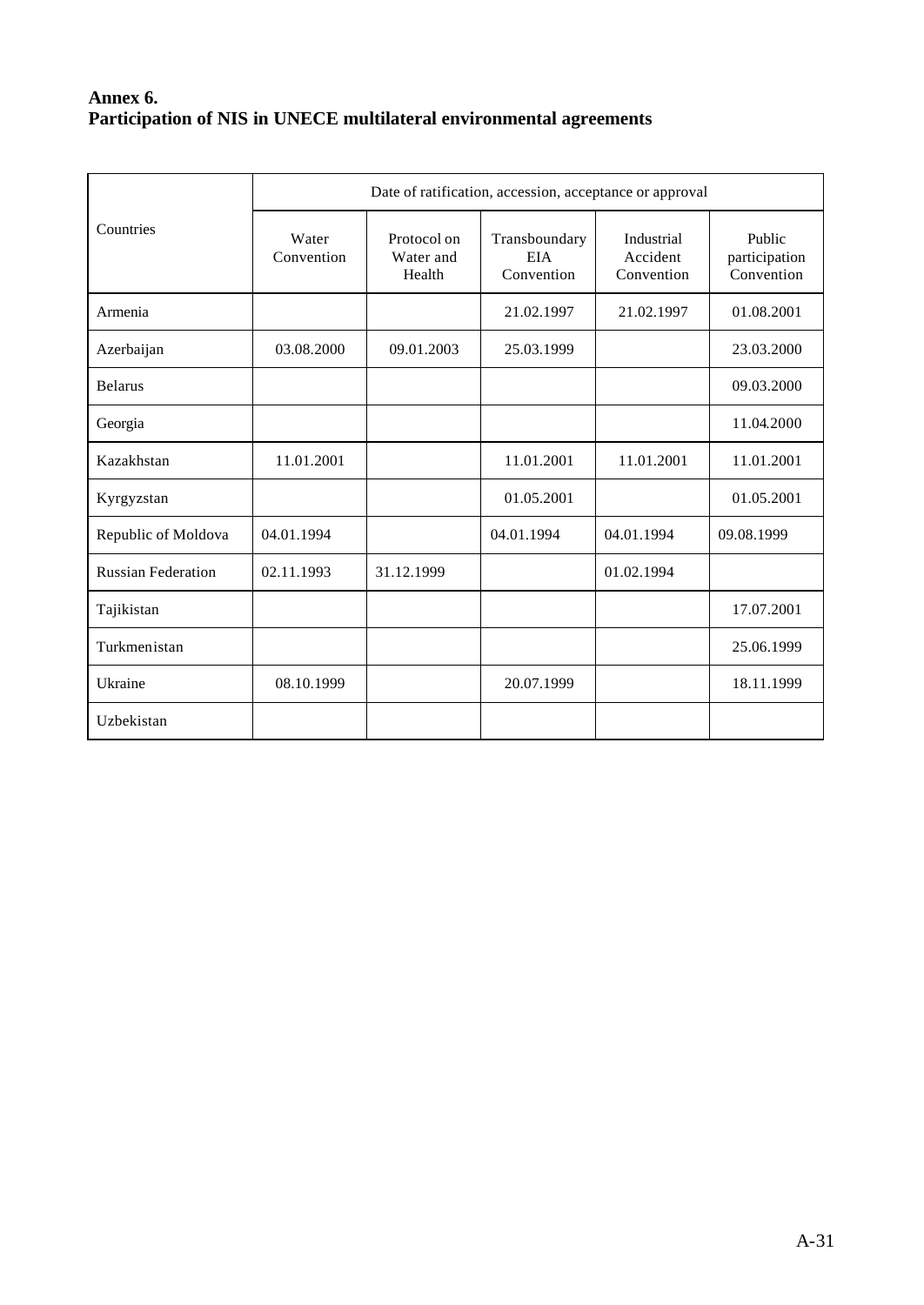**Annex 6.**
**Participation of NIS in UNECE multilateral environmental agreements**

| Countries | Date of ratification, accession, acceptance or approval | | | | |
|---|---|---|---|---|---|
| | Water Convention | Protocol on Water and Health | Transboundary EIA Convention | Industrial Accident Convention | Public participation Convention |
| Armenia | | | 21.02.1997 | 21.02.1997 | 01.08.2001 |
| Azerbaijan | 03.08.2000 | 09.01.2003 | 25.03.1999 | | 23.03.2000 |
| Belarus | | | | | 09.03.2000 |
| Georgia | | | | | 11.04.2000 |
| Kazakhstan | 11.01.2001 | | 11.01.2001 | 11.01.2001 | 11.01.2001 |
| Kyrgyzstan | | | 01.05.2001 | | 01.05.2001 |
| Republic of Moldova | 04.01.1994 | | 04.01.1994 | 04.01.1994 | 09.08.1999 |
| Russian Federation | 02.11.1993 | 31.12.1999 | | 01.02.1994 | |
| Tajikistan | | | | | 17.07.2001 |
| Turkmenistan | | | | | 25.06.1999 |
| Ukraine | 08.10.1999 | | 20.07.1999 | | 18.11.1999 |
| Uzbekistan | | | | | |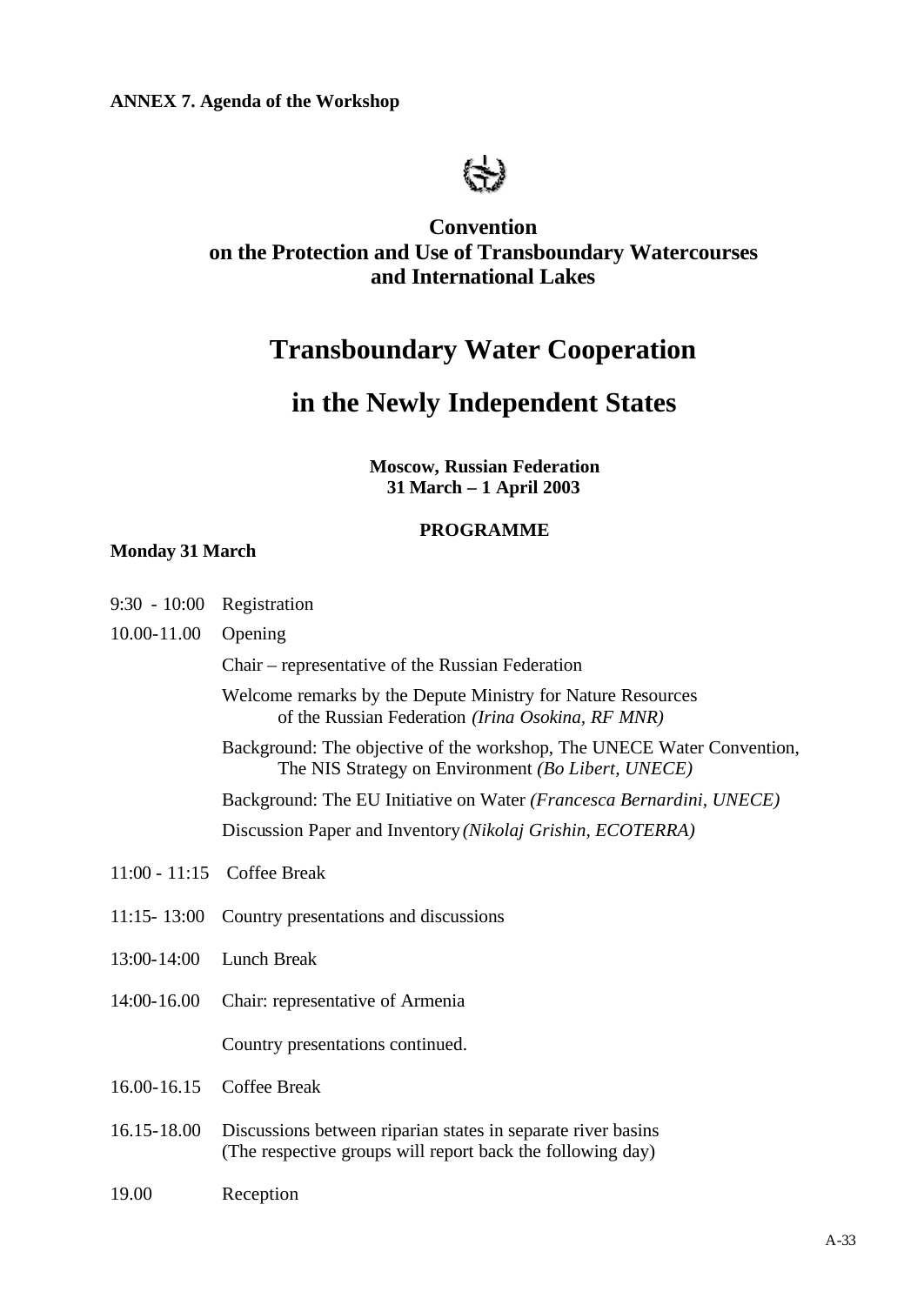**ANNEX 7. Agenda of the Workshop**

**Convention on the Protection and Use of Transboundary Watercourses and International Lakes**

# Transboundary Water Cooperation

# in the Newly Independent States

**Moscow, Russian Federation**
**31 March – 1 April 2003**

**PROGRAMME**

**Monday 31 March**

9:30 - 10:00 Registration

10.00-11.00 Opening

Chair – representative of the Russian Federation

Welcome remarks by the Depute Ministry for Nature Resources of the Russian Federation *(Irina Osokina, RF MNR)*

Background: The objective of the workshop, The UNECE Water Convention, The NIS Strategy on Environment *(Bo Libert, UNECE)*

Background: The EU Initiative on Water *(Francesca Bernardini, UNECE)*

Discussion Paper and Inventory *(Nikolaj Grishin, ECOTERRA)*

11:00 - 11:15 Coffee Break

11:15- 13:00 Country presentations and discussions

13:00-14:00 Lunch Break

14:00-16.00 Chair: representative of Armenia

Country presentations continued.

16.00-16.15 Coffee Break

16.15-18.00 Discussions between riparian states in separate river basins (The respective groups will report back the following day)

19.00 Reception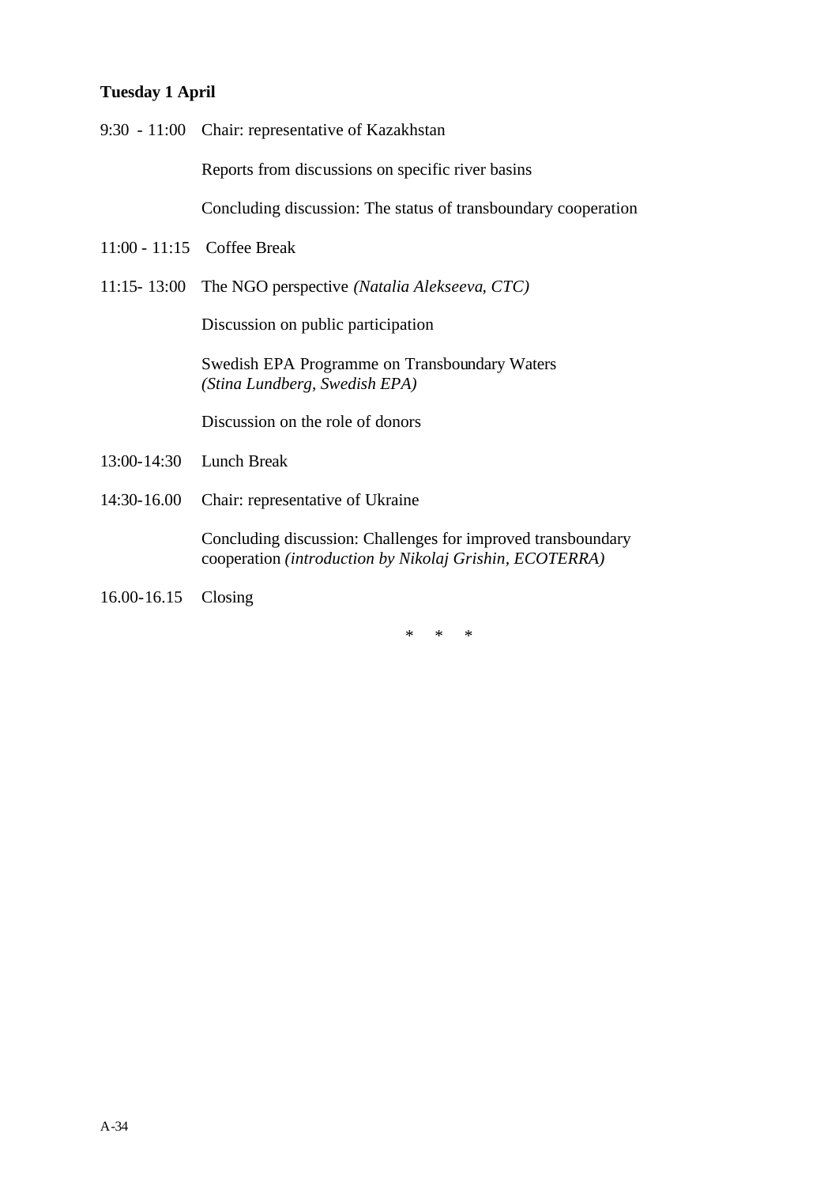**Tuesday 1 April**

9:30 - 11:00 Chair: representative of Kazakhstan

Reports from discussions on specific river basins

Concluding discussion: The status of transboundary cooperation

11:00 - 11:15 Coffee Break

11:15- 13:00 The NGO perspective *(Natalia Alekseeva, CTC)*

Discussion on public participation

Swedish EPA Programme on Transboundary Waters
*(Stina Lundberg, Swedish EPA)*

Discussion on the role of donors

13:00-14:30 Lunch Break

14:30-16.00 Chair: representative of Ukraine

Concluding discussion: Challenges for improved transboundary cooperation *(introduction by Nikolaj Grishin, ECOTERRA)*

16.00-16.15 Closing

\* \* \*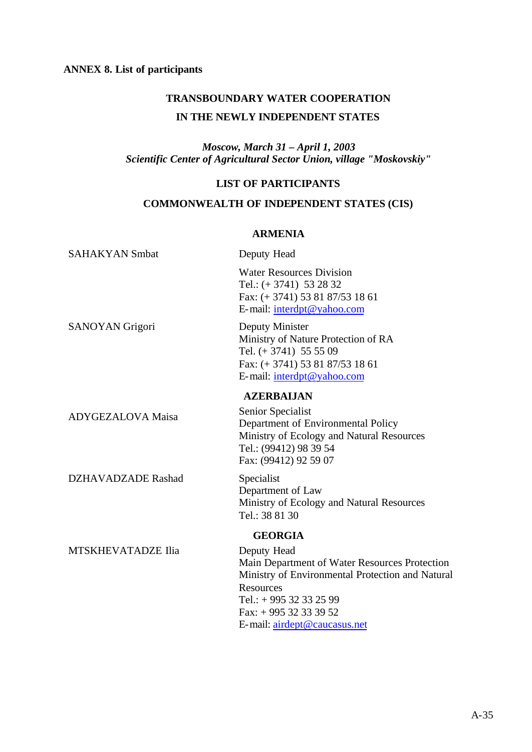**ANNEX 8. List of participants**

## TRANSBOUNDARY WATER COOPERATION IN THE NEWLY INDEPENDENT STATES

***Moscow, March 31 – April 1, 2003***
***Scientific Center of Agricultural Sector Union, village "Moskovskiy"***

### LIST OF PARTICIPANTS

### COMMONWEALTH OF INDEPENDENT STATES (CIS)

#### ARMENIA

| | |
|---|---|
| SAHAKYAN Smbat | Deputy Head<br><br>Water Resources Division<br>Tel.: (+ 3741) 53 28 32<br>Fax: (+ 3741) 53 81 87/53 18 61<br>E-mail: interdpt@yahoo.com |
| SANOYAN Grigori | Deputy Minister<br>Ministry of Nature Protection of RA<br>Tel. (+ 3741) 55 55 09<br>Fax: (+ 3741) 53 81 87/53 18 61<br>E-mail: interdpt@yahoo.com |

#### AZERBAIJAN

| | |
|---|---|
| ADYGEZALOVA Maisa | Senior Specialist<br>Department of Environmental Policy<br>Ministry of Ecology and Natural Resources<br>Tel.: (99412) 98 39 54<br>Fax: (99412) 92 59 07 |
| DZHAVADZADE Rashad | Specialist<br>Department of Law<br>Ministry of Ecology and Natural Resources<br>Tel.: 38 81 30 |

#### GEORGIA

| | |
|---|---|
| MTSKHEVATADZE Ilia | Deputy Head<br>Main Department of Water Resources Protection<br>Ministry of Environmental Protection and Natural Resources<br>Tel.: + 995 32 33 25 99<br>Fax: + 995 32 33 39 52<br>E-mail: airdept@caucasus.net |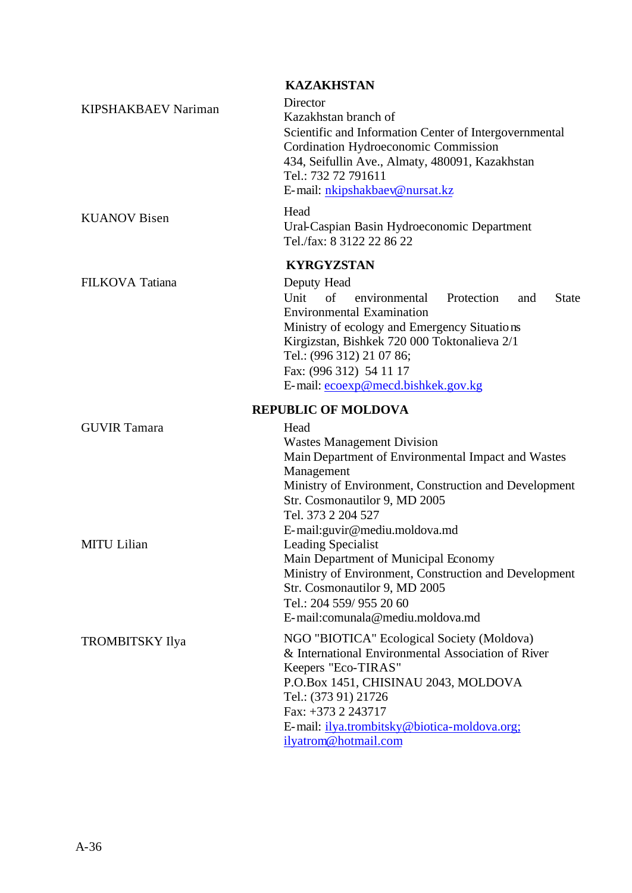**KAZAKHSTAN**

KIPSHAKBAEV Nariman

Director
Kazakhstan branch of
Scientific and Information Center of Intergovernmental Cordination Hydroeconomic Commission
434, Seifullin Ave., Almaty, 480091, Kazakhstan
Tel.: 732 72 791611
E-mail: nkipshakbaev@nursat.kz

KUANOV Bisen

Head
Ural-Caspian Basin Hydroeconomic Department
Tel./fax: 8 3122 22 86 22

**KYRGYZSTAN**

FILKOVA Tatiana

Deputy Head
Unit of environmental Protection and State Environmental Examination
Ministry of ecology and Emergency Situations
Kirgizstan, Bishkek 720 000 Toktonalieva 2/1
Tel.: (996 312) 21 07 86;
Fax: (996 312) 54 11 17
E-mail: ecoexp@mecd.bishkek.gov.kg

**REPUBLIC OF MOLDOVA**

GUVIR Tamara

Head
Wastes Management Division
Main Department of Environmental Impact and Wastes Management
Ministry of Environment, Construction and Development
Str. Cosmonautilor 9, MD 2005
Tel. 373 2 204 527
E-mail:guvir@mediu.moldova.md

MITU Lilian

Leading Specialist
Main Department of Municipal Economy
Ministry of Environment, Construction and Development
Str. Cosmonautilor 9, MD 2005
Tel.: 204 559/ 955 20 60
E-mail:comunala@mediu.moldova.md

TROMBITSKY Ilya

NGO "BIOTICA" Ecological Society (Moldova)
& International Environmental Association of River Keepers "Eco-TIRAS"
P.O.Box 1451, CHISINAU 2043, MOLDOVA
Tel.: (373 91) 21726
Fax: +373 2 243717
E-mail: ilya.trombitsky@biotica-moldova.org; ilyatrom@hotmail.com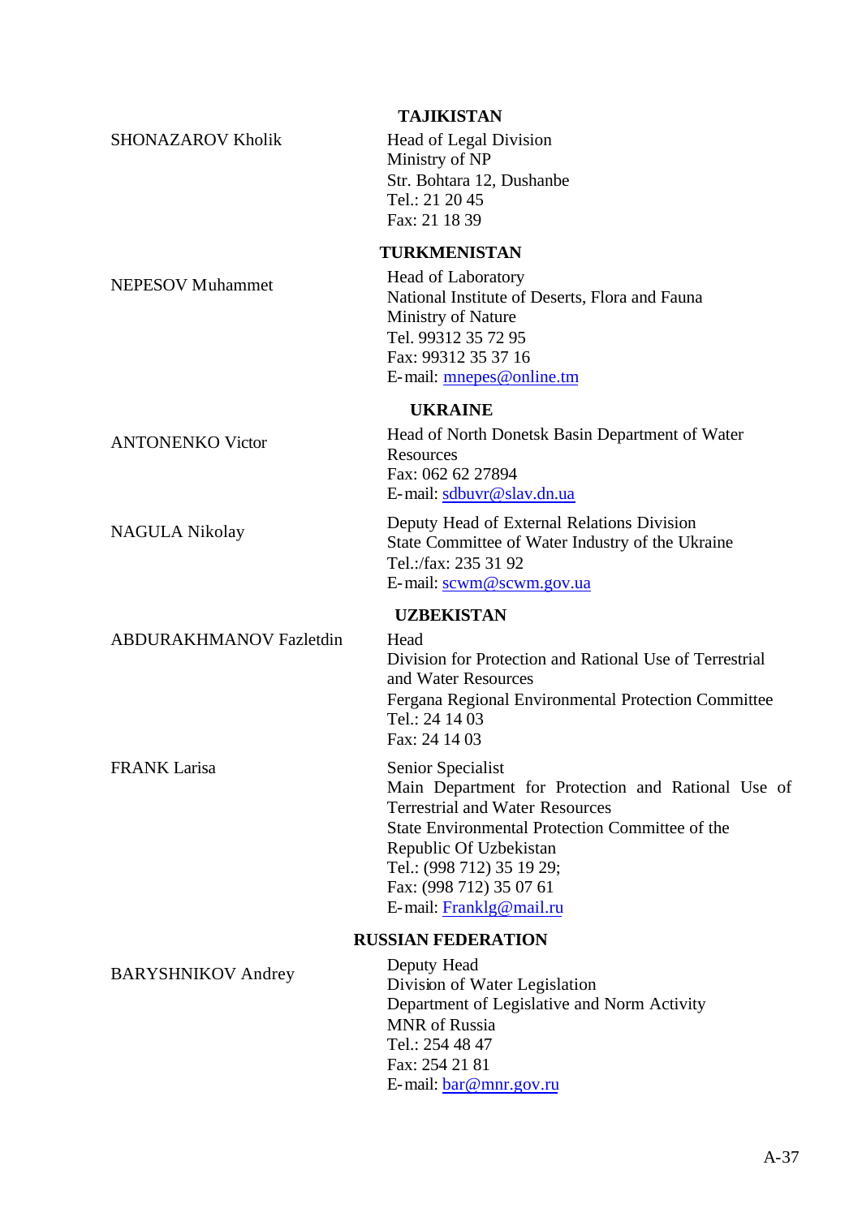**TAJIKISTAN**

SHONAZAROV Kholik

Head of Legal Division
Ministry of NP
Str. Bohtara 12, Dushanbe
Tel.: 21 20 45
Fax: 21 18 39

**TURKMENISTAN**

NEPESOV Muhammet

Head of Laboratory
National Institute of Deserts, Flora and Fauna
Ministry of Nature
Tel. 99312 35 72 95
Fax: 99312 35 37 16
E-mail: mnepes@online.tm

**UKRAINE**

ANTONENKO Victor

Head of North Donetsk Basin Department of Water Resources
Fax: 062 62 27894
E-mail: sdbuvr@slav.dn.ua

NAGULA Nikolay

Deputy Head of External Relations Division
State Committee of Water Industry of the Ukraine
Tel.:/fax: 235 31 92
E-mail: scwm@scwm.gov.ua

**UZBEKISTAN**

ABDURAKHMANOV Fazletdin

Head
Division for Protection and Rational Use of Terrestrial and Water Resources
Fergana Regional Environmental Protection Committee
Tel.: 24 14 03
Fax: 24 14 03

FRANK Larisa

Senior Specialist
Main Department for Protection and Rational Use of Terrestrial and Water Resources
State Environmental Protection Committee of the Republic Of Uzbekistan
Tel.: (998 712) 35 19 29;
Fax: (998 712) 35 07 61
E-mail: Franklg@mail.ru

**RUSSIAN FEDERATION**

BARYSHNIKOV Andrey

Deputy Head
Division of Water Legislation
Department of Legislative and Norm Activity
MNR of Russia
Tel.: 254 48 47
Fax: 254 21 81
E-mail: bar@mnr.gov.ru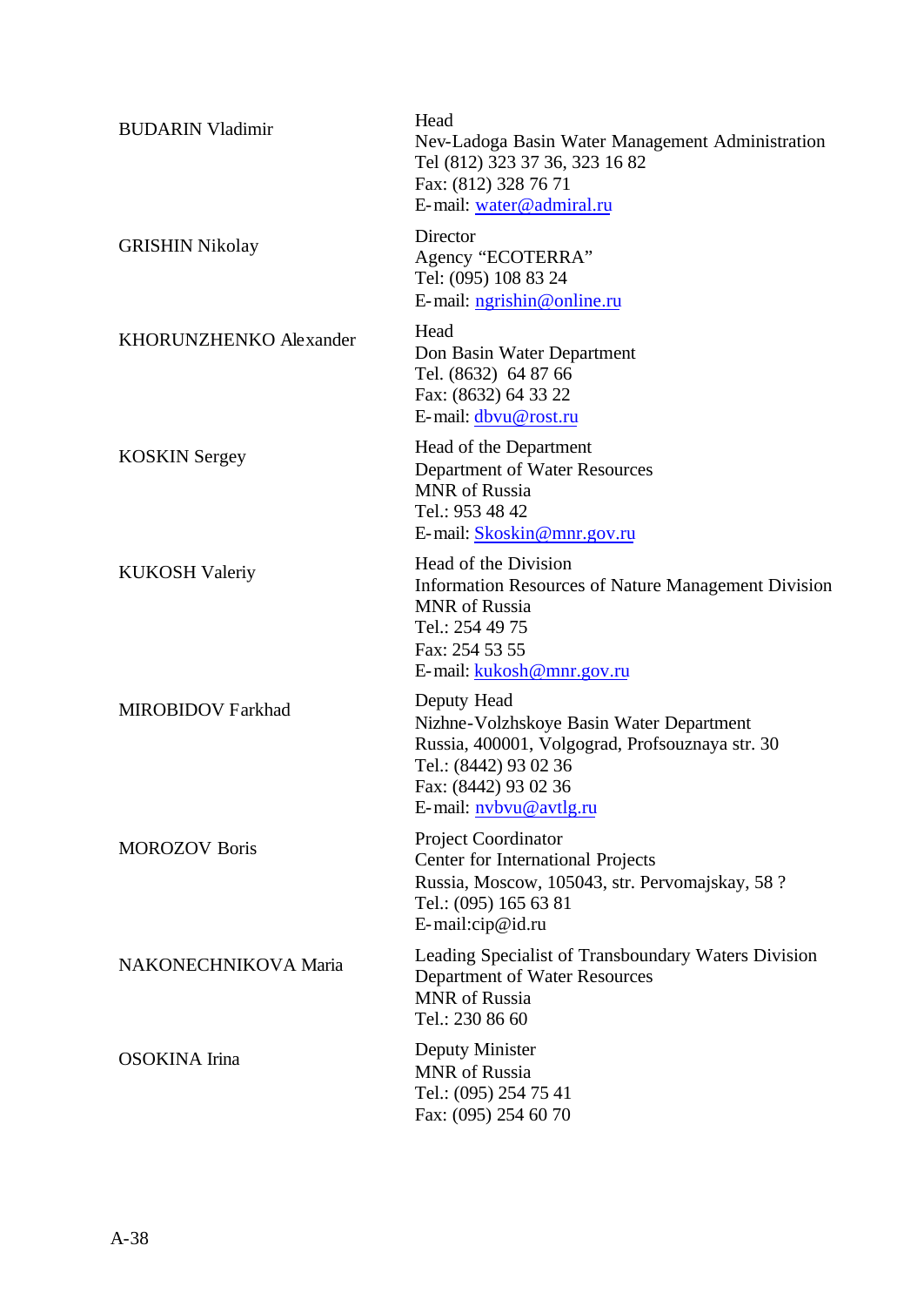| | |
|---|---|
| BUDARIN Vladimir | Head<br>Nev-Ladoga Basin Water Management Administration<br>Tel (812) 323 37 36, 323 16 82<br>Fax: (812) 328 76 71<br>E-mail: water@admiral.ru |
| GRISHIN Nikolay | Director<br>Agency "ECOTERRA"<br>Tel: (095) 108 83 24<br>E-mail: ngrishin@online.ru |
| KHORUNZHENKO Alexander | Head<br>Don Basin Water Department<br>Tel. (8632) 64 87 66<br>Fax: (8632) 64 33 22<br>E-mail: dbvu@rost.ru |
| KOSKIN Sergey | Head of the Department<br>Department of Water Resources<br>MNR of Russia<br>Tel.: 953 48 42<br>E-mail: Skoskin@mnr.gov.ru |
| KUKOSH Valeriy | Head of the Division<br>Information Resources of Nature Management Division<br>MNR of Russia<br>Tel.: 254 49 75<br>Fax: 254 53 55<br>E-mail: kukosh@mnr.gov.ru |
| MIROBIDOV Farkhad | Deputy Head<br>Nizhne-Volzhskoye Basin Water Department<br>Russia, 400001, Volgograd, Profsouznaya str. 30<br>Tel.: (8442) 93 02 36<br>Fax: (8442) 93 02 36<br>E-mail: nvbvu@avtlg.ru |
| MOROZOV Boris | Project Coordinator<br>Center for International Projects<br>Russia, Moscow, 105043, str. Pervomajskay, 58 ?<br>Tel.: (095) 165 63 81<br>E-mail:cip@id.ru |
| NAKONECHNIKOVA Maria | Leading Specialist of Transboundary Waters Division<br>Department of Water Resources<br>MNR of Russia<br>Tel.: 230 86 60 |
| OSOKINA Irina | Deputy Minister<br>MNR of Russia<br>Tel.: (095) 254 75 41<br>Fax: (095) 254 60 70 |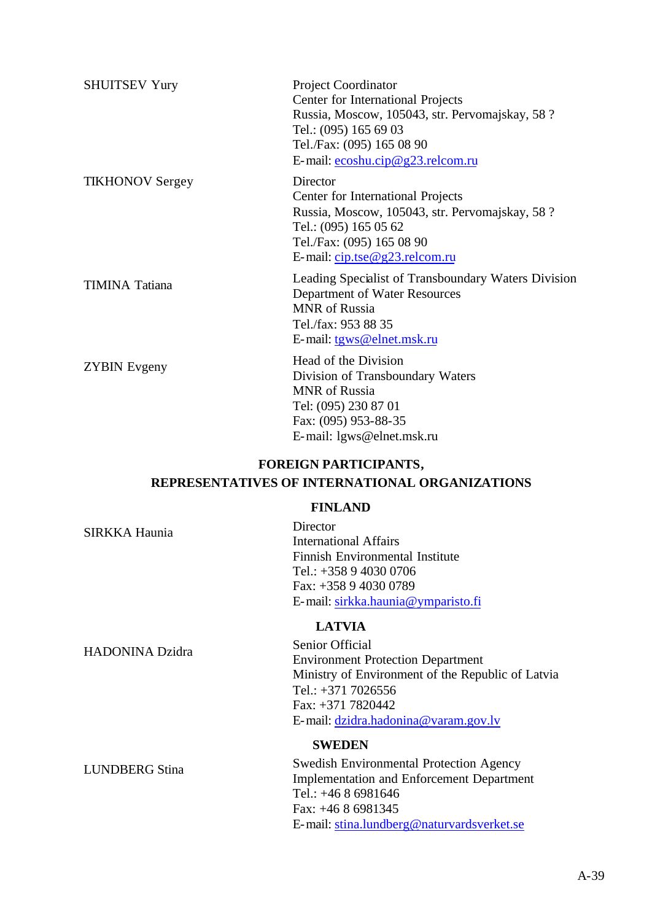| | |
|---|---|
| SHUITSEV Yury | Project Coordinator<br>Center for International Projects<br>Russia, Moscow, 105043, str. Pervomajskay, 58 ?<br>Tel.: (095) 165 69 03<br>Tel./Fax: (095) 165 08 90<br>E-mail: ecoshu.cip@g23.relcom.ru |
| TIKHONOV Sergey | Director<br>Center for International Projects<br>Russia, Moscow, 105043, str. Pervomajskay, 58 ?<br>Tel.: (095) 165 05 62<br>Tel./Fax: (095) 165 08 90<br>E-mail: cip.tse@g23.relcom.ru |
| TIMINA Tatiana | Leading Specialist of Transboundary Waters Division<br>Department of Water Resources<br>MNR of Russia<br>Tel./fax: 953 88 35<br>E-mail: tgws@elnet.msk.ru |
| ZYBIN Evgeny | Head of the Division<br>Division of Transboundary Waters<br>MNR of Russia<br>Tel: (095) 230 87 01<br>Fax: (095) 953-88-35<br>E-mail: lgws@elnet.msk.ru |

**FOREIGN PARTICIPANTS,**
**REPRESENTATIVES OF INTERNATIONAL ORGANIZATIONS**

**FINLAND**

| | |
|---|---|
| SIRKKA Haunia | Director<br>International Affairs<br>Finnish Environmental Institute<br>Tel.: +358 9 4030 0706<br>Fax: +358 9 4030 0789<br>E-mail: sirkka.haunia@ymparisto.fi |

**LATVIA**

| | |
|---|---|
| HADONINA Dzidra | Senior Official<br>Environment Protection Department<br>Ministry of Environment of the Republic of Latvia<br>Tel.: +371 7026556<br>Fax: +371 7820442<br>E-mail: dzidra.hadonina@varam.gov.lv |

**SWEDEN**

| | |
|---|---|
| LUNDBERG Stina | Swedish Environmental Protection Agency<br>Implementation and Enforcement Department<br>Tel.: +46 8 6981646<br>Fax: +46 8 6981345<br>E-mail: stina.lundberg@naturvardsverket.se |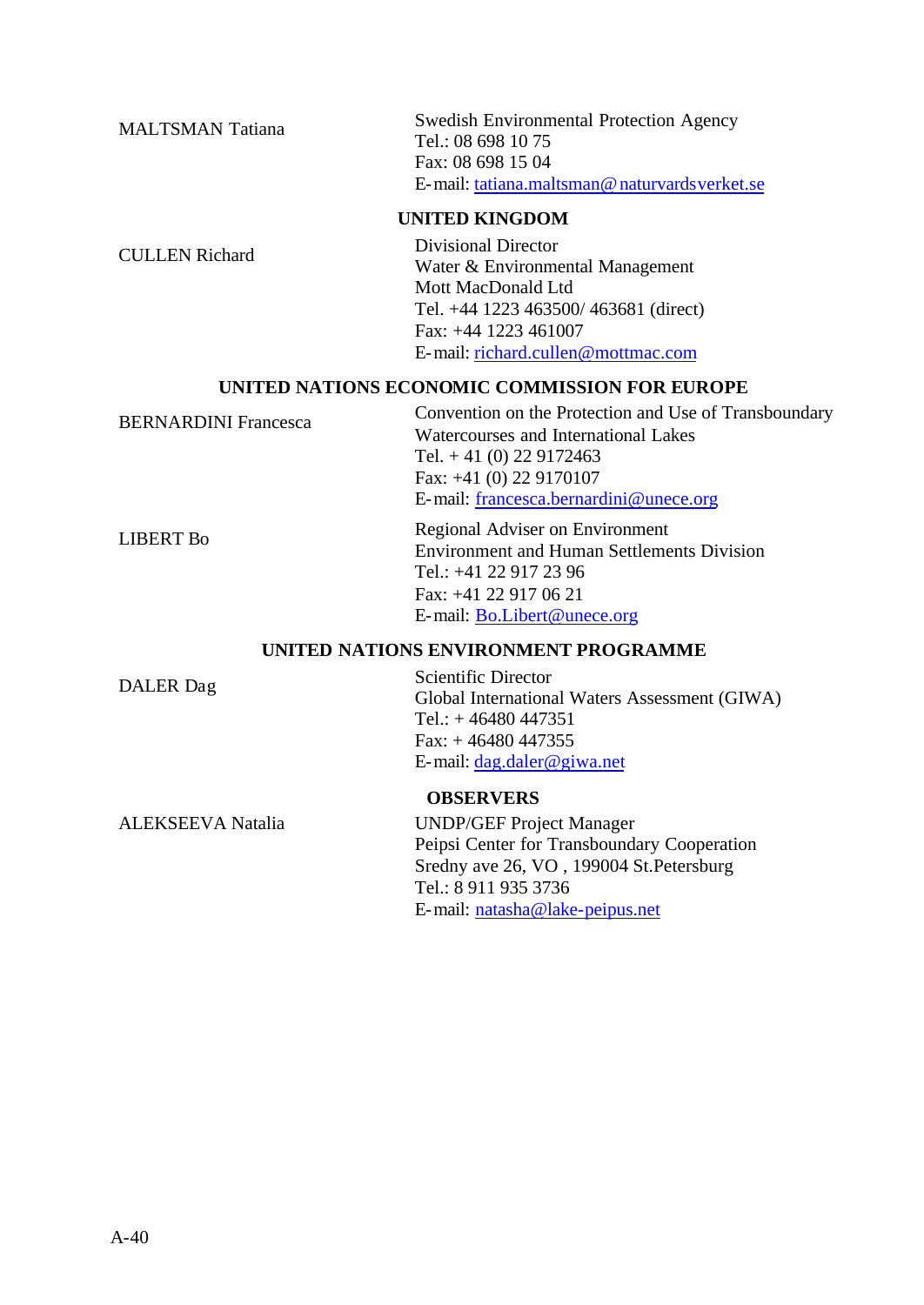| | |
|---|---|
| MALTSMAN Tatiana | Swedish Environmental Protection Agency<br>Tel.: 08 698 10 75<br>Fax: 08 698 15 04<br>E-mail: tatiana.maltsman@ naturvardsverket.se |

**UNITED KINGDOM**

| | |
|---|---|
| CULLEN Richard | Divisional Director<br>Water & Environmental Management<br>Mott MacDonald Ltd<br>Tel. +44 1223 463500/ 463681 (direct)<br>Fax: +44 1223 461007<br>E-mail: richard.cullen@mottmac.com |

**UNITED NATIONS ECONOMIC COMMISSION FOR EUROPE**

| | |
|---|---|
| BERNARDINI Francesca | Convention on the Protection and Use of Transboundary Watercourses and International Lakes<br>Tel. + 41 (0) 22 9172463<br>Fax: +41 (0) 22 9170107<br>E-mail: francesca.bernardini@unece.org |
| LIBERT Bo | Regional Adviser on Environment<br>Environment and Human Settlements Division<br>Tel.: +41 22 917 23 96<br>Fax: +41 22 917 06 21<br>E-mail: Bo.Libert@unece.org |

**UNITED NATIONS ENVIRONMENT PROGRAMME**

| | |
|---|---|
| DALER Dag | Scientific Director<br>Global International Waters Assessment (GIWA)<br>Tel.: + 46480 447351<br>Fax: + 46480 447355<br>E-mail: dag.daler@giwa.net |

**OBSERVERS**

| | |
|---|---|
| ALEKSEEVA Natalia | UNDP/GEF Project Manager<br>Peipsi Center for Transboundary Cooperation<br>Sredny ave 26, VO , 199004 St.Petersburg<br>Tel.: 8 911 935 3736<br>E-mail: natasha@lake-peipus.net |